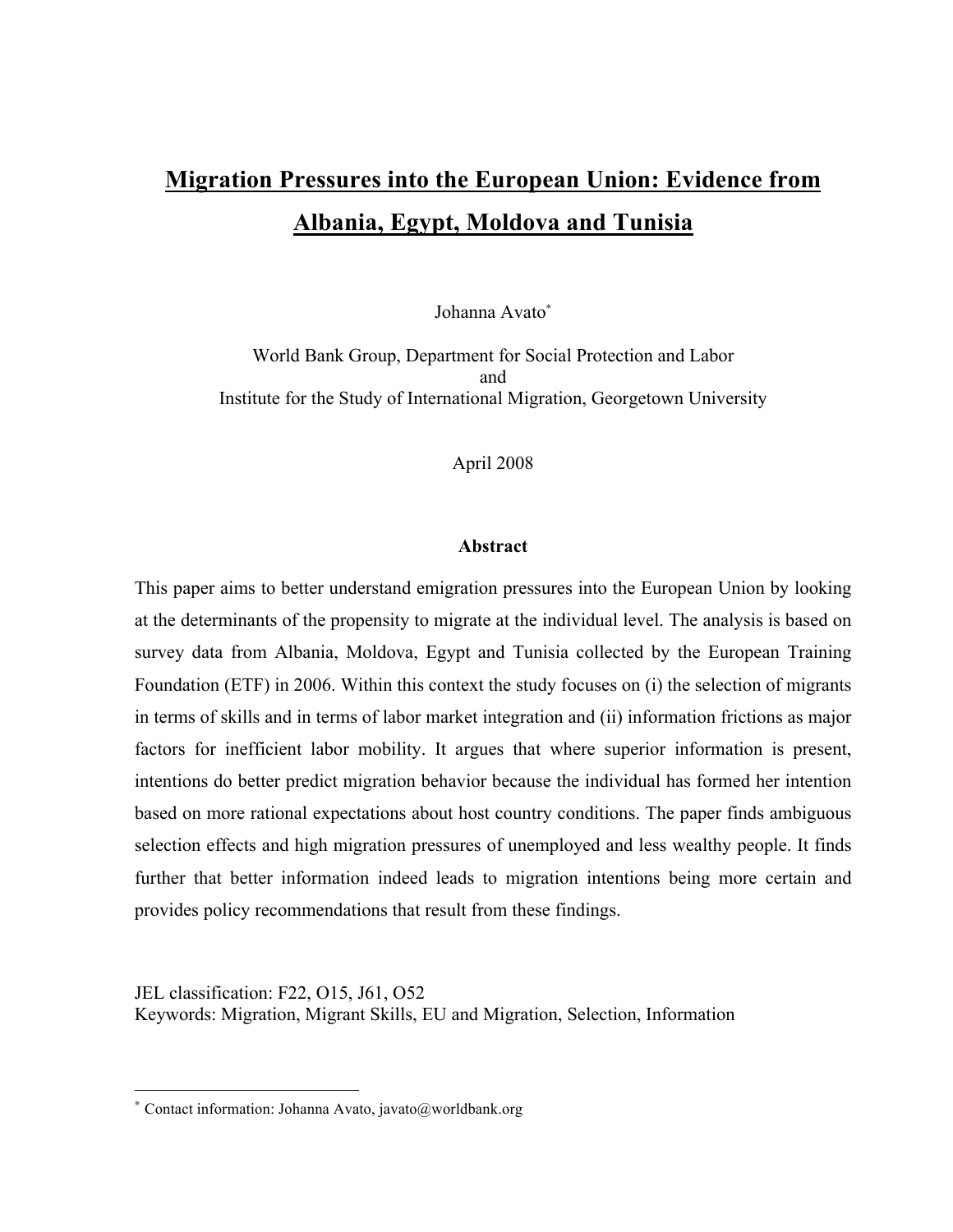# Migration Pressures into the European Union: Evidence from Albania, Egypt, Moldova and Tunisia

Johanna Avato*

World Bank Group, Department for Social Protection and Labor
and
Institute for the Study of International Migration, Georgetown University

April 2008

### Abstract

This paper aims to better understand emigration pressures into the European Union by looking at the determinants of the propensity to migrate at the individual level. The analysis is based on survey data from Albania, Moldova, Egypt and Tunisia collected by the European Training Foundation (ETF) in 2006. Within this context the study focuses on (i) the selection of migrants in terms of skills and in terms of labor market integration and (ii) information frictions as major factors for inefficient labor mobility. It argues that where superior information is present, intentions do better predict migration behavior because the individual has formed her intention based on more rational expectations about host country conditions. The paper finds ambiguous selection effects and high migration pressures of unemployed and less wealthy people. It finds further that better information indeed leads to migration intentions being more certain and provides policy recommendations that result from these findings.

JEL classification: F22, O15, J61, O52
Keywords: Migration, Migrant Skills, EU and Migration, Selection, Information

---

* Contact information: Johanna Avato, javato@worldbank.org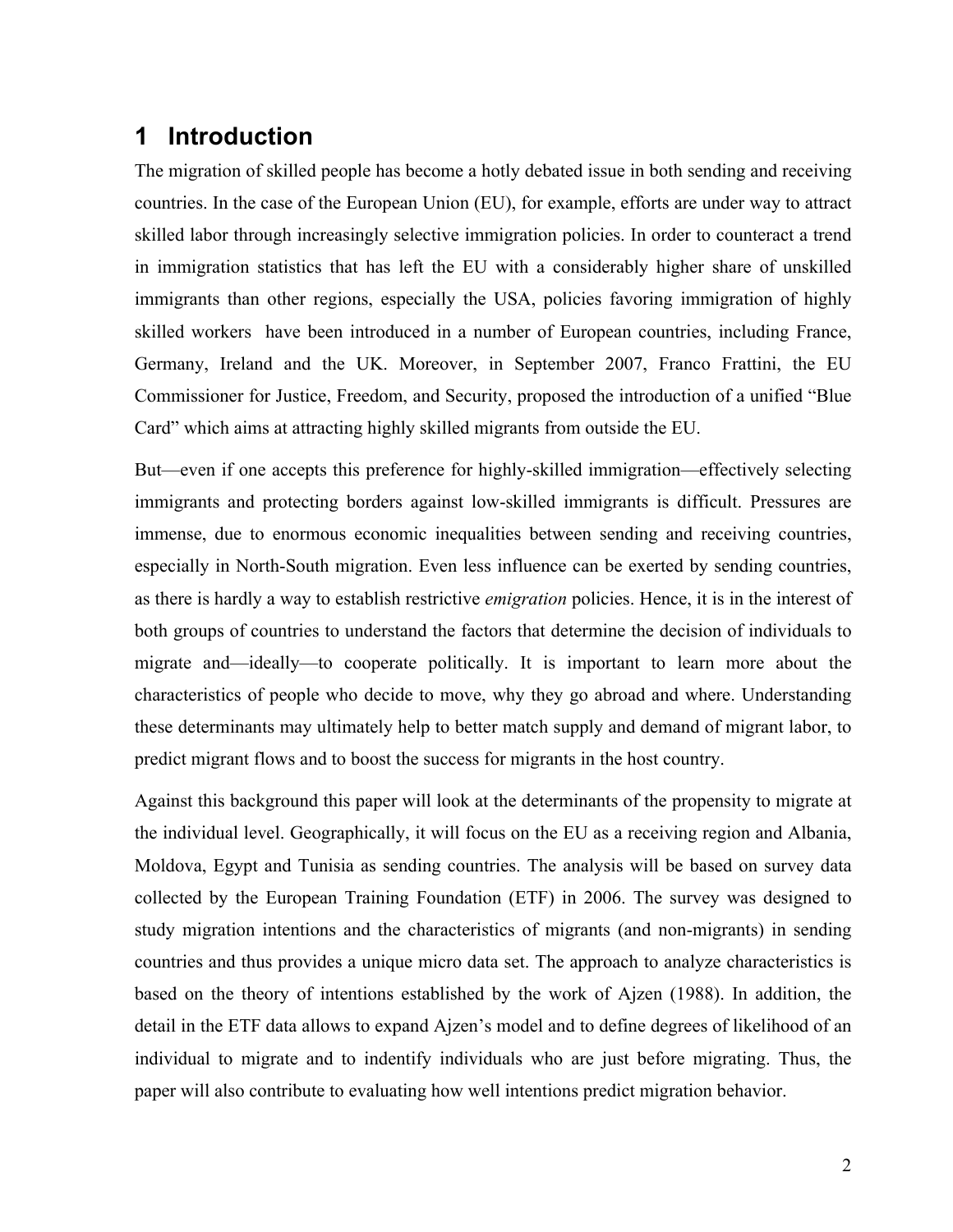# 1 Introduction

The migration of skilled people has become a hotly debated issue in both sending and receiving countries. In the case of the European Union (EU), for example, efforts are under way to attract skilled labor through increasingly selective immigration policies. In order to counteract a trend in immigration statistics that has left the EU with a considerably higher share of unskilled immigrants than other regions, especially the USA, policies favoring immigration of highly skilled workers have been introduced in a number of European countries, including France, Germany, Ireland and the UK. Moreover, in September 2007, Franco Frattini, the EU Commissioner for Justice, Freedom, and Security, proposed the introduction of a unified "Blue Card" which aims at attracting highly skilled migrants from outside the EU.

But—even if one accepts this preference for highly-skilled immigration—effectively selecting immigrants and protecting borders against low-skilled immigrants is difficult. Pressures are immense, due to enormous economic inequalities between sending and receiving countries, especially in North-South migration. Even less influence can be exerted by sending countries, as there is hardly a way to establish restrictive *emigration* policies. Hence, it is in the interest of both groups of countries to understand the factors that determine the decision of individuals to migrate and—ideally—to cooperate politically. It is important to learn more about the characteristics of people who decide to move, why they go abroad and where. Understanding these determinants may ultimately help to better match supply and demand of migrant labor, to predict migrant flows and to boost the success for migrants in the host country.

Against this background this paper will look at the determinants of the propensity to migrate at the individual level. Geographically, it will focus on the EU as a receiving region and Albania, Moldova, Egypt and Tunisia as sending countries. The analysis will be based on survey data collected by the European Training Foundation (ETF) in 2006. The survey was designed to study migration intentions and the characteristics of migrants (and non-migrants) in sending countries and thus provides a unique micro data set. The approach to analyze characteristics is based on the theory of intentions established by the work of Ajzen (1988). In addition, the detail in the ETF data allows to expand Ajzen's model and to define degrees of likelihood of an individual to migrate and to indentify individuals who are just before migrating. Thus, the paper will also contribute to evaluating how well intentions predict migration behavior.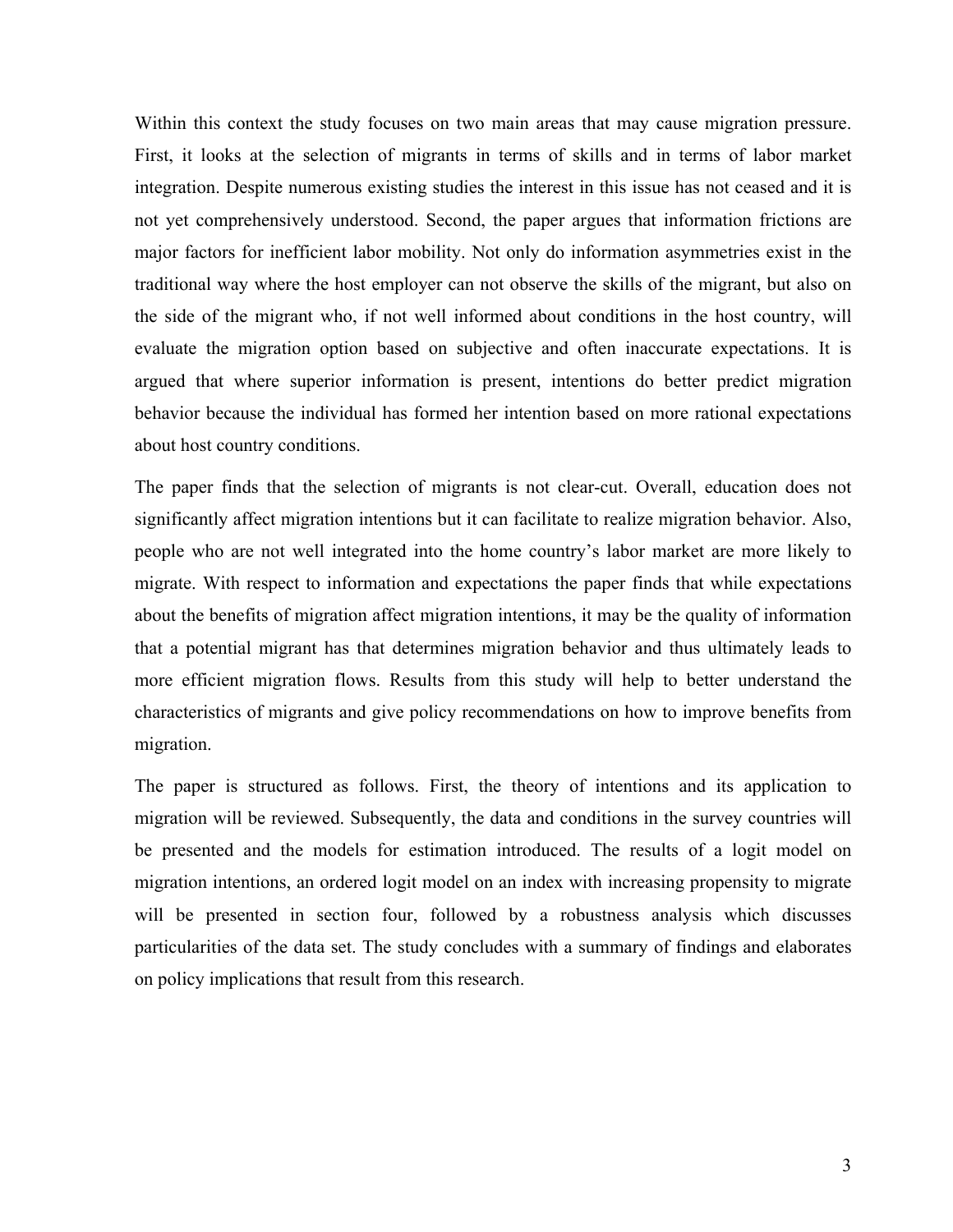Within this context the study focuses on two main areas that may cause migration pressure. First, it looks at the selection of migrants in terms of skills and in terms of labor market integration. Despite numerous existing studies the interest in this issue has not ceased and it is not yet comprehensively understood. Second, the paper argues that information frictions are major factors for inefficient labor mobility. Not only do information asymmetries exist in the traditional way where the host employer can not observe the skills of the migrant, but also on the side of the migrant who, if not well informed about conditions in the host country, will evaluate the migration option based on subjective and often inaccurate expectations. It is argued that where superior information is present, intentions do better predict migration behavior because the individual has formed her intention based on more rational expectations about host country conditions.

The paper finds that the selection of migrants is not clear-cut. Overall, education does not significantly affect migration intentions but it can facilitate to realize migration behavior. Also, people who are not well integrated into the home country's labor market are more likely to migrate. With respect to information and expectations the paper finds that while expectations about the benefits of migration affect migration intentions, it may be the quality of information that a potential migrant has that determines migration behavior and thus ultimately leads to more efficient migration flows. Results from this study will help to better understand the characteristics of migrants and give policy recommendations on how to improve benefits from migration.

The paper is structured as follows. First, the theory of intentions and its application to migration will be reviewed. Subsequently, the data and conditions in the survey countries will be presented and the models for estimation introduced. The results of a logit model on migration intentions, an ordered logit model on an index with increasing propensity to migrate will be presented in section four, followed by a robustness analysis which discusses particularities of the data set. The study concludes with a summary of findings and elaborates on policy implications that result from this research.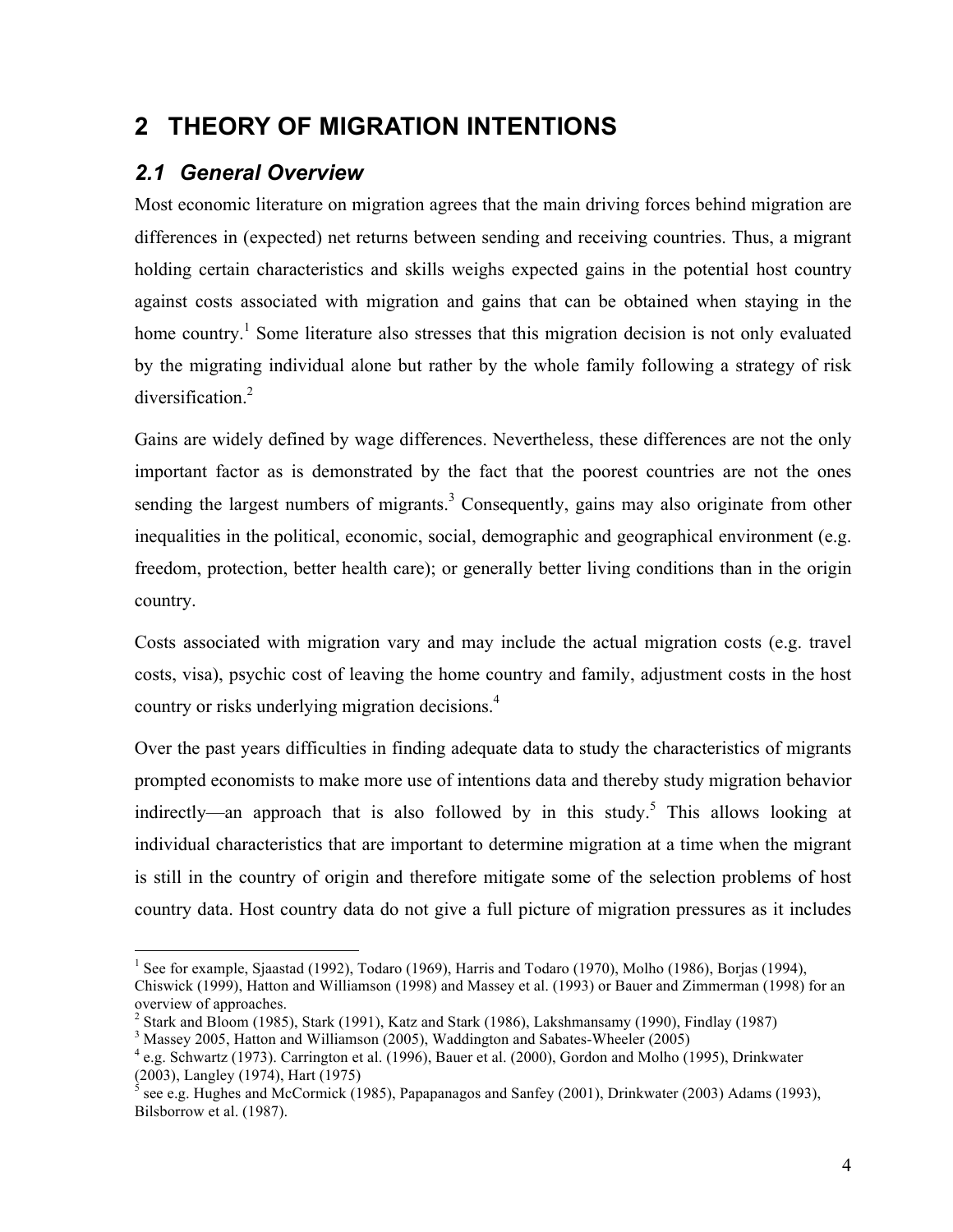# 2 THEORY OF MIGRATION INTENTIONS

## 2.1 General Overview

Most economic literature on migration agrees that the main driving forces behind migration are differences in (expected) net returns between sending and receiving countries. Thus, a migrant holding certain characteristics and skills weighs expected gains in the potential host country against costs associated with migration and gains that can be obtained when staying in the home country.[1] Some literature also stresses that this migration decision is not only evaluated by the migrating individual alone but rather by the whole family following a strategy of risk diversification.[2]

Gains are widely defined by wage differences. Nevertheless, these differences are not the only important factor as is demonstrated by the fact that the poorest countries are not the ones sending the largest numbers of migrants.[3] Consequently, gains may also originate from other inequalities in the political, economic, social, demographic and geographical environment (e.g. freedom, protection, better health care); or generally better living conditions than in the origin country.

Costs associated with migration vary and may include the actual migration costs (e.g. travel costs, visa), psychic cost of leaving the home country and family, adjustment costs in the host country or risks underlying migration decisions.[4]

Over the past years difficulties in finding adequate data to study the characteristics of migrants prompted economists to make more use of intentions data and thereby study migration behavior indirectly—an approach that is also followed by in this study.[5] This allows looking at individual characteristics that are important to determine migration at a time when the migrant is still in the country of origin and therefore mitigate some of the selection problems of host country data. Host country data do not give a full picture of migration pressures as it includes

---

[1] See for example, Sjaastad (1992), Todaro (1969), Harris and Todaro (1970), Molho (1986), Borjas (1994), Chiswick (1999), Hatton and Williamson (1998) and Massey et al. (1993) or Bauer and Zimmerman (1998) for an overview of approaches.

[2] Stark and Bloom (1985), Stark (1991), Katz and Stark (1986), Lakshmansamy (1990), Findlay (1987)

[3] Massey 2005, Hatton and Williamson (2005), Waddington and Sabates-Wheeler (2005)

[4] e.g. Schwartz (1973). Carrington et al. (1996), Bauer et al. (2000), Gordon and Molho (1995), Drinkwater (2003), Langley (1974), Hart (1975)

[5] see e.g. Hughes and McCormick (1985), Papapanagos and Sanfey (2001), Drinkwater (2003) Adams (1993), Bilsborrow et al. (1987).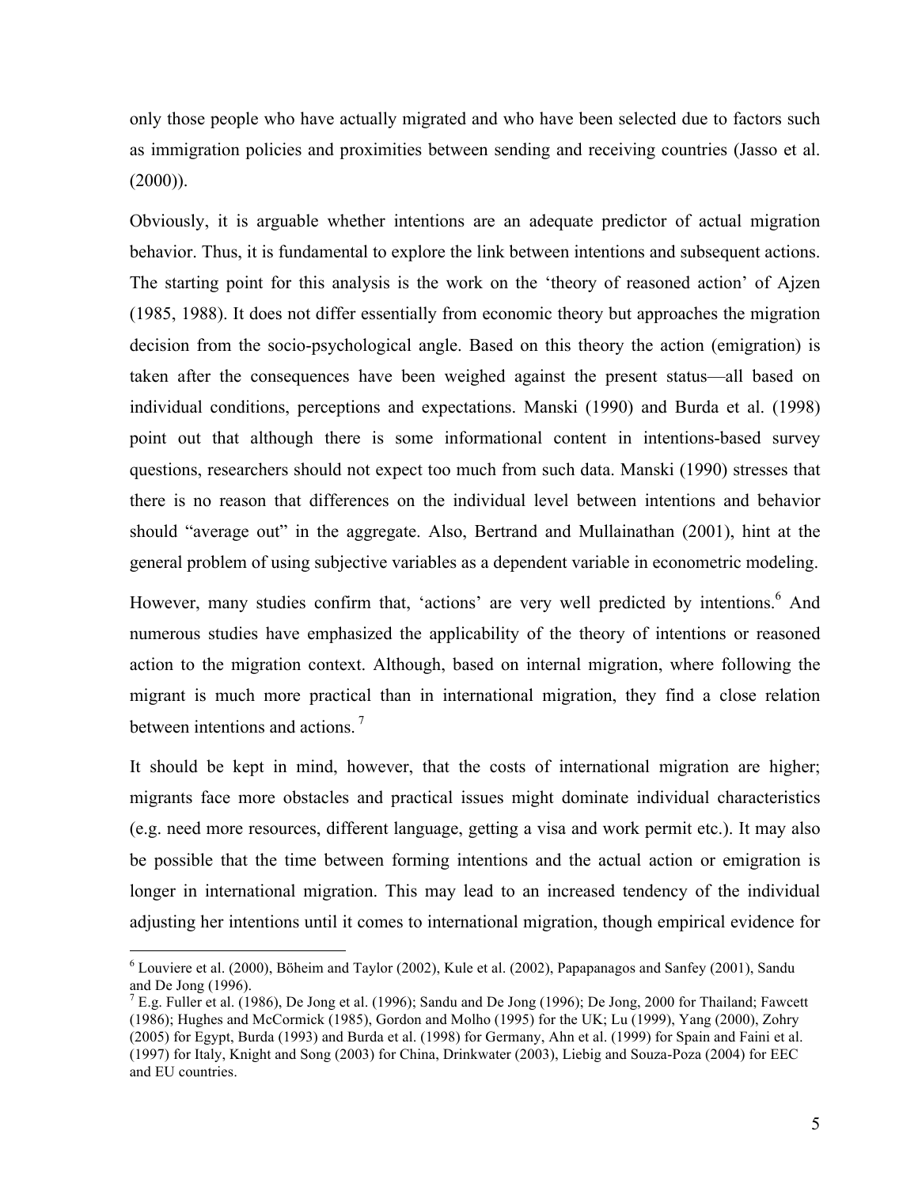only those people who have actually migrated and who have been selected due to factors such as immigration policies and proximities between sending and receiving countries (Jasso et al. (2000)).

Obviously, it is arguable whether intentions are an adequate predictor of actual migration behavior. Thus, it is fundamental to explore the link between intentions and subsequent actions. The starting point for this analysis is the work on the 'theory of reasoned action' of Ajzen (1985, 1988). It does not differ essentially from economic theory but approaches the migration decision from the socio-psychological angle. Based on this theory the action (emigration) is taken after the consequences have been weighed against the present status—all based on individual conditions, perceptions and expectations. Manski (1990) and Burda et al. (1998) point out that although there is some informational content in intentions-based survey questions, researchers should not expect too much from such data. Manski (1990) stresses that there is no reason that differences on the individual level between intentions and behavior should "average out" in the aggregate. Also, Bertrand and Mullainathan (2001), hint at the general problem of using subjective variables as a dependent variable in econometric modeling.

However, many studies confirm that, 'actions' are very well predicted by intentions.[6] And numerous studies have emphasized the applicability of the theory of intentions or reasoned action to the migration context. Although, based on internal migration, where following the migrant is much more practical than in international migration, they find a close relation between intentions and actions.[7]

It should be kept in mind, however, that the costs of international migration are higher; migrants face more obstacles and practical issues might dominate individual characteristics (e.g. need more resources, different language, getting a visa and work permit etc.). It may also be possible that the time between forming intentions and the actual action or emigration is longer in international migration. This may lead to an increased tendency of the individual adjusting her intentions until it comes to international migration, though empirical evidence for

[6] Louviere et al. (2000), Böheim and Taylor (2002), Kule et al. (2002), Papapanagos and Sanfey (2001), Sandu and De Jong (1996).

[7] E.g. Fuller et al. (1986), De Jong et al. (1996); Sandu and De Jong (1996); De Jong, 2000 for Thailand; Fawcett (1986); Hughes and McCormick (1985), Gordon and Molho (1995) for the UK; Lu (1999), Yang (2000), Zohry (2005) for Egypt, Burda (1993) and Burda et al. (1998) for Germany, Ahn et al. (1999) for Spain and Faini et al. (1997) for Italy, Knight and Song (2003) for China, Drinkwater (2003), Liebig and Souza-Poza (2004) for EEC and EU countries.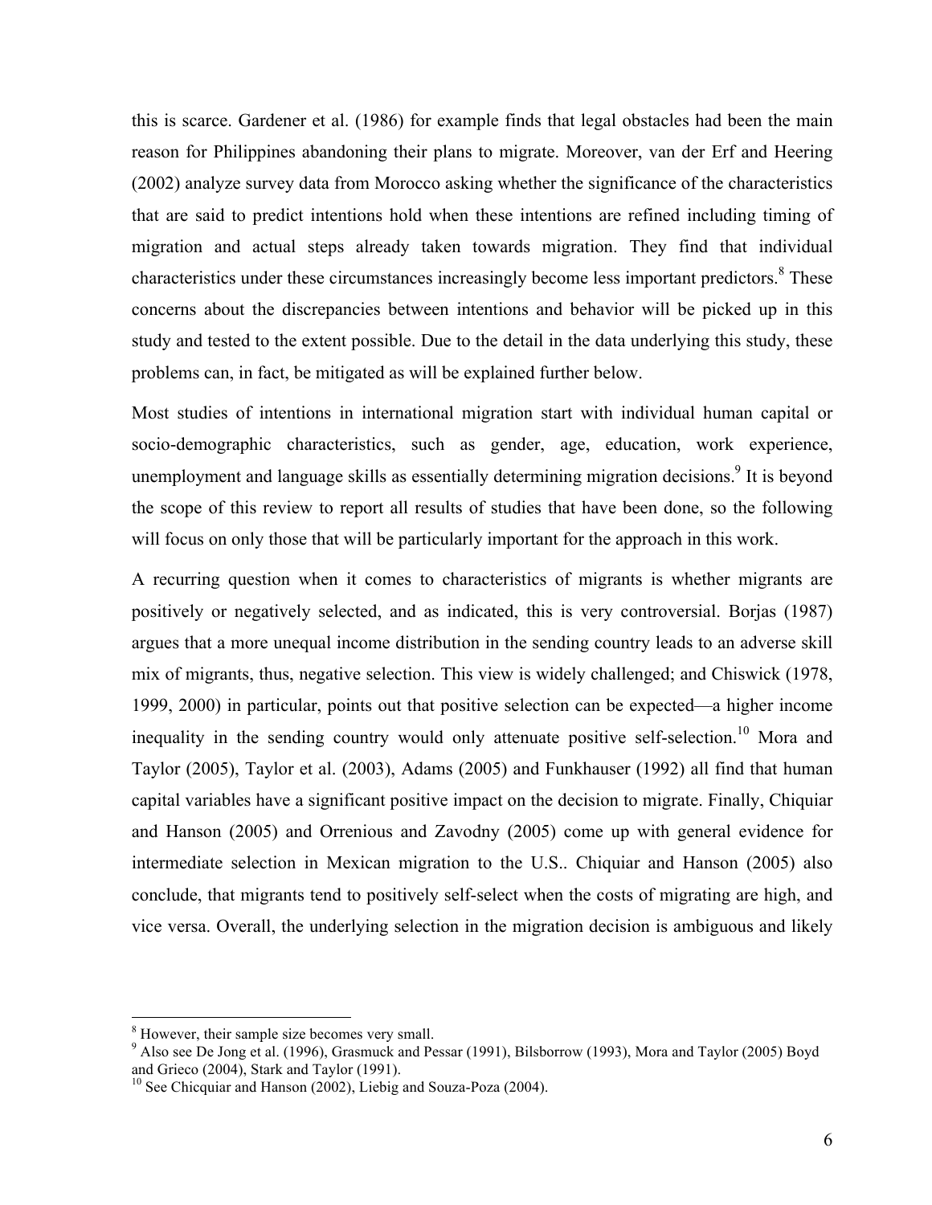this is scarce. Gardener et al. (1986) for example finds that legal obstacles had been the main reason for Philippines abandoning their plans to migrate. Moreover, van der Erf and Heering (2002) analyze survey data from Morocco asking whether the significance of the characteristics that are said to predict intentions hold when these intentions are refined including timing of migration and actual steps already taken towards migration. They find that individual characteristics under these circumstances increasingly become less important predictors.[8] These concerns about the discrepancies between intentions and behavior will be picked up in this study and tested to the extent possible. Due to the detail in the data underlying this study, these problems can, in fact, be mitigated as will be explained further below.

Most studies of intentions in international migration start with individual human capital or socio-demographic characteristics, such as gender, age, education, work experience, unemployment and language skills as essentially determining migration decisions.[9] It is beyond the scope of this review to report all results of studies that have been done, so the following will focus on only those that will be particularly important for the approach in this work.

A recurring question when it comes to characteristics of migrants is whether migrants are positively or negatively selected, and as indicated, this is very controversial. Borjas (1987) argues that a more unequal income distribution in the sending country leads to an adverse skill mix of migrants, thus, negative selection. This view is widely challenged; and Chiswick (1978, 1999, 2000) in particular, points out that positive selection can be expected—a higher income inequality in the sending country would only attenuate positive self-selection.[10] Mora and Taylor (2005), Taylor et al. (2003), Adams (2005) and Funkhauser (1992) all find that human capital variables have a significant positive impact on the decision to migrate. Finally, Chiquiar and Hanson (2005) and Orrenious and Zavodny (2005) come up with general evidence for intermediate selection in Mexican migration to the U.S.. Chiquiar and Hanson (2005) also conclude, that migrants tend to positively self-select when the costs of migrating are high, and vice versa. Overall, the underlying selection in the migration decision is ambiguous and likely

[8] However, their sample size becomes very small.

[9] Also see De Jong et al. (1996), Grasmuck and Pessar (1991), Bilsborrow (1993), Mora and Taylor (2005) Boyd and Grieco (2004), Stark and Taylor (1991).

[10] See Chicquiar and Hanson (2002), Liebig and Souza-Poza (2004).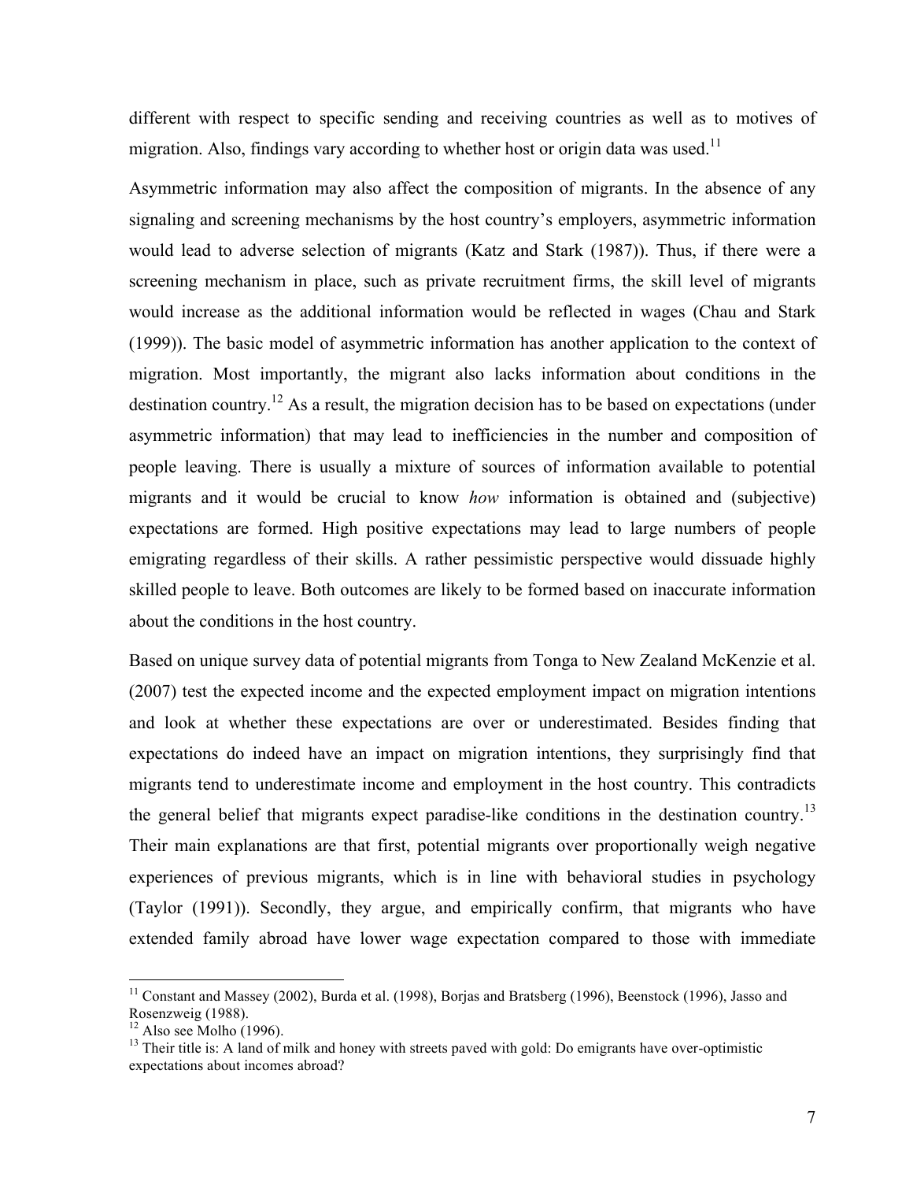different with respect to specific sending and receiving countries as well as to motives of migration. Also, findings vary according to whether host or origin data was used.[11]

Asymmetric information may also affect the composition of migrants. In the absence of any signaling and screening mechanisms by the host country's employers, asymmetric information would lead to adverse selection of migrants (Katz and Stark (1987)). Thus, if there were a screening mechanism in place, such as private recruitment firms, the skill level of migrants would increase as the additional information would be reflected in wages (Chau and Stark (1999)). The basic model of asymmetric information has another application to the context of migration. Most importantly, the migrant also lacks information about conditions in the destination country.[12] As a result, the migration decision has to be based on expectations (under asymmetric information) that may lead to inefficiencies in the number and composition of people leaving. There is usually a mixture of sources of information available to potential migrants and it would be crucial to know *how* information is obtained and (subjective) expectations are formed. High positive expectations may lead to large numbers of people emigrating regardless of their skills. A rather pessimistic perspective would dissuade highly skilled people to leave. Both outcomes are likely to be formed based on inaccurate information about the conditions in the host country.

Based on unique survey data of potential migrants from Tonga to New Zealand McKenzie et al. (2007) test the expected income and the expected employment impact on migration intentions and look at whether these expectations are over or underestimated. Besides finding that expectations do indeed have an impact on migration intentions, they surprisingly find that migrants tend to underestimate income and employment in the host country. This contradicts the general belief that migrants expect paradise-like conditions in the destination country.[13] Their main explanations are that first, potential migrants over proportionally weigh negative experiences of previous migrants, which is in line with behavioral studies in psychology (Taylor (1991)). Secondly, they argue, and empirically confirm, that migrants who have extended family abroad have lower wage expectation compared to those with immediate

[11] Constant and Massey (2002), Burda et al. (1998), Borjas and Bratsberg (1996), Beenstock (1996), Jasso and Rosenzweig (1988).

[12] Also see Molho (1996).

[13] Their title is: A land of milk and honey with streets paved with gold: Do emigrants have over-optimistic expectations about incomes abroad?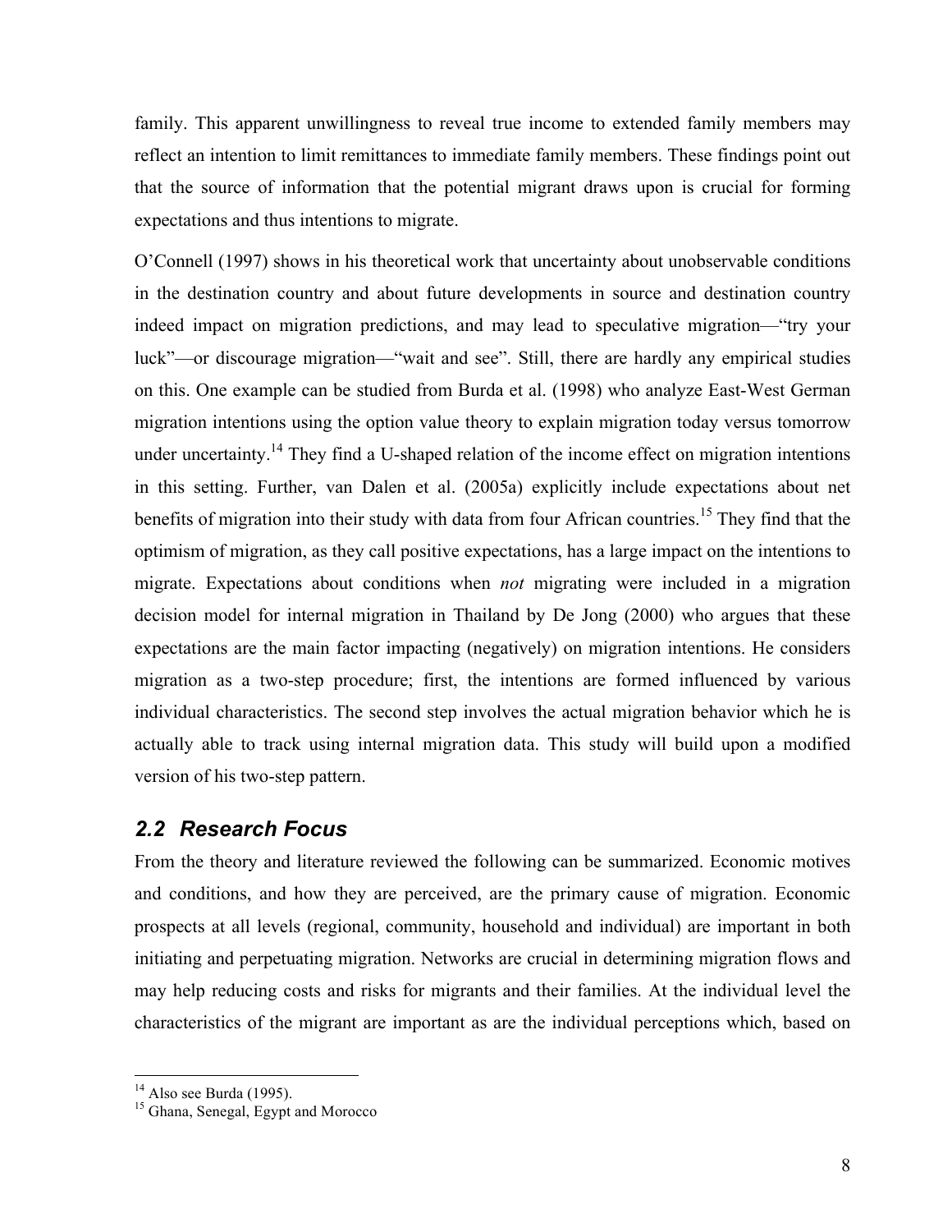family. This apparent unwillingness to reveal true income to extended family members may reflect an intention to limit remittances to immediate family members. These findings point out that the source of information that the potential migrant draws upon is crucial for forming expectations and thus intentions to migrate.

O'Connell (1997) shows in his theoretical work that uncertainty about unobservable conditions in the destination country and about future developments in source and destination country indeed impact on migration predictions, and may lead to speculative migration—"try your luck"—or discourage migration—"wait and see". Still, there are hardly any empirical studies on this. One example can be studied from Burda et al. (1998) who analyze East-West German migration intentions using the option value theory to explain migration today versus tomorrow under uncertainty.[14] They find a U-shaped relation of the income effect on migration intentions in this setting. Further, van Dalen et al. (2005a) explicitly include expectations about net benefits of migration into their study with data from four African countries.[15] They find that the optimism of migration, as they call positive expectations, has a large impact on the intentions to migrate. Expectations about conditions when *not* migrating were included in a migration decision model for internal migration in Thailand by De Jong (2000) who argues that these expectations are the main factor impacting (negatively) on migration intentions. He considers migration as a two-step procedure; first, the intentions are formed influenced by various individual characteristics. The second step involves the actual migration behavior which he is actually able to track using internal migration data. This study will build upon a modified version of his two-step pattern.

## 2.2 Research Focus

From the theory and literature reviewed the following can be summarized. Economic motives and conditions, and how they are perceived, are the primary cause of migration. Economic prospects at all levels (regional, community, household and individual) are important in both initiating and perpetuating migration. Networks are crucial in determining migration flows and may help reducing costs and risks for migrants and their families. At the individual level the characteristics of the migrant are important as are the individual perceptions which, based on

[14] Also see Burda (1995).

[15] Ghana, Senegal, Egypt and Morocco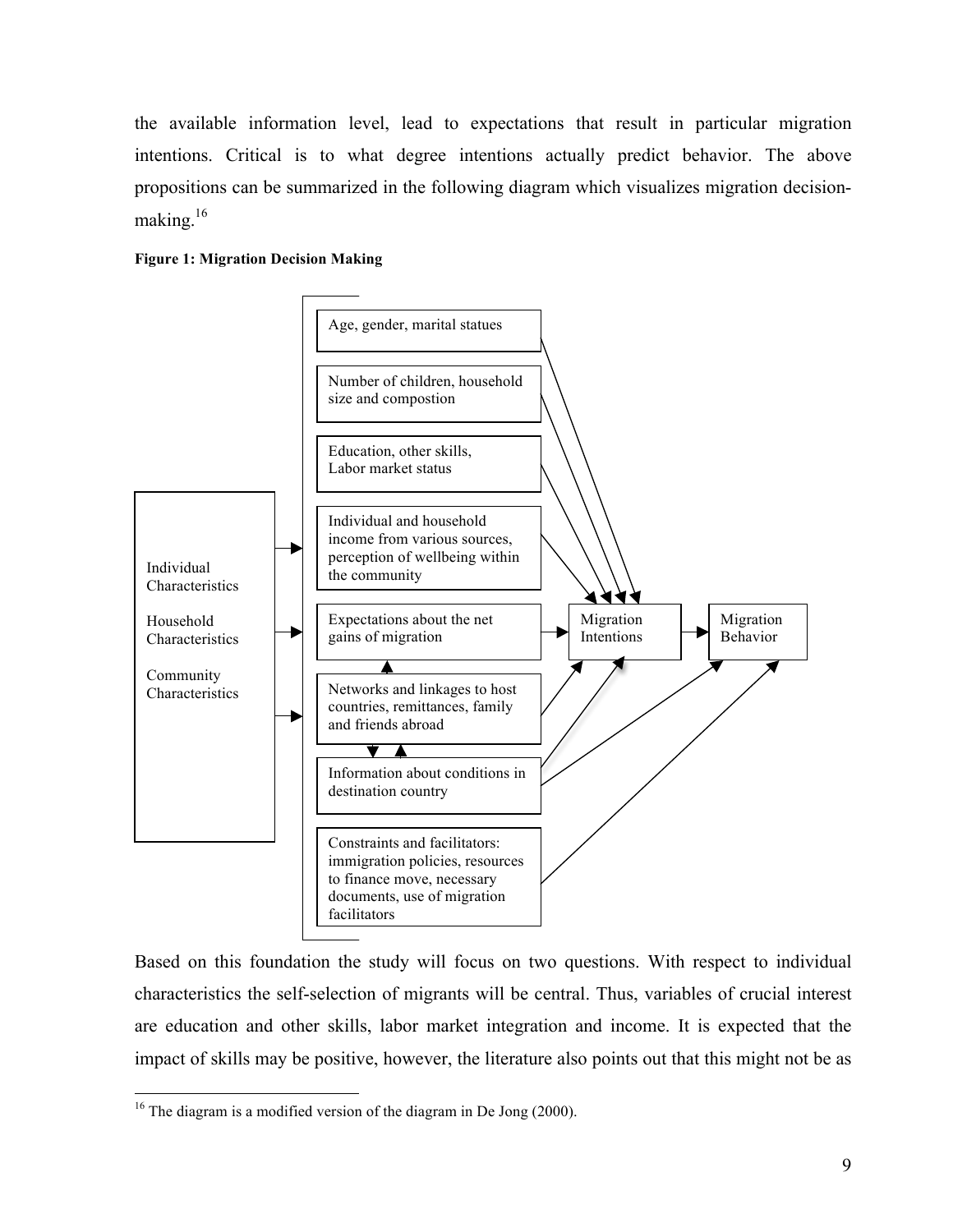the available information level, lead to expectations that result in particular migration intentions. Critical is to what degree intentions actually predict behavior. The above propositions can be summarized in the following diagram which visualizes migration decision-making.[16]

**Figure 1: Migration Decision Making**

Individual Characteristics

Household Characteristics

Community Characteristics

- Age, gender, marital statues
- Number of children, household size and compostion
- Education, other skills, Labor market status
- Individual and household income from various sources, perception of wellbeing within the community
- Expectations about the net gains of migration
- Networks and linkages to host countries, remittances, family and friends abroad
- Information about conditions in destination country
- Constraints and facilitators: immigration policies, resources to finance move, necessary documents, use of migration facilitators

Migration Intentions → Migration Behavior

Based on this foundation the study will focus on two questions. With respect to individual characteristics the self-selection of migrants will be central. Thus, variables of crucial interest are education and other skills, labor market integration and income. It is expected that the impact of skills may be positive, however, the literature also points out that this might not be as

[16] The diagram is a modified version of the diagram in De Jong (2000).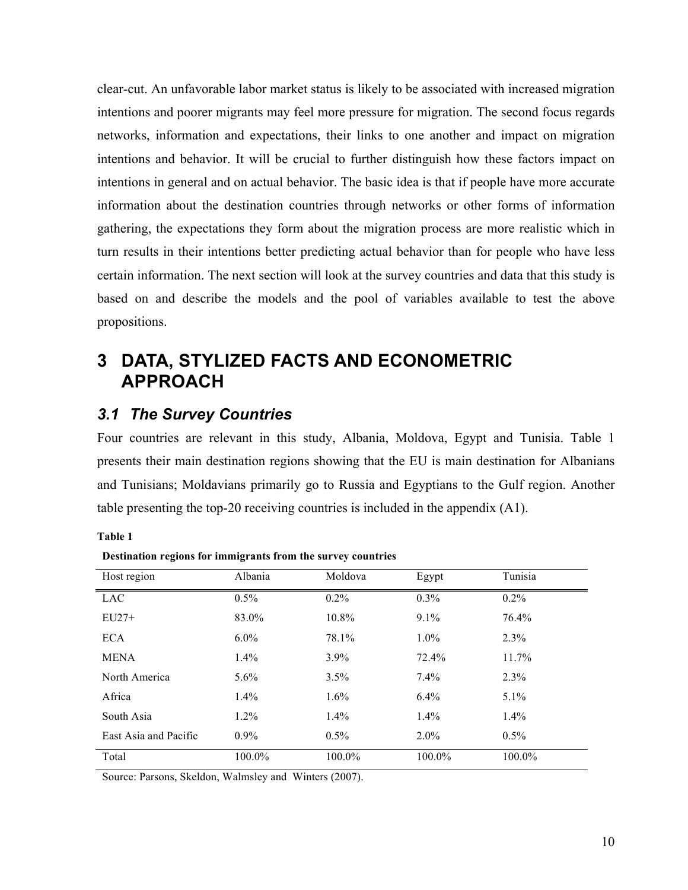clear-cut. An unfavorable labor market status is likely to be associated with increased migration intentions and poorer migrants may feel more pressure for migration. The second focus regards networks, information and expectations, their links to one another and impact on migration intentions and behavior. It will be crucial to further distinguish how these factors impact on intentions in general and on actual behavior. The basic idea is that if people have more accurate information about the destination countries through networks or other forms of information gathering, the expectations they form about the migration process are more realistic which in turn results in their intentions better predicting actual behavior than for people who have less certain information. The next section will look at the survey countries and data that this study is based on and describe the models and the pool of variables available to test the above propositions.

# 3 DATA, STYLIZED FACTS AND ECONOMETRIC APPROACH

## *3.1 The Survey Countries*

Four countries are relevant in this study, Albania, Moldova, Egypt and Tunisia. Table 1 presents their main destination regions showing that the EU is main destination for Albanians and Tunisians; Moldavians primarily go to Russia and Egyptians to the Gulf region. Another table presenting the top-20 receiving countries is included in the appendix (A1).

**Table 1**

**Destination regions for immigrants from the survey countries**

| Host region | Albania | Moldova | Egypt | Tunisia |
|---|---|---|---|---|
| LAC | 0.5% | 0.2% | 0.3% | 0.2% |
| EU27+ | 83.0% | 10.8% | 9.1% | 76.4% |
| ECA | 6.0% | 78.1% | 1.0% | 2.3% |
| MENA | 1.4% | 3.9% | 72.4% | 11.7% |
| North America | 5.6% | 3.5% | 7.4% | 2.3% |
| Africa | 1.4% | 1.6% | 6.4% | 5.1% |
| South Asia | 1.2% | 1.4% | 1.4% | 1.4% |
| East Asia and Pacific | 0.9% | 0.5% | 2.0% | 0.5% |
| Total | 100.0% | 100.0% | 100.0% | 100.0% |

Source: Parsons, Skeldon, Walmsley and Winters (2007).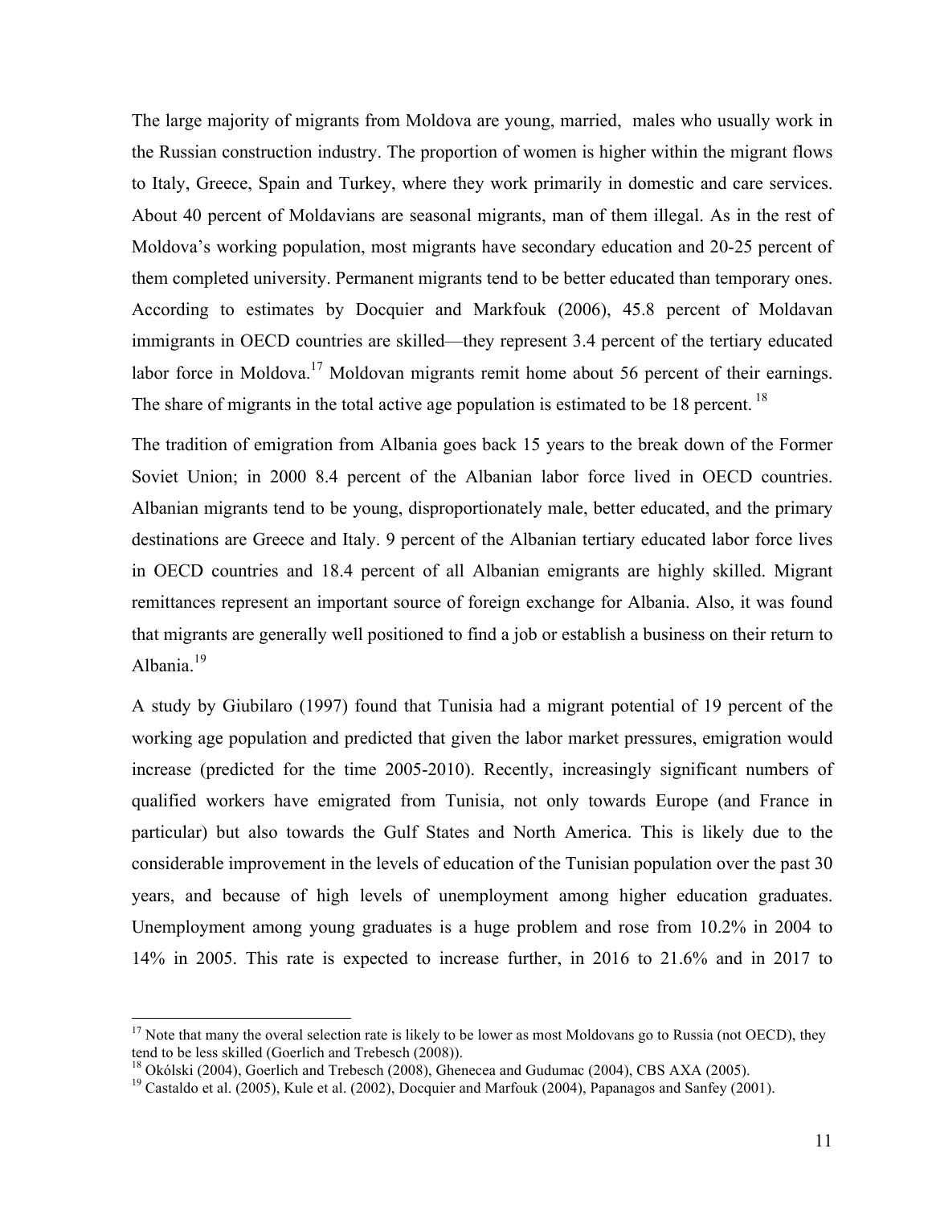The large majority of migrants from Moldova are young, married, males who usually work in the Russian construction industry. The proportion of women is higher within the migrant flows to Italy, Greece, Spain and Turkey, where they work primarily in domestic and care services. About 40 percent of Moldavians are seasonal migrants, man of them illegal. As in the rest of Moldova's working population, most migrants have secondary education and 20-25 percent of them completed university. Permanent migrants tend to be better educated than temporary ones. According to estimates by Docquier and Markfouk (2006), 45.8 percent of Moldavan immigrants in OECD countries are skilled—they represent 3.4 percent of the tertiary educated labor force in Moldova.[17] Moldovan migrants remit home about 56 percent of their earnings. The share of migrants in the total active age population is estimated to be 18 percent.[18]

The tradition of emigration from Albania goes back 15 years to the break down of the Former Soviet Union; in 2000 8.4 percent of the Albanian labor force lived in OECD countries. Albanian migrants tend to be young, disproportionately male, better educated, and the primary destinations are Greece and Italy. 9 percent of the Albanian tertiary educated labor force lives in OECD countries and 18.4 percent of all Albanian emigrants are highly skilled. Migrant remittances represent an important source of foreign exchange for Albania. Also, it was found that migrants are generally well positioned to find a job or establish a business on their return to Albania.[19]

A study by Giubilaro (1997) found that Tunisia had a migrant potential of 19 percent of the working age population and predicted that given the labor market pressures, emigration would increase (predicted for the time 2005-2010). Recently, increasingly significant numbers of qualified workers have emigrated from Tunisia, not only towards Europe (and France in particular) but also towards the Gulf States and North America. This is likely due to the considerable improvement in the levels of education of the Tunisian population over the past 30 years, and because of high levels of unemployment among higher education graduates. Unemployment among young graduates is a huge problem and rose from 10.2% in 2004 to 14% in 2005. This rate is expected to increase further, in 2016 to 21.6% and in 2017 to

---

[17] Note that many the overal selection rate is likely to be lower as most Moldovans go to Russia (not OECD), they tend to be less skilled (Goerlich and Trebesch (2008)).

[18] Okólski (2004), Goerlich and Trebesch (2008), Ghenecea and Gudumac (2004), CBS AXA (2005).

[19] Castaldo et al. (2005), Kule et al. (2002), Docquier and Marfouk (2004), Papanagos and Sanfey (2001).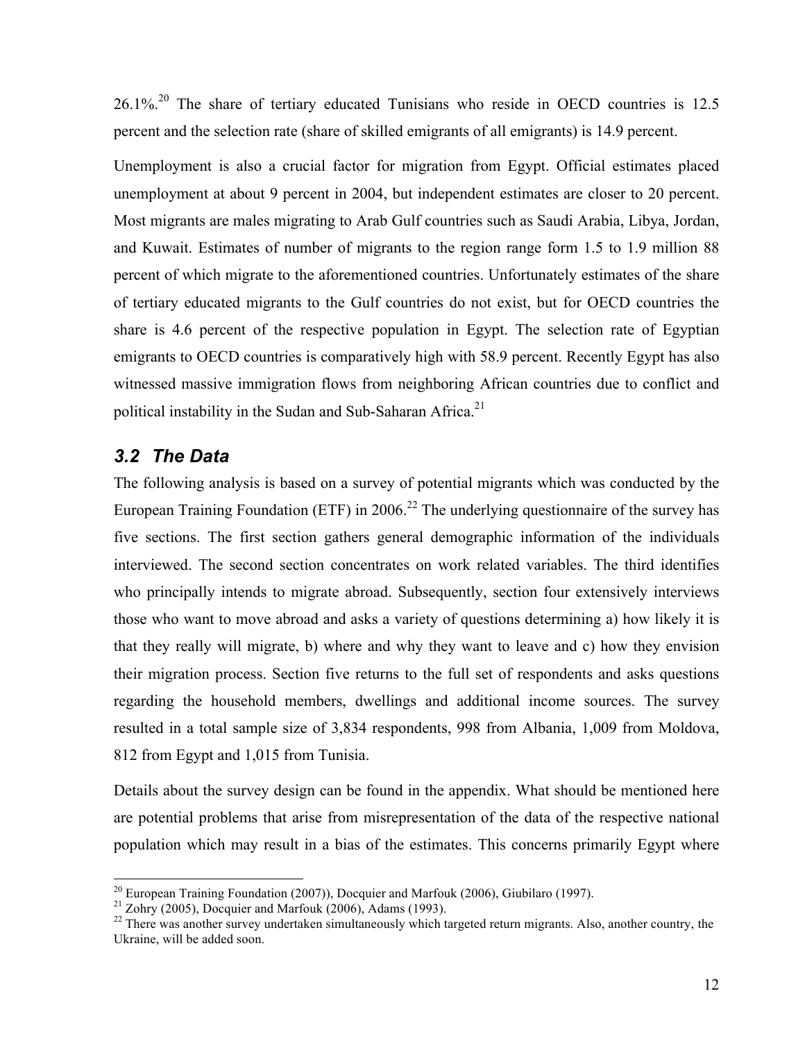26.1%.[20] The share of tertiary educated Tunisians who reside in OECD countries is 12.5 percent and the selection rate (share of skilled emigrants of all emigrants) is 14.9 percent.

Unemployment is also a crucial factor for migration from Egypt. Official estimates placed unemployment at about 9 percent in 2004, but independent estimates are closer to 20 percent. Most migrants are males migrating to Arab Gulf countries such as Saudi Arabia, Libya, Jordan, and Kuwait. Estimates of number of migrants to the region range form 1.5 to 1.9 million 88 percent of which migrate to the aforementioned countries. Unfortunately estimates of the share of tertiary educated migrants to the Gulf countries do not exist, but for OECD countries the share is 4.6 percent of the respective population in Egypt. The selection rate of Egyptian emigrants to OECD countries is comparatively high with 58.9 percent. Recently Egypt has also witnessed massive immigration flows from neighboring African countries due to conflict and political instability in the Sudan and Sub-Saharan Africa.[21]

## *3.2 The Data*

The following analysis is based on a survey of potential migrants which was conducted by the European Training Foundation (ETF) in 2006.[22] The underlying questionnaire of the survey has five sections. The first section gathers general demographic information of the individuals interviewed. The second section concentrates on work related variables. The third identifies who principally intends to migrate abroad. Subsequently, section four extensively interviews those who want to move abroad and asks a variety of questions determining a) how likely it is that they really will migrate, b) where and why they want to leave and c) how they envision their migration process. Section five returns to the full set of respondents and asks questions regarding the household members, dwellings and additional income sources. The survey resulted in a total sample size of 3,834 respondents, 998 from Albania, 1,009 from Moldova, 812 from Egypt and 1,015 from Tunisia.

Details about the survey design can be found in the appendix. What should be mentioned here are potential problems that arise from misrepresentation of the data of the respective national population which may result in a bias of the estimates. This concerns primarily Egypt where

---

[20] European Training Foundation (2007)), Docquier and Marfouk (2006), Giubilaro (1997).

[21] Zohry (2005), Docquier and Marfouk (2006), Adams (1993).

[22] There was another survey undertaken simultaneously which targeted return migrants. Also, another country, the Ukraine, will be added soon.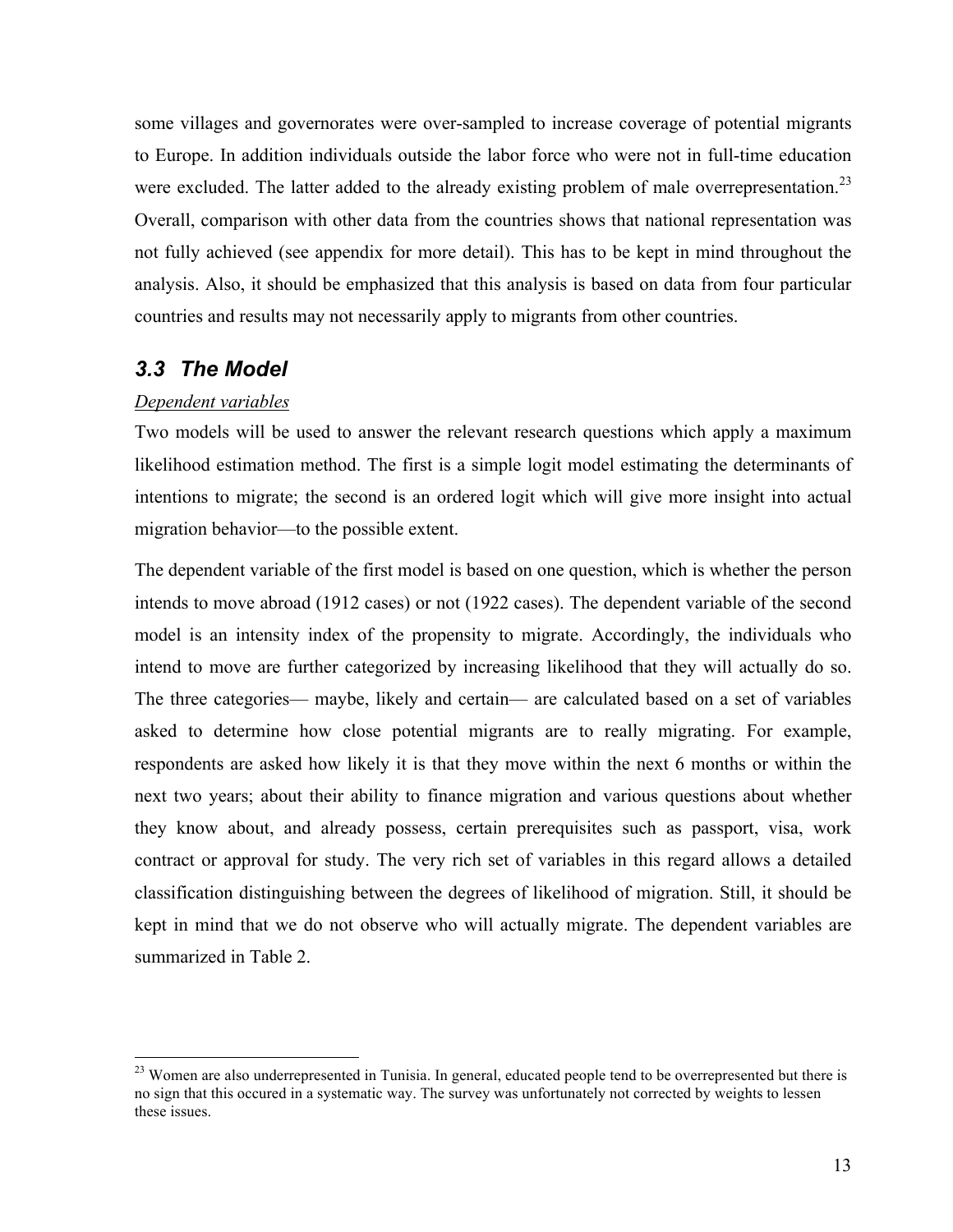some villages and governorates were over-sampled to increase coverage of potential migrants to Europe. In addition individuals outside the labor force who were not in full-time education were excluded. The latter added to the already existing problem of male overrepresentation.[23] Overall, comparison with other data from the countries shows that national representation was not fully achieved (see appendix for more detail). This has to be kept in mind throughout the analysis. Also, it should be emphasized that this analysis is based on data from four particular countries and results may not necessarily apply to migrants from other countries.

### *3.3 The Model*

<u>*Dependent variables*</u>

Two models will be used to answer the relevant research questions which apply a maximum likelihood estimation method. The first is a simple logit model estimating the determinants of intentions to migrate; the second is an ordered logit which will give more insight into actual migration behavior—to the possible extent.

The dependent variable of the first model is based on one question, which is whether the person intends to move abroad (1912 cases) or not (1922 cases). The dependent variable of the second model is an intensity index of the propensity to migrate. Accordingly, the individuals who intend to move are further categorized by increasing likelihood that they will actually do so. The three categories— maybe, likely and certain— are calculated based on a set of variables asked to determine how close potential migrants are to really migrating. For example, respondents are asked how likely it is that they move within the next 6 months or within the next two years; about their ability to finance migration and various questions about whether they know about, and already possess, certain prerequisites such as passport, visa, work contract or approval for study. The very rich set of variables in this regard allows a detailed classification distinguishing between the degrees of likelihood of migration. Still, it should be kept in mind that we do not observe who will actually migrate. The dependent variables are summarized in Table 2.

---

[23] Women are also underrepresented in Tunisia. In general, educated people tend to be overrepresented but there is no sign that this occured in a systematic way. The survey was unfortunately not corrected by weights to lessen these issues.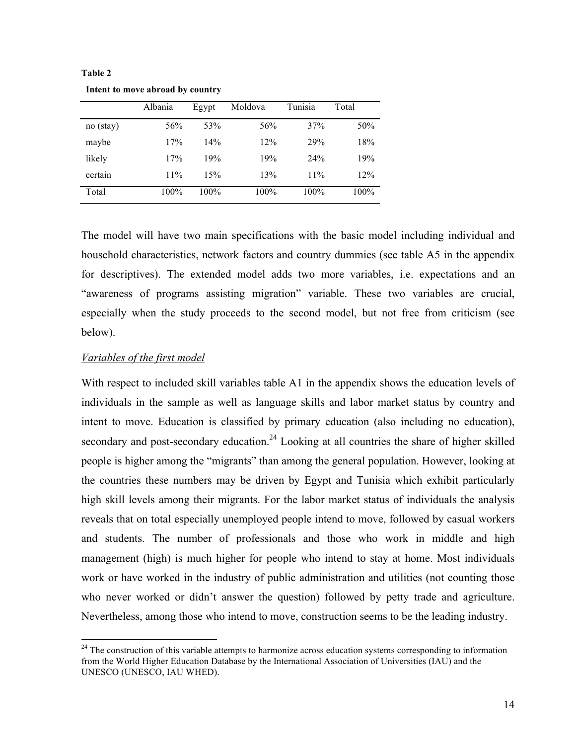**Table 2**

**Intent to move abroad by country**

| | Albania | Egypt | Moldova | Tunisia | Total |
|---|---|---|---|---|---|
| no (stay) | 56% | 53% | 56% | 37% | 50% |
| maybe | 17% | 14% | 12% | 29% | 18% |
| likely | 17% | 19% | 19% | 24% | 19% |
| certain | 11% | 15% | 13% | 11% | 12% |
| Total | 100% | 100% | 100% | 100% | 100% |

The model will have two main specifications with the basic model including individual and household characteristics, network factors and country dummies (see table A5 in the appendix for descriptives). The extended model adds two more variables, i.e. expectations and an "awareness of programs assisting migration" variable. These two variables are crucial, especially when the study proceeds to the second model, but not free from criticism (see below).

*Variables of the first model*

With respect to included skill variables table A1 in the appendix shows the education levels of individuals in the sample as well as language skills and labor market status by country and intent to move. Education is classified by primary education (also including no education), secondary and post-secondary education.[24] Looking at all countries the share of higher skilled people is higher among the "migrants" than among the general population. However, looking at the countries these numbers may be driven by Egypt and Tunisia which exhibit particularly high skill levels among their migrants. For the labor market status of individuals the analysis reveals that on total especially unemployed people intend to move, followed by casual workers and students. The number of professionals and those who work in middle and high management (high) is much higher for people who intend to stay at home. Most individuals work or have worked in the industry of public administration and utilities (not counting those who never worked or didn't answer the question) followed by petty trade and agriculture. Nevertheless, among those who intend to move, construction seems to be the leading industry.

[24] The construction of this variable attempts to harmonize across education systems corresponding to information from the World Higher Education Database by the International Association of Universities (IAU) and the UNESCO (UNESCO, IAU WHED).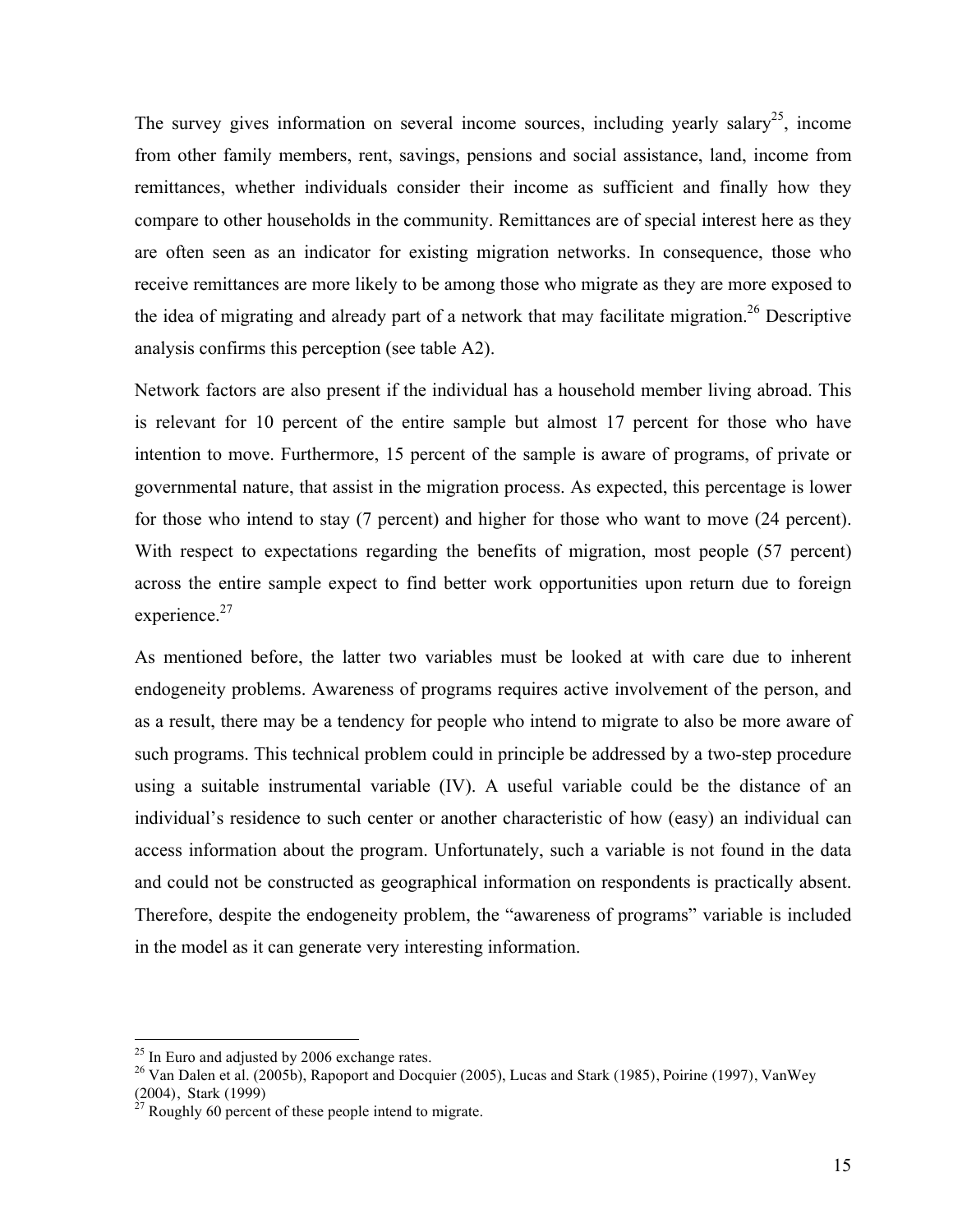The survey gives information on several income sources, including yearly salary[25], income from other family members, rent, savings, pensions and social assistance, land, income from remittances, whether individuals consider their income as sufficient and finally how they compare to other households in the community. Remittances are of special interest here as they are often seen as an indicator for existing migration networks. In consequence, those who receive remittances are more likely to be among those who migrate as they are more exposed to the idea of migrating and already part of a network that may facilitate migration.[26] Descriptive analysis confirms this perception (see table A2).

Network factors are also present if the individual has a household member living abroad. This is relevant for 10 percent of the entire sample but almost 17 percent for those who have intention to move. Furthermore, 15 percent of the sample is aware of programs, of private or governmental nature, that assist in the migration process. As expected, this percentage is lower for those who intend to stay (7 percent) and higher for those who want to move (24 percent). With respect to expectations regarding the benefits of migration, most people (57 percent) across the entire sample expect to find better work opportunities upon return due to foreign experience.[27]

As mentioned before, the latter two variables must be looked at with care due to inherent endogeneity problems. Awareness of programs requires active involvement of the person, and as a result, there may be a tendency for people who intend to migrate to also be more aware of such programs. This technical problem could in principle be addressed by a two-step procedure using a suitable instrumental variable (IV). A useful variable could be the distance of an individual's residence to such center or another characteristic of how (easy) an individual can access information about the program. Unfortunately, such a variable is not found in the data and could not be constructed as geographical information on respondents is practically absent. Therefore, despite the endogeneity problem, the "awareness of programs" variable is included in the model as it can generate very interesting information.

---

[25] In Euro and adjusted by 2006 exchange rates.

[26] Van Dalen et al. (2005b), Rapoport and Docquier (2005), Lucas and Stark (1985), Poirine (1997), VanWey (2004), Stark (1999)

[27] Roughly 60 percent of these people intend to migrate.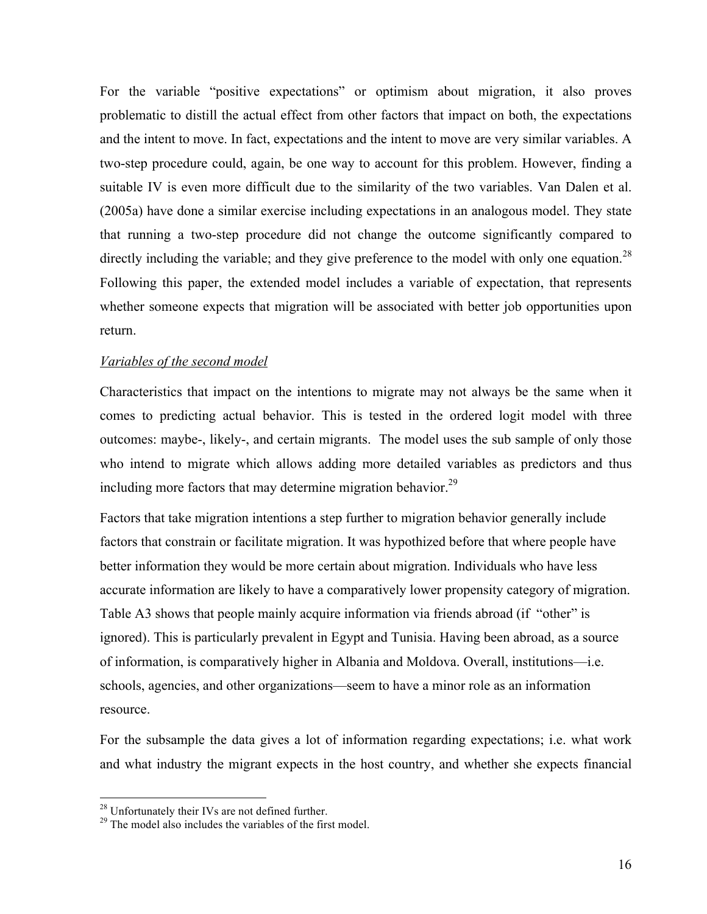For the variable "positive expectations" or optimism about migration, it also proves problematic to distill the actual effect from other factors that impact on both, the expectations and the intent to move. In fact, expectations and the intent to move are very similar variables. A two-step procedure could, again, be one way to account for this problem. However, finding a suitable IV is even more difficult due to the similarity of the two variables. Van Dalen et al. (2005a) have done a similar exercise including expectations in an analogous model. They state that running a two-step procedure did not change the outcome significantly compared to directly including the variable; and they give preference to the model with only one equation.[28] Following this paper, the extended model includes a variable of expectation, that represents whether someone expects that migration will be associated with better job opportunities upon return.

*Variables of the second model*

Characteristics that impact on the intentions to migrate may not always be the same when it comes to predicting actual behavior. This is tested in the ordered logit model with three outcomes: maybe-, likely-, and certain migrants. The model uses the sub sample of only those who intend to migrate which allows adding more detailed variables as predictors and thus including more factors that may determine migration behavior.[29]

Factors that take migration intentions a step further to migration behavior generally include factors that constrain or facilitate migration. It was hypothized before that where people have better information they would be more certain about migration. Individuals who have less accurate information are likely to have a comparatively lower propensity category of migration. Table A3 shows that people mainly acquire information via friends abroad (if "other" is ignored). This is particularly prevalent in Egypt and Tunisia. Having been abroad, as a source of information, is comparatively higher in Albania and Moldova. Overall, institutions—i.e. schools, agencies, and other organizations—seem to have a minor role as an information resource.

For the subsample the data gives a lot of information regarding expectations; i.e. what work and what industry the migrant expects in the host country, and whether she expects financial

[28] Unfortunately their IVs are not defined further.

[29] The model also includes the variables of the first model.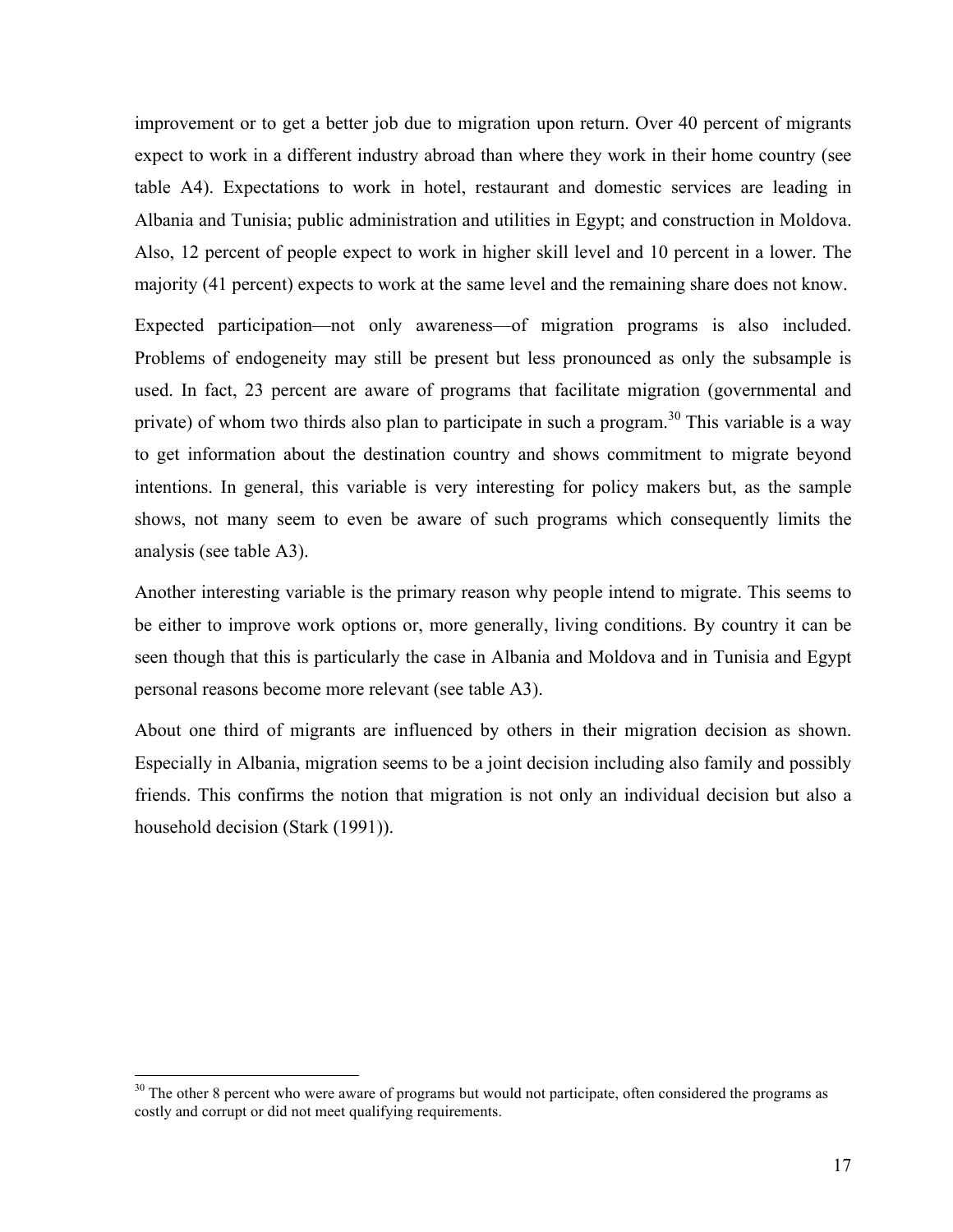improvement or to get a better job due to migration upon return. Over 40 percent of migrants expect to work in a different industry abroad than where they work in their home country (see table A4). Expectations to work in hotel, restaurant and domestic services are leading in Albania and Tunisia; public administration and utilities in Egypt; and construction in Moldova. Also, 12 percent of people expect to work in higher skill level and 10 percent in a lower. The majority (41 percent) expects to work at the same level and the remaining share does not know.

Expected participation—not only awareness—of migration programs is also included. Problems of endogeneity may still be present but less pronounced as only the subsample is used. In fact, 23 percent are aware of programs that facilitate migration (governmental and private) of whom two thirds also plan to participate in such a program.[30] This variable is a way to get information about the destination country and shows commitment to migrate beyond intentions. In general, this variable is very interesting for policy makers but, as the sample shows, not many seem to even be aware of such programs which consequently limits the analysis (see table A3).

Another interesting variable is the primary reason why people intend to migrate. This seems to be either to improve work options or, more generally, living conditions. By country it can be seen though that this is particularly the case in Albania and Moldova and in Tunisia and Egypt personal reasons become more relevant (see table A3).

About one third of migrants are influenced by others in their migration decision as shown. Especially in Albania, migration seems to be a joint decision including also family and possibly friends. This confirms the notion that migration is not only an individual decision but also a household decision (Stark (1991)).

---

[30] The other 8 percent who were aware of programs but would not participate, often considered the programs as costly and corrupt or did not meet qualifying requirements.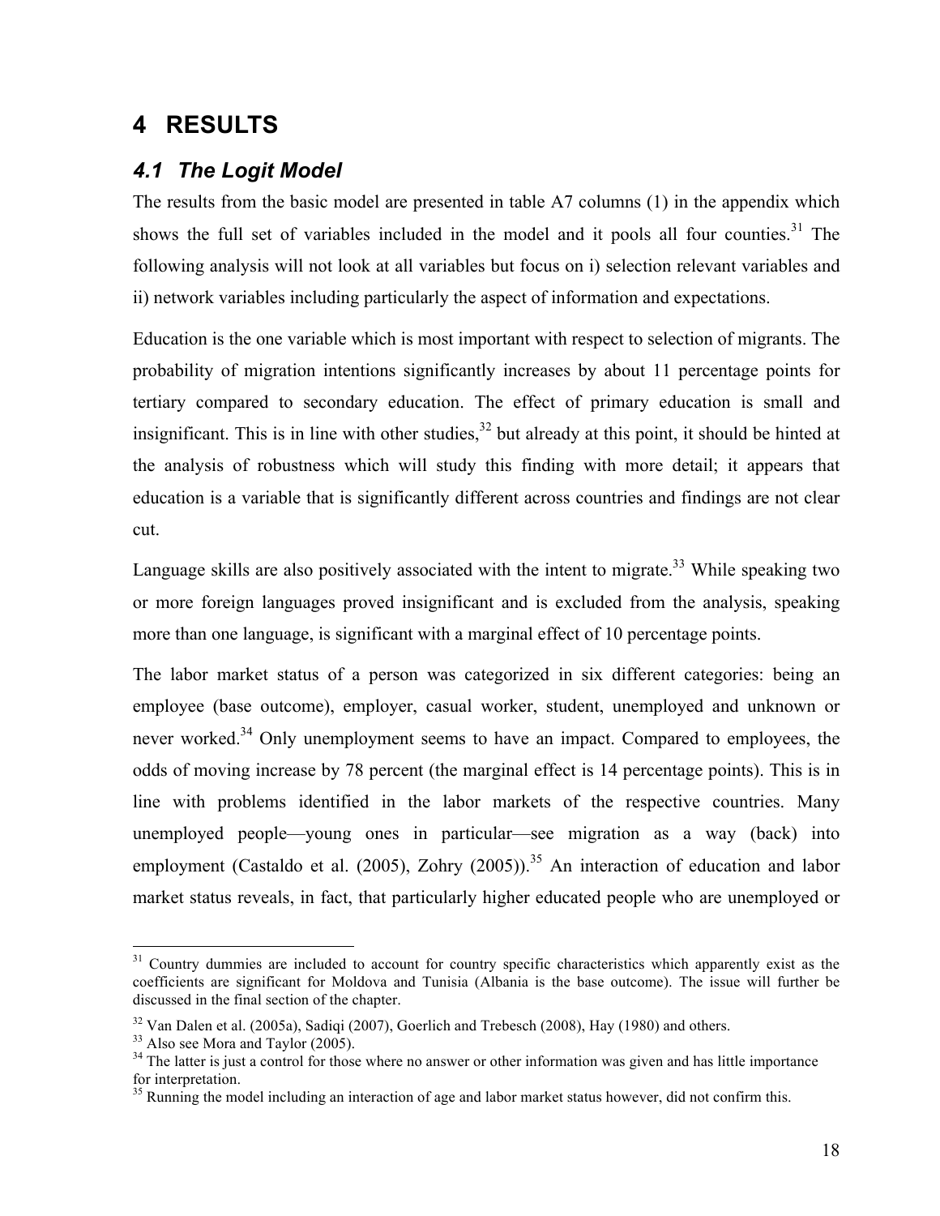# 4 RESULTS

## *4.1 The Logit Model*

The results from the basic model are presented in table A7 columns (1) in the appendix which shows the full set of variables included in the model and it pools all four counties.[31] The following analysis will not look at all variables but focus on i) selection relevant variables and ii) network variables including particularly the aspect of information and expectations.

Education is the one variable which is most important with respect to selection of migrants. The probability of migration intentions significantly increases by about 11 percentage points for tertiary compared to secondary education. The effect of primary education is small and insignificant. This is in line with other studies,[32] but already at this point, it should be hinted at the analysis of robustness which will study this finding with more detail; it appears that education is a variable that is significantly different across countries and findings are not clear cut.

Language skills are also positively associated with the intent to migrate.[33] While speaking two or more foreign languages proved insignificant and is excluded from the analysis, speaking more than one language, is significant with a marginal effect of 10 percentage points.

The labor market status of a person was categorized in six different categories: being an employee (base outcome), employer, casual worker, student, unemployed and unknown or never worked.[34] Only unemployment seems to have an impact. Compared to employees, the odds of moving increase by 78 percent (the marginal effect is 14 percentage points). This is in line with problems identified in the labor markets of the respective countries. Many unemployed people—young ones in particular—see migration as a way (back) into employment (Castaldo et al. (2005), Zohry (2005)).[35] An interaction of education and labor market status reveals, in fact, that particularly higher educated people who are unemployed or

---

[31] Country dummies are included to account for country specific characteristics which apparently exist as the coefficients are significant for Moldova and Tunisia (Albania is the base outcome). The issue will further be discussed in the final section of the chapter.

[32] Van Dalen et al. (2005a), Sadiqi (2007), Goerlich and Trebesch (2008), Hay (1980) and others.

[33] Also see Mora and Taylor (2005).

[34] The latter is just a control for those where no answer or other information was given and has little importance for interpretation.

[35] Running the model including an interaction of age and labor market status however, did not confirm this.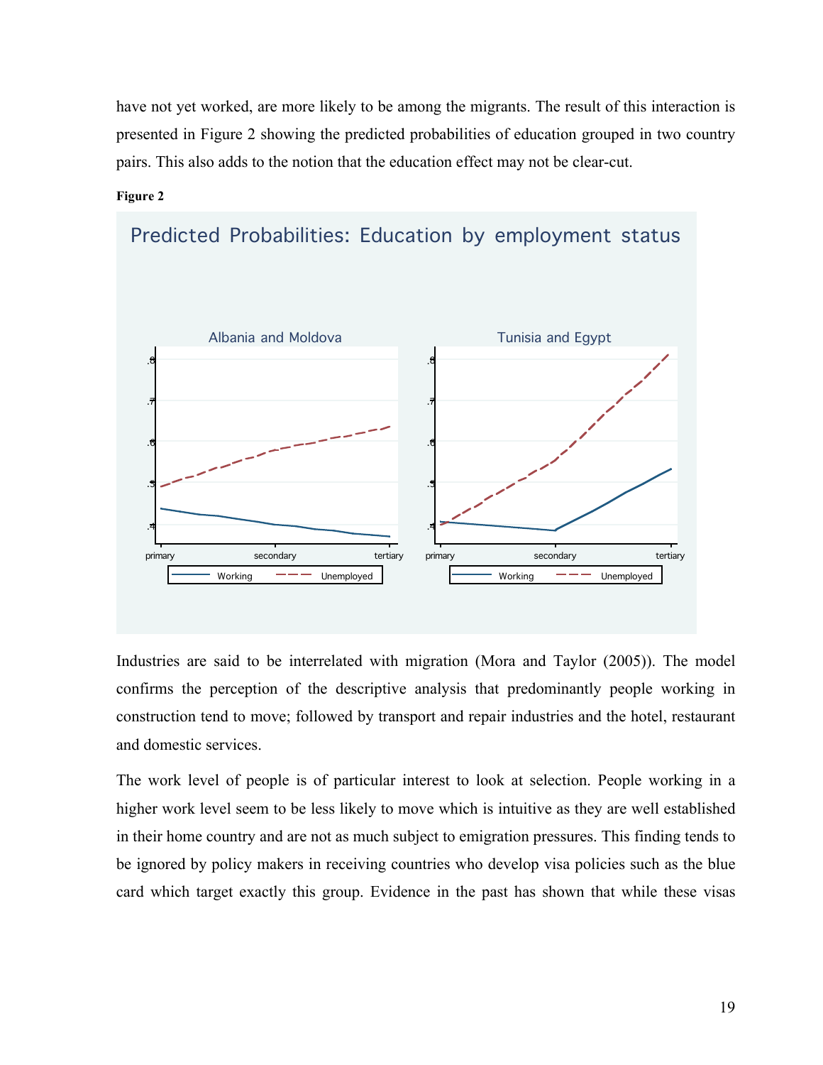have not yet worked, are more likely to be among the migrants. The result of this interaction is presented in Figure 2 showing the predicted probabilities of education grouped in two country pairs. This also adds to the notion that the education effect may not be clear-cut.

**Figure 2**

Industries are said to be interrelated with migration (Mora and Taylor (2005)). The model confirms the perception of the descriptive analysis that predominantly people working in construction tend to move; followed by transport and repair industries and the hotel, restaurant and domestic services.

The work level of people is of particular interest to look at selection. People working in a higher work level seem to be less likely to move which is intuitive as they are well established in their home country and are not as much subject to emigration pressures. This finding tends to be ignored by policy makers in receiving countries who develop visa policies such as the blue card which target exactly this group. Evidence in the past has shown that while these visas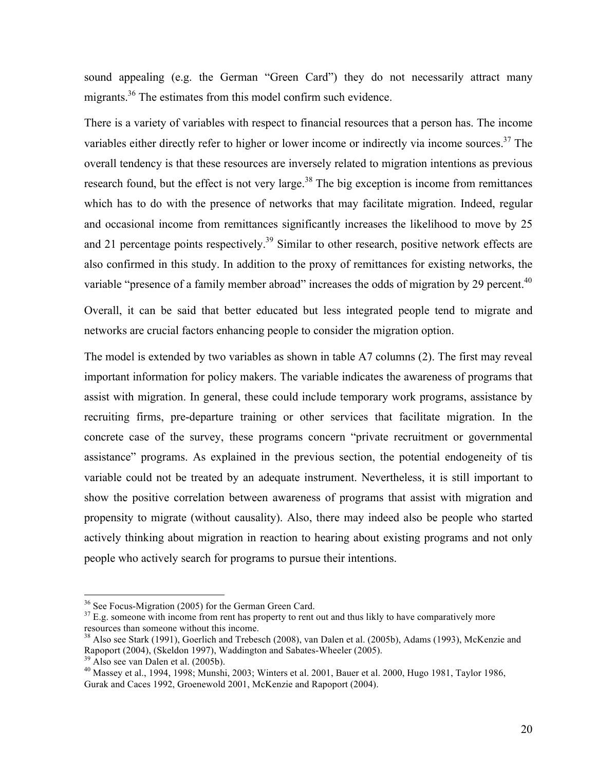sound appealing (e.g. the German "Green Card") they do not necessarily attract many migrants.[36] The estimates from this model confirm such evidence.

There is a variety of variables with respect to financial resources that a person has. The income variables either directly refer to higher or lower income or indirectly via income sources.[37] The overall tendency is that these resources are inversely related to migration intentions as previous research found, but the effect is not very large.[38] The big exception is income from remittances which has to do with the presence of networks that may facilitate migration. Indeed, regular and occasional income from remittances significantly increases the likelihood to move by 25 and 21 percentage points respectively.[39] Similar to other research, positive network effects are also confirmed in this study. In addition to the proxy of remittances for existing networks, the variable "presence of a family member abroad" increases the odds of migration by 29 percent.[40]

Overall, it can be said that better educated but less integrated people tend to migrate and networks are crucial factors enhancing people to consider the migration option.

The model is extended by two variables as shown in table A7 columns (2). The first may reveal important information for policy makers. The variable indicates the awareness of programs that assist with migration. In general, these could include temporary work programs, assistance by recruiting firms, pre-departure training or other services that facilitate migration. In the concrete case of the survey, these programs concern "private recruitment or governmental assistance" programs. As explained in the previous section, the potential endogeneity of tis variable could not be treated by an adequate instrument. Nevertheless, it is still important to show the positive correlation between awareness of programs that assist with migration and propensity to migrate (without causality). Also, there may indeed also be people who started actively thinking about migration in reaction to hearing about existing programs and not only people who actively search for programs to pursue their intentions.

---

[36] See Focus-Migration (2005) for the German Green Card.

[37] E.g. someone with income from rent has property to rent out and thus likly to have comparatively more resources than someone without this income.

[38] Also see Stark (1991), Goerlich and Trebesch (2008), van Dalen et al. (2005b), Adams (1993), McKenzie and Rapoport (2004), (Skeldon 1997), Waddington and Sabates-Wheeler (2005).

[39] Also see van Dalen et al. (2005b).

[40] Massey et al., 1994, 1998; Munshi, 2003; Winters et al. 2001, Bauer et al. 2000, Hugo 1981, Taylor 1986, Gurak and Caces 1992, Groenewold 2001, McKenzie and Rapoport (2004).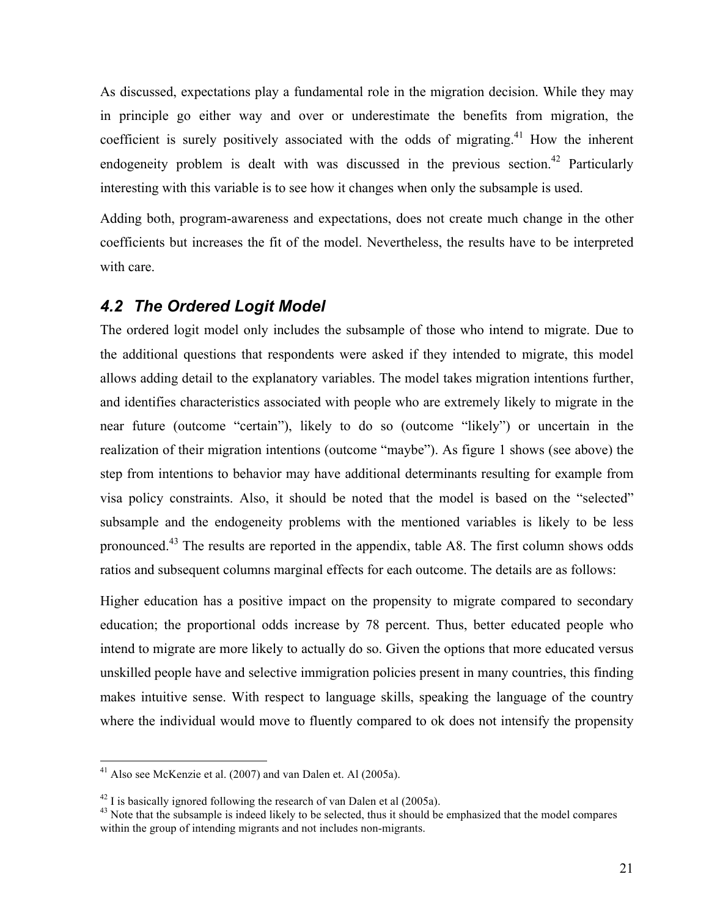As discussed, expectations play a fundamental role in the migration decision. While they may in principle go either way and over or underestimate the benefits from migration, the coefficient is surely positively associated with the odds of migrating.[41] How the inherent endogeneity problem is dealt with was discussed in the previous section.[42] Particularly interesting with this variable is to see how it changes when only the subsample is used.

Adding both, program-awareness and expectations, does not create much change in the other coefficients but increases the fit of the model. Nevertheless, the results have to be interpreted with care.

## *4.2 The Ordered Logit Model*

The ordered logit model only includes the subsample of those who intend to migrate. Due to the additional questions that respondents were asked if they intended to migrate, this model allows adding detail to the explanatory variables. The model takes migration intentions further, and identifies characteristics associated with people who are extremely likely to migrate in the near future (outcome "certain"), likely to do so (outcome "likely") or uncertain in the realization of their migration intentions (outcome "maybe"). As figure 1 shows (see above) the step from intentions to behavior may have additional determinants resulting for example from visa policy constraints. Also, it should be noted that the model is based on the "selected" subsample and the endogeneity problems with the mentioned variables is likely to be less pronounced.[43] The results are reported in the appendix, table A8. The first column shows odds ratios and subsequent columns marginal effects for each outcome. The details are as follows:

Higher education has a positive impact on the propensity to migrate compared to secondary education; the proportional odds increase by 78 percent. Thus, better educated people who intend to migrate are more likely to actually do so. Given the options that more educated versus unskilled people have and selective immigration policies present in many countries, this finding makes intuitive sense. With respect to language skills, speaking the language of the country where the individual would move to fluently compared to ok does not intensify the propensity

---

[41] Also see McKenzie et al. (2007) and van Dalen et. Al (2005a).

[42] I is basically ignored following the research of van Dalen et al (2005a).

[43] Note that the subsample is indeed likely to be selected, thus it should be emphasized that the model compares within the group of intending migrants and not includes non-migrants.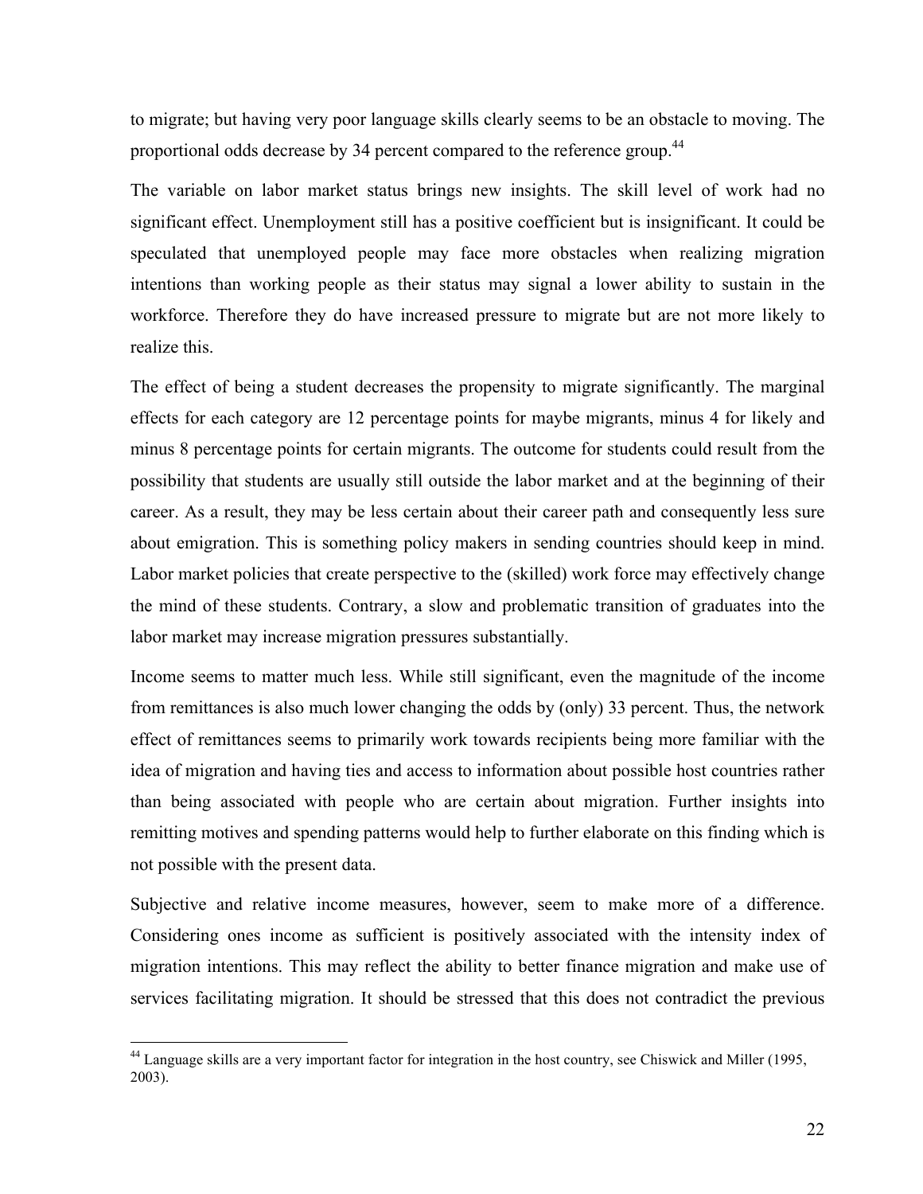to migrate; but having very poor language skills clearly seems to be an obstacle to moving. The proportional odds decrease by 34 percent compared to the reference group.[44]

The variable on labor market status brings new insights. The skill level of work had no significant effect. Unemployment still has a positive coefficient but is insignificant. It could be speculated that unemployed people may face more obstacles when realizing migration intentions than working people as their status may signal a lower ability to sustain in the workforce. Therefore they do have increased pressure to migrate but are not more likely to realize this.

The effect of being a student decreases the propensity to migrate significantly. The marginal effects for each category are 12 percentage points for maybe migrants, minus 4 for likely and minus 8 percentage points for certain migrants. The outcome for students could result from the possibility that students are usually still outside the labor market and at the beginning of their career. As a result, they may be less certain about their career path and consequently less sure about emigration. This is something policy makers in sending countries should keep in mind. Labor market policies that create perspective to the (skilled) work force may effectively change the mind of these students. Contrary, a slow and problematic transition of graduates into the labor market may increase migration pressures substantially.

Income seems to matter much less. While still significant, even the magnitude of the income from remittances is also much lower changing the odds by (only) 33 percent. Thus, the network effect of remittances seems to primarily work towards recipients being more familiar with the idea of migration and having ties and access to information about possible host countries rather than being associated with people who are certain about migration. Further insights into remitting motives and spending patterns would help to further elaborate on this finding which is not possible with the present data.

Subjective and relative income measures, however, seem to make more of a difference. Considering ones income as sufficient is positively associated with the intensity index of migration intentions. This may reflect the ability to better finance migration and make use of services facilitating migration. It should be stressed that this does not contradict the previous

[44] Language skills are a very important factor for integration in the host country, see Chiswick and Miller (1995, 2003).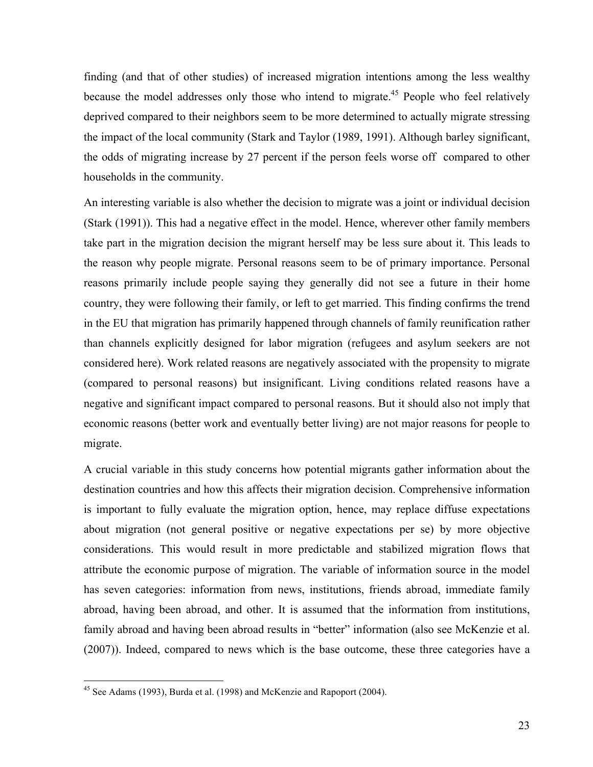finding (and that of other studies) of increased migration intentions among the less wealthy because the model addresses only those who intend to migrate.[45] People who feel relatively deprived compared to their neighbors seem to be more determined to actually migrate stressing the impact of the local community (Stark and Taylor (1989, 1991). Although barley significant, the odds of migrating increase by 27 percent if the person feels worse off compared to other households in the community.

An interesting variable is also whether the decision to migrate was a joint or individual decision (Stark (1991)). This had a negative effect in the model. Hence, wherever other family members take part in the migration decision the migrant herself may be less sure about it. This leads to the reason why people migrate. Personal reasons seem to be of primary importance. Personal reasons primarily include people saying they generally did not see a future in their home country, they were following their family, or left to get married. This finding confirms the trend in the EU that migration has primarily happened through channels of family reunification rather than channels explicitly designed for labor migration (refugees and asylum seekers are not considered here). Work related reasons are negatively associated with the propensity to migrate (compared to personal reasons) but insignificant. Living conditions related reasons have a negative and significant impact compared to personal reasons. But it should also not imply that economic reasons (better work and eventually better living) are not major reasons for people to migrate.

A crucial variable in this study concerns how potential migrants gather information about the destination countries and how this affects their migration decision. Comprehensive information is important to fully evaluate the migration option, hence, may replace diffuse expectations about migration (not general positive or negative expectations per se) by more objective considerations. This would result in more predictable and stabilized migration flows that attribute the economic purpose of migration. The variable of information source in the model has seven categories: information from news, institutions, friends abroad, immediate family abroad, having been abroad, and other. It is assumed that the information from institutions, family abroad and having been abroad results in "better" information (also see McKenzie et al. (2007)). Indeed, compared to news which is the base outcome, these three categories have a

[45] See Adams (1993), Burda et al. (1998) and McKenzie and Rapoport (2004).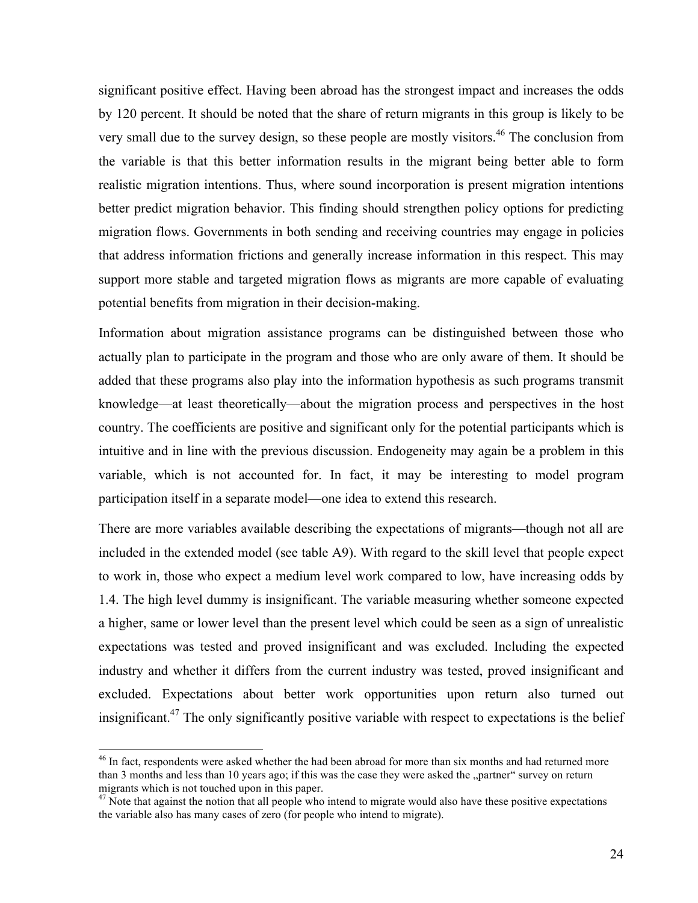significant positive effect. Having been abroad has the strongest impact and increases the odds by 120 percent. It should be noted that the share of return migrants in this group is likely to be very small due to the survey design, so these people are mostly visitors.[46] The conclusion from the variable is that this better information results in the migrant being better able to form realistic migration intentions. Thus, where sound incorporation is present migration intentions better predict migration behavior. This finding should strengthen policy options for predicting migration flows. Governments in both sending and receiving countries may engage in policies that address information frictions and generally increase information in this respect. This may support more stable and targeted migration flows as migrants are more capable of evaluating potential benefits from migration in their decision-making.

Information about migration assistance programs can be distinguished between those who actually plan to participate in the program and those who are only aware of them. It should be added that these programs also play into the information hypothesis as such programs transmit knowledge—at least theoretically—about the migration process and perspectives in the host country. The coefficients are positive and significant only for the potential participants which is intuitive and in line with the previous discussion. Endogeneity may again be a problem in this variable, which is not accounted for. In fact, it may be interesting to model program participation itself in a separate model—one idea to extend this research.

There are more variables available describing the expectations of migrants—though not all are included in the extended model (see table A9). With regard to the skill level that people expect to work in, those who expect a medium level work compared to low, have increasing odds by 1.4. The high level dummy is insignificant. The variable measuring whether someone expected a higher, same or lower level than the present level which could be seen as a sign of unrealistic expectations was tested and proved insignificant and was excluded. Including the expected industry and whether it differs from the current industry was tested, proved insignificant and excluded. Expectations about better work opportunities upon return also turned out insignificant.[47] The only significantly positive variable with respect to expectations is the belief

---

[46] In fact, respondents were asked whether the had been abroad for more than six months and had returned more than 3 months and less than 10 years ago; if this was the case they were asked the „partner" survey on return migrants which is not touched upon in this paper.

[47] Note that against the notion that all people who intend to migrate would also have these positive expectations the variable also has many cases of zero (for people who intend to migrate).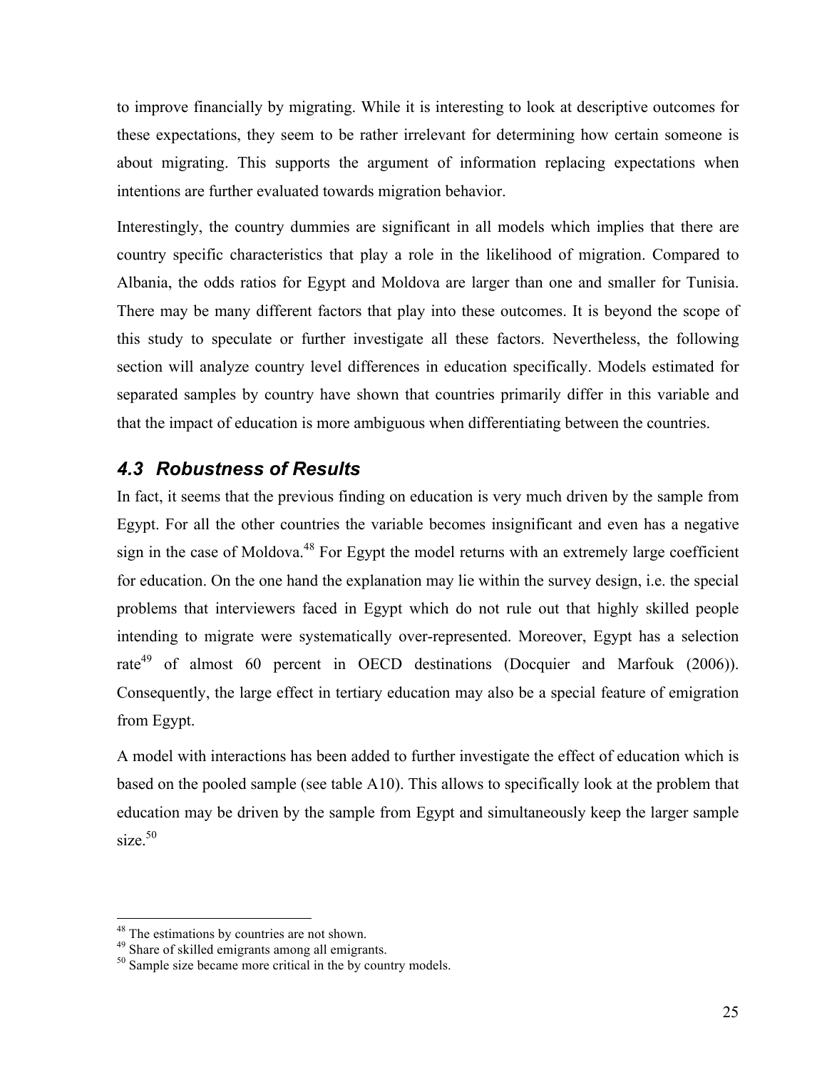to improve financially by migrating. While it is interesting to look at descriptive outcomes for these expectations, they seem to be rather irrelevant for determining how certain someone is about migrating. This supports the argument of information replacing expectations when intentions are further evaluated towards migration behavior.

Interestingly, the country dummies are significant in all models which implies that there are country specific characteristics that play a role in the likelihood of migration. Compared to Albania, the odds ratios for Egypt and Moldova are larger than one and smaller for Tunisia. There may be many different factors that play into these outcomes. It is beyond the scope of this study to speculate or further investigate all these factors. Nevertheless, the following section will analyze country level differences in education specifically. Models estimated for separated samples by country have shown that countries primarily differ in this variable and that the impact of education is more ambiguous when differentiating between the countries.

## *4.3 Robustness of Results*

In fact, it seems that the previous finding on education is very much driven by the sample from Egypt. For all the other countries the variable becomes insignificant and even has a negative sign in the case of Moldova.[48] For Egypt the model returns with an extremely large coefficient for education. On the one hand the explanation may lie within the survey design, i.e. the special problems that interviewers faced in Egypt which do not rule out that highly skilled people intending to migrate were systematically over-represented. Moreover, Egypt has a selection rate[49] of almost 60 percent in OECD destinations (Docquier and Marfouk (2006)). Consequently, the large effect in tertiary education may also be a special feature of emigration from Egypt.

A model with interactions has been added to further investigate the effect of education which is based on the pooled sample (see table A10). This allows to specifically look at the problem that education may be driven by the sample from Egypt and simultaneously keep the larger sample size.[50]

---

[48] The estimations by countries are not shown.

[49] Share of skilled emigrants among all emigrants.

[50] Sample size became more critical in the by country models.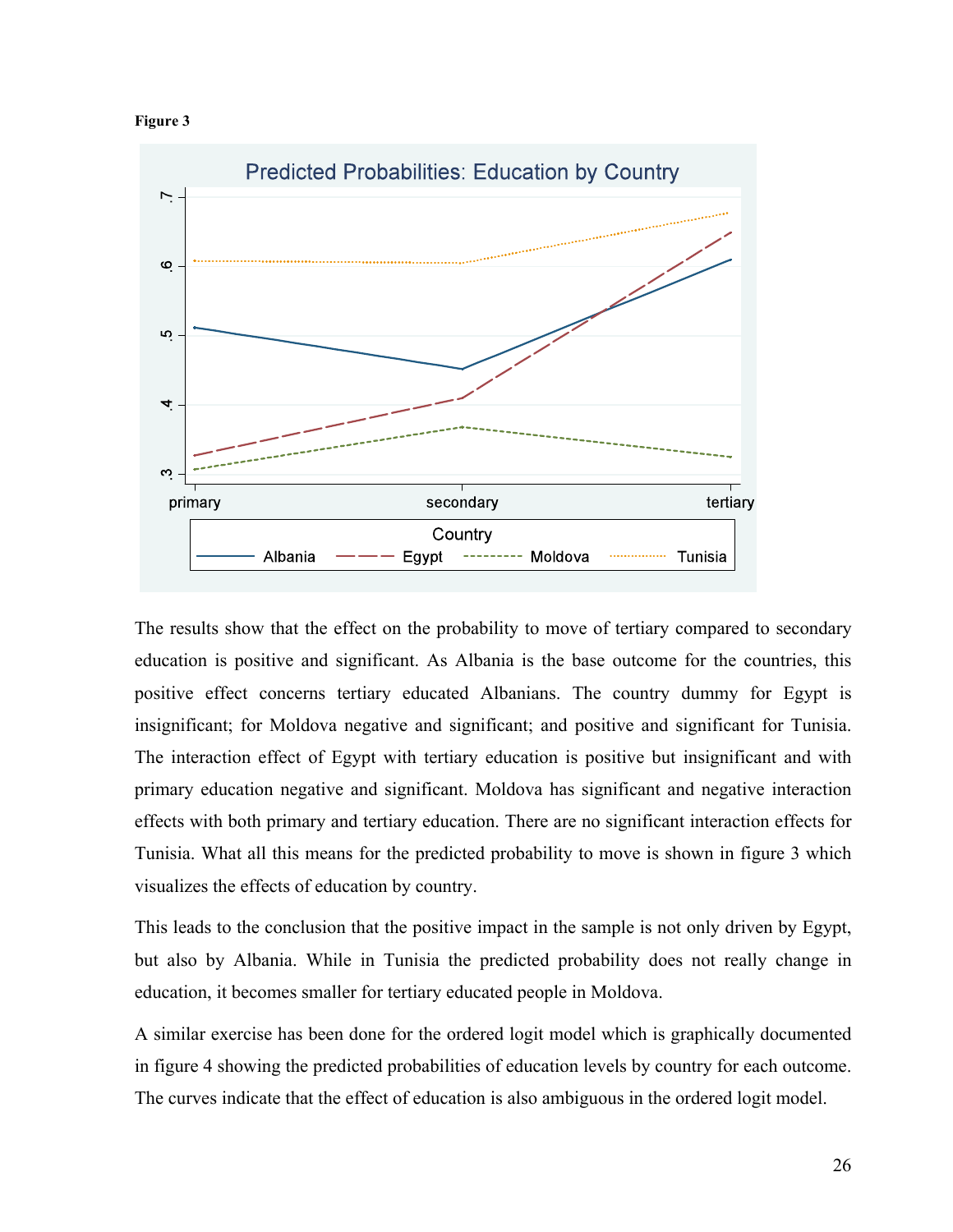**Figure 3**

The results show that the effect on the probability to move of tertiary compared to secondary education is positive and significant. As Albania is the base outcome for the countries, this positive effect concerns tertiary educated Albanians. The country dummy for Egypt is insignificant; for Moldova negative and significant; and positive and significant for Tunisia. The interaction effect of Egypt with tertiary education is positive but insignificant and with primary education negative and significant. Moldova has significant and negative interaction effects with both primary and tertiary education. There are no significant interaction effects for Tunisia. What all this means for the predicted probability to move is shown in figure 3 which visualizes the effects of education by country.

This leads to the conclusion that the positive impact in the sample is not only driven by Egypt, but also by Albania. While in Tunisia the predicted probability does not really change in education, it becomes smaller for tertiary educated people in Moldova.

A similar exercise has been done for the ordered logit model which is graphically documented in figure 4 showing the predicted probabilities of education levels by country for each outcome. The curves indicate that the effect of education is also ambiguous in the ordered logit model.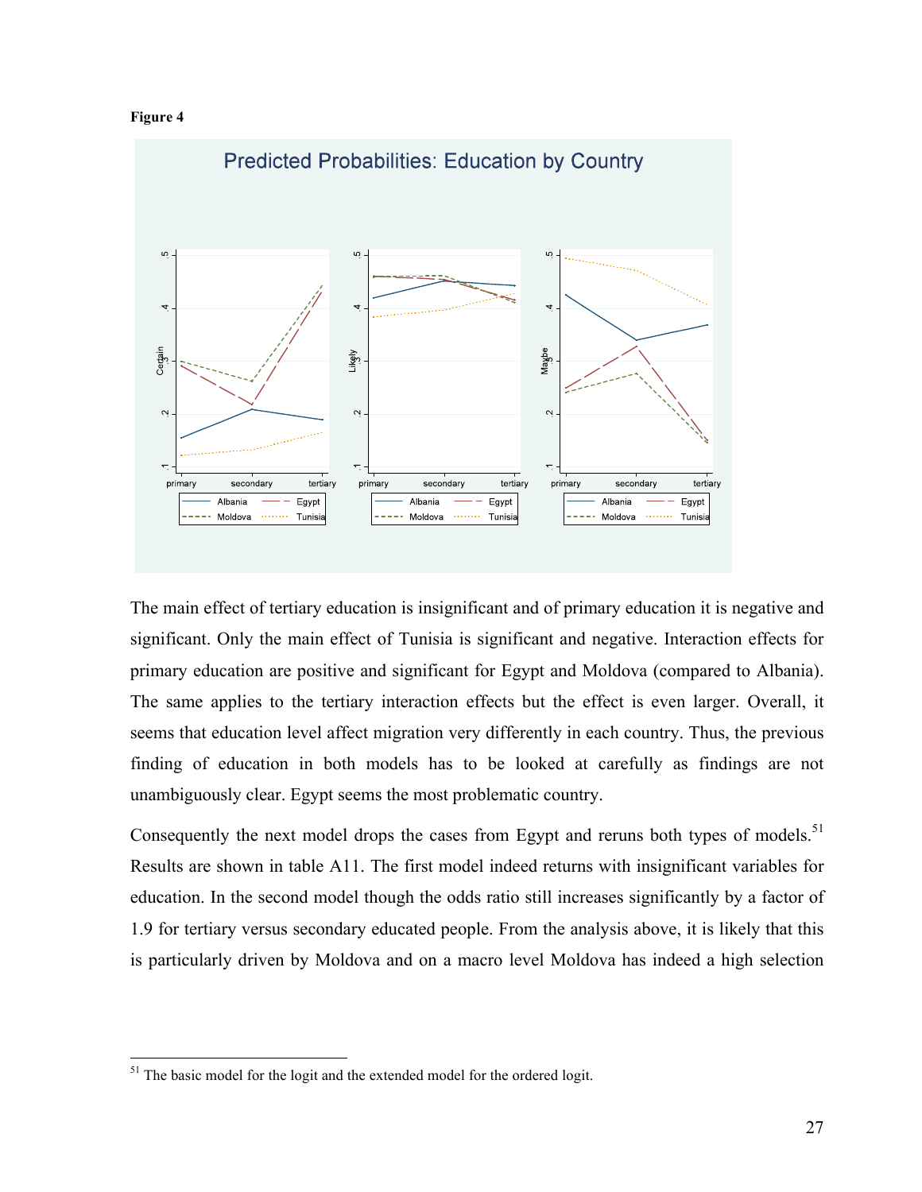**Figure 4**

The main effect of tertiary education is insignificant and of primary education it is negative and significant. Only the main effect of Tunisia is significant and negative. Interaction effects for primary education are positive and significant for Egypt and Moldova (compared to Albania). The same applies to the tertiary interaction effects but the effect is even larger. Overall, it seems that education level affect migration very differently in each country. Thus, the previous finding of education in both models has to be looked at carefully as findings are not unambiguously clear. Egypt seems the most problematic country.

Consequently the next model drops the cases from Egypt and reruns both types of models.[51] Results are shown in table A11. The first model indeed returns with insignificant variables for education. In the second model though the odds ratio still increases significantly by a factor of 1.9 for tertiary versus secondary educated people. From the analysis above, it is likely that this is particularly driven by Moldova and on a macro level Moldova has indeed a high selection

[51] The basic model for the logit and the extended model for the ordered logit.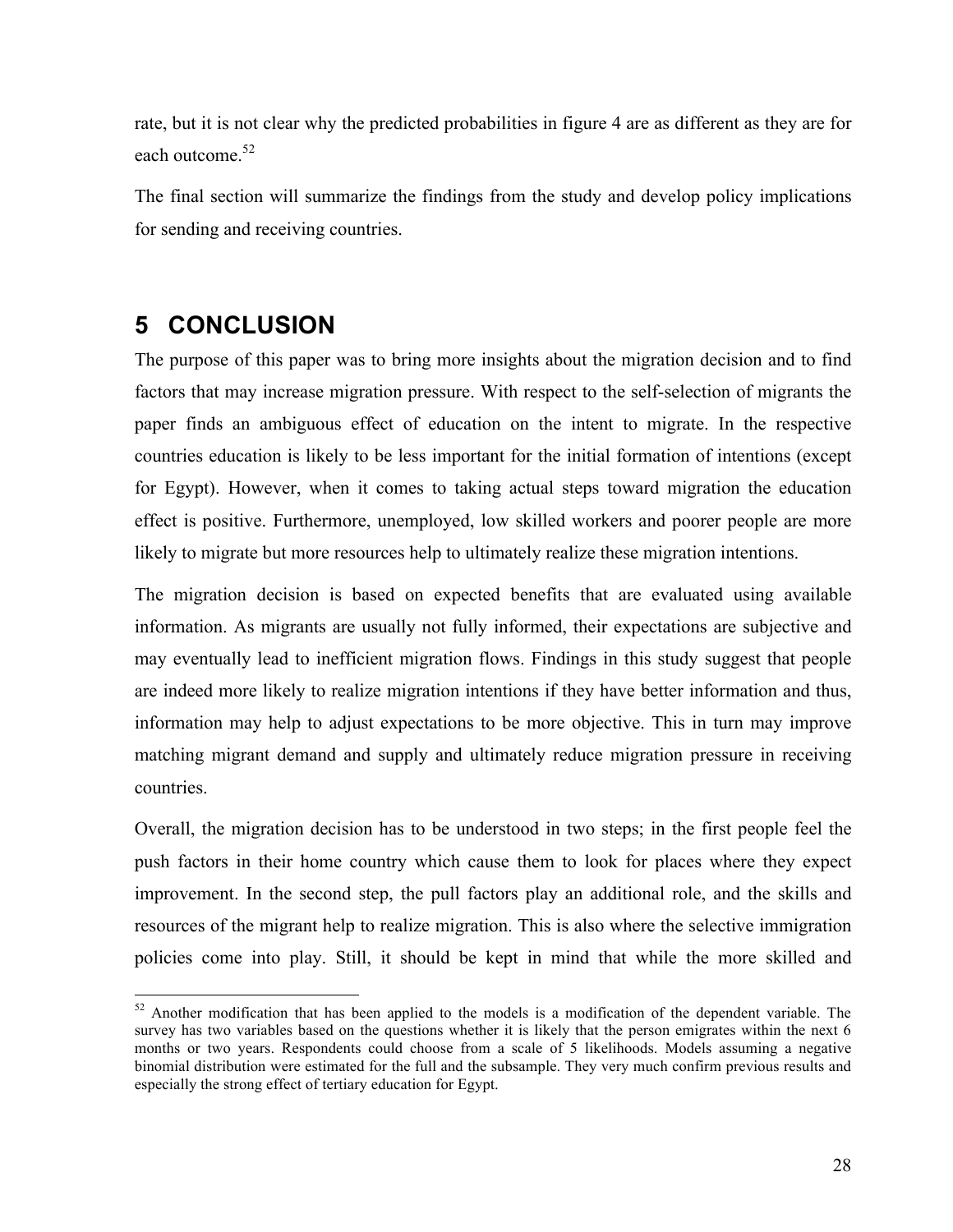rate, but it is not clear why the predicted probabilities in figure 4 are as different as they are for each outcome.[52]

The final section will summarize the findings from the study and develop policy implications for sending and receiving countries.

# 5 CONCLUSION

The purpose of this paper was to bring more insights about the migration decision and to find factors that may increase migration pressure. With respect to the self-selection of migrants the paper finds an ambiguous effect of education on the intent to migrate. In the respective countries education is likely to be less important for the initial formation of intentions (except for Egypt). However, when it comes to taking actual steps toward migration the education effect is positive. Furthermore, unemployed, low skilled workers and poorer people are more likely to migrate but more resources help to ultimately realize these migration intentions.

The migration decision is based on expected benefits that are evaluated using available information. As migrants are usually not fully informed, their expectations are subjective and may eventually lead to inefficient migration flows. Findings in this study suggest that people are indeed more likely to realize migration intentions if they have better information and thus, information may help to adjust expectations to be more objective. This in turn may improve matching migrant demand and supply and ultimately reduce migration pressure in receiving countries.

Overall, the migration decision has to be understood in two steps; in the first people feel the push factors in their home country which cause them to look for places where they expect improvement. In the second step, the pull factors play an additional role, and the skills and resources of the migrant help to realize migration. This is also where the selective immigration policies come into play. Still, it should be kept in mind that while the more skilled and

[52] Another modification that has been applied to the models is a modification of the dependent variable. The survey has two variables based on the questions whether it is likely that the person emigrates within the next 6 months or two years. Respondents could choose from a scale of 5 likelihoods. Models assuming a negative binomial distribution were estimated for the full and the subsample. They very much confirm previous results and especially the strong effect of tertiary education for Egypt.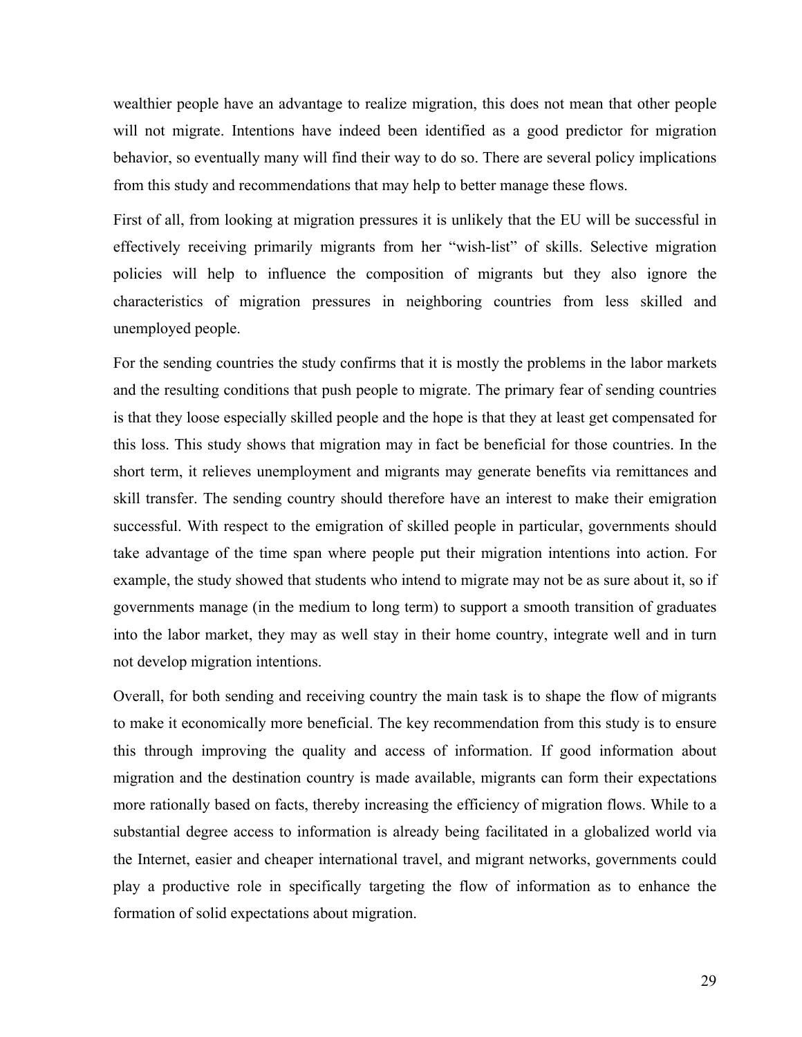wealthier people have an advantage to realize migration, this does not mean that other people will not migrate. Intentions have indeed been identified as a good predictor for migration behavior, so eventually many will find their way to do so. There are several policy implications from this study and recommendations that may help to better manage these flows.

First of all, from looking at migration pressures it is unlikely that the EU will be successful in effectively receiving primarily migrants from her "wish-list" of skills. Selective migration policies will help to influence the composition of migrants but they also ignore the characteristics of migration pressures in neighboring countries from less skilled and unemployed people.

For the sending countries the study confirms that it is mostly the problems in the labor markets and the resulting conditions that push people to migrate. The primary fear of sending countries is that they loose especially skilled people and the hope is that they at least get compensated for this loss. This study shows that migration may in fact be beneficial for those countries. In the short term, it relieves unemployment and migrants may generate benefits via remittances and skill transfer. The sending country should therefore have an interest to make their emigration successful. With respect to the emigration of skilled people in particular, governments should take advantage of the time span where people put their migration intentions into action. For example, the study showed that students who intend to migrate may not be as sure about it, so if governments manage (in the medium to long term) to support a smooth transition of graduates into the labor market, they may as well stay in their home country, integrate well and in turn not develop migration intentions.

Overall, for both sending and receiving country the main task is to shape the flow of migrants to make it economically more beneficial. The key recommendation from this study is to ensure this through improving the quality and access of information. If good information about migration and the destination country is made available, migrants can form their expectations more rationally based on facts, thereby increasing the efficiency of migration flows. While to a substantial degree access to information is already being facilitated in a globalized world via the Internet, easier and cheaper international travel, and migrant networks, governments could play a productive role in specifically targeting the flow of information as to enhance the formation of solid expectations about migration.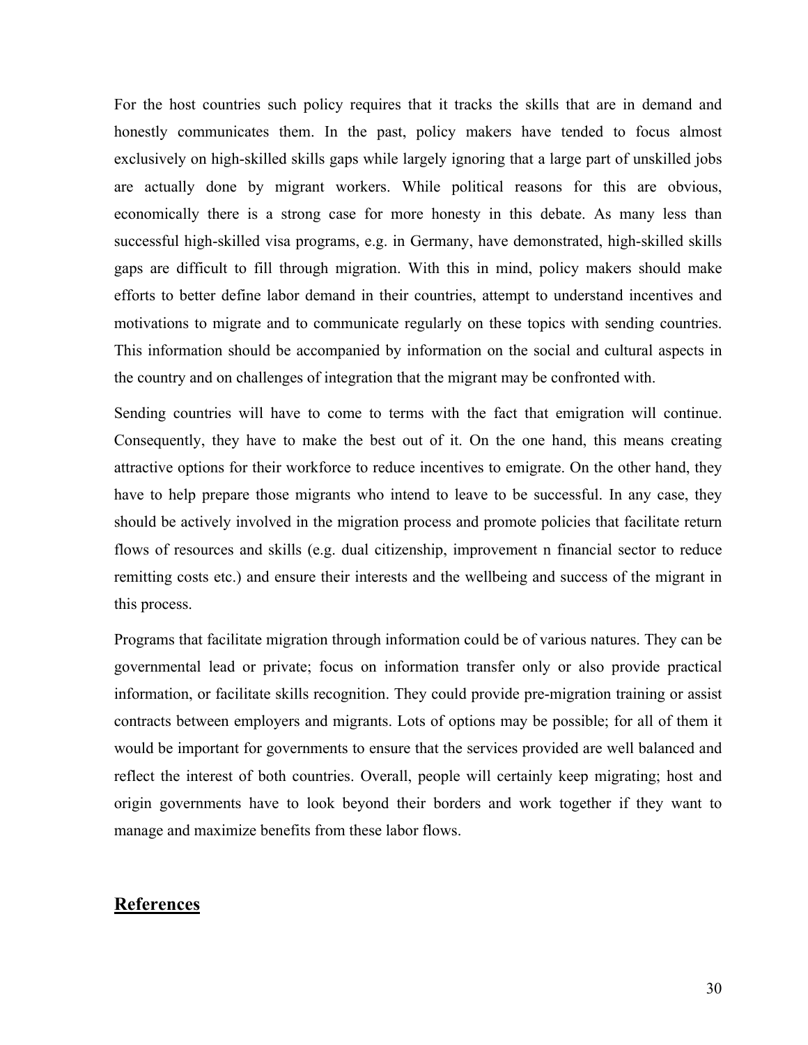For the host countries such policy requires that it tracks the skills that are in demand and honestly communicates them. In the past, policy makers have tended to focus almost exclusively on high-skilled skills gaps while largely ignoring that a large part of unskilled jobs are actually done by migrant workers. While political reasons for this are obvious, economically there is a strong case for more honesty in this debate. As many less than successful high-skilled visa programs, e.g. in Germany, have demonstrated, high-skilled skills gaps are difficult to fill through migration. With this in mind, policy makers should make efforts to better define labor demand in their countries, attempt to understand incentives and motivations to migrate and to communicate regularly on these topics with sending countries. This information should be accompanied by information on the social and cultural aspects in the country and on challenges of integration that the migrant may be confronted with.

Sending countries will have to come to terms with the fact that emigration will continue. Consequently, they have to make the best out of it. On the one hand, this means creating attractive options for their workforce to reduce incentives to emigrate. On the other hand, they have to help prepare those migrants who intend to leave to be successful. In any case, they should be actively involved in the migration process and promote policies that facilitate return flows of resources and skills (e.g. dual citizenship, improvement n financial sector to reduce remitting costs etc.) and ensure their interests and the wellbeing and success of the migrant in this process.

Programs that facilitate migration through information could be of various natures. They can be governmental lead or private; focus on information transfer only or also provide practical information, or facilitate skills recognition. They could provide pre-migration training or assist contracts between employers and migrants. Lots of options may be possible; for all of them it would be important for governments to ensure that the services provided are well balanced and reflect the interest of both countries. Overall, people will certainly keep migrating; host and origin governments have to look beyond their borders and work together if they want to manage and maximize benefits from these labor flows.

## References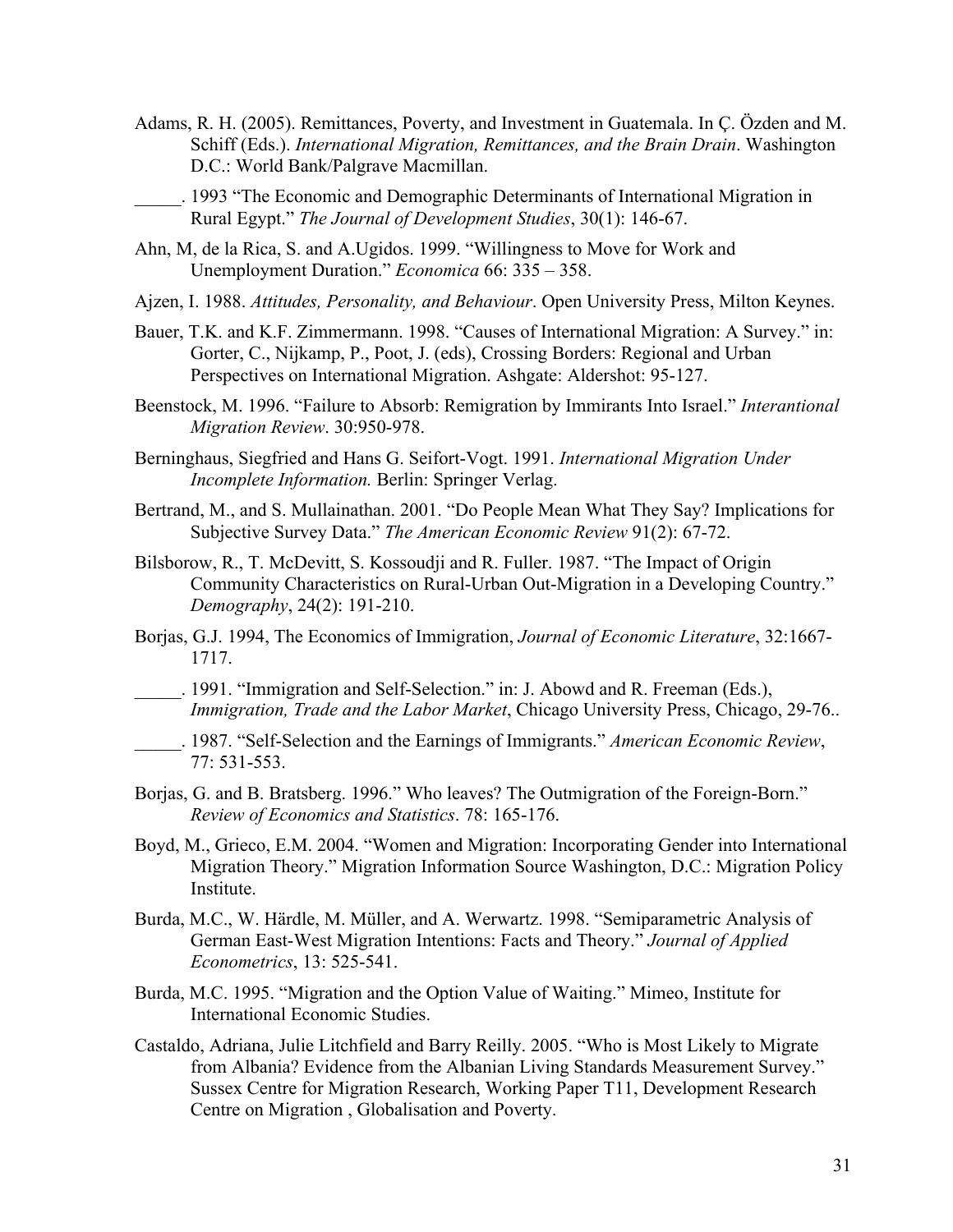Adams, R. H. (2005). Remittances, Poverty, and Investment in Guatemala. In Ç. Özden and M. Schiff (Eds.). *International Migration, Remittances, and the Brain Drain*. Washington D.C.: World Bank/Palgrave Macmillan.

_____. 1993 "The Economic and Demographic Determinants of International Migration in Rural Egypt." *The Journal of Development Studies*, 30(1): 146-67.

Ahn, M, de la Rica, S. and A.Ugidos. 1999. "Willingness to Move for Work and Unemployment Duration." *Economica* 66: 335 – 358.

Ajzen, I. 1988. *Attitudes, Personality, and Behaviour*. Open University Press, Milton Keynes.

Bauer, T.K. and K.F. Zimmermann. 1998. "Causes of International Migration: A Survey." in: Gorter, C., Nijkamp, P., Poot, J. (eds), Crossing Borders: Regional and Urban Perspectives on International Migration. Ashgate: Aldershot: 95-127.

Beenstock, M. 1996. "Failure to Absorb: Remigration by Immirants Into Israel." *Interantional Migration Review*. 30:950-978.

Berninghaus, Siegfried and Hans G. Seifort-Vogt. 1991. *International Migration Under Incomplete Information.* Berlin: Springer Verlag.

Bertrand, M., and S. Mullainathan. 2001. "Do People Mean What They Say? Implications for Subjective Survey Data." *The American Economic Review* 91(2): 67-72.

Bilsborow, R., T. McDevitt, S. Kossoudji and R. Fuller. 1987. "The Impact of Origin Community Characteristics on Rural-Urban Out-Migration in a Developing Country." *Demography*, 24(2): 191-210.

Borjas, G.J. 1994, The Economics of Immigration, *Journal of Economic Literature*, 32:1667-1717.

_____. 1991. "Immigration and Self-Selection." in: J. Abowd and R. Freeman (Eds.), *Immigration, Trade and the Labor Market*, Chicago University Press, Chicago, 29-76..

_____. 1987. "Self-Selection and the Earnings of Immigrants." *American Economic Review*, 77: 531-553.

Borjas, G. and B. Bratsberg. 1996." Who leaves? The Outmigration of the Foreign-Born." *Review of Economics and Statistics*. 78: 165-176.

Boyd, M., Grieco, E.M. 2004. "Women and Migration: Incorporating Gender into International Migration Theory." Migration Information Source Washington, D.C.: Migration Policy Institute.

Burda, M.C., W. Härdle, M. Müller, and A. Werwartz. 1998. "Semiparametric Analysis of German East-West Migration Intentions: Facts and Theory." *Journal of Applied Econometrics*, 13: 525-541.

Burda, M.C. 1995. "Migration and the Option Value of Waiting." Mimeo, Institute for International Economic Studies.

Castaldo, Adriana, Julie Litchfield and Barry Reilly. 2005. "Who is Most Likely to Migrate from Albania? Evidence from the Albanian Living Standards Measurement Survey." Sussex Centre for Migration Research, Working Paper T11, Development Research Centre on Migration , Globalisation and Poverty.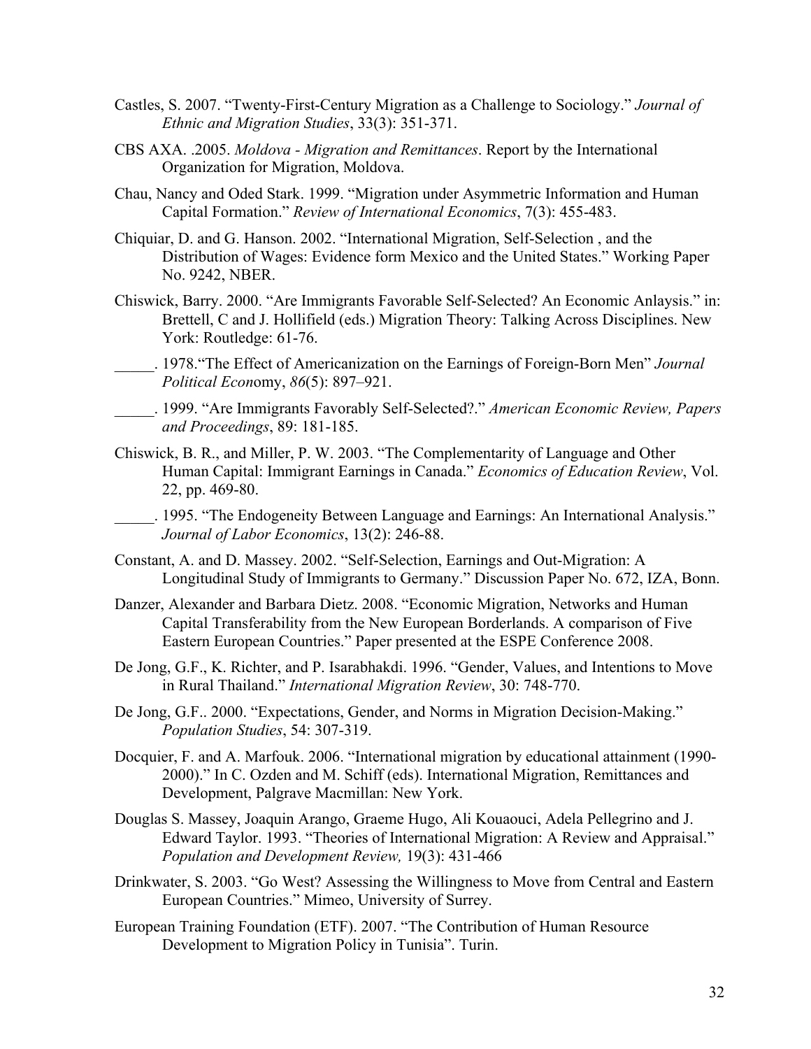Castles, S. 2007. "Twenty-First-Century Migration as a Challenge to Sociology." *Journal of Ethnic and Migration Studies*, 33(3): 351-371.

CBS AXA. .2005. *Moldova - Migration and Remittances*. Report by the International Organization for Migration, Moldova.

Chau, Nancy and Oded Stark. 1999. "Migration under Asymmetric Information and Human Capital Formation." *Review of International Economics*, 7(3): 455-483.

Chiquiar, D. and G. Hanson. 2002. "International Migration, Self-Selection , and the Distribution of Wages: Evidence form Mexico and the United States." Working Paper No. 9242, NBER.

Chiswick, Barry. 2000. "Are Immigrants Favorable Self-Selected? An Economic Anlaysis." in: Brettell, C and J. Hollifield (eds.) Migration Theory: Talking Across Disciplines. New York: Routledge: 61-76.

_____. 1978."The Effect of Americanization on the Earnings of Foreign-Born Men" *Journal Political Econ*omy, *86*(5): 897–921.

_____. 1999. "Are Immigrants Favorably Self-Selected?." *American Economic Review, Papers and Proceedings*, 89: 181-185.

Chiswick, B. R., and Miller, P. W. 2003. "The Complementarity of Language and Other Human Capital: Immigrant Earnings in Canada." *Economics of Education Review*, Vol. 22, pp. 469-80.

_____. 1995. "The Endogeneity Between Language and Earnings: An International Analysis." *Journal of Labor Economics*, 13(2): 246-88.

Constant, A. and D. Massey. 2002. "Self-Selection, Earnings and Out-Migration: A Longitudinal Study of Immigrants to Germany." Discussion Paper No. 672, IZA, Bonn.

Danzer, Alexander and Barbara Dietz. 2008. "Economic Migration, Networks and Human Capital Transferability from the New European Borderlands. A comparison of Five Eastern European Countries." Paper presented at the ESPE Conference 2008.

De Jong, G.F., K. Richter, and P. Isarabhakdi. 1996. "Gender, Values, and Intentions to Move in Rural Thailand." *International Migration Review*, 30: 748-770.

De Jong, G.F.. 2000. "Expectations, Gender, and Norms in Migration Decision-Making." *Population Studies*, 54: 307-319.

Docquier, F. and A. Marfouk. 2006. "International migration by educational attainment (1990-2000)." In C. Ozden and M. Schiff (eds). International Migration, Remittances and Development, Palgrave Macmillan: New York.

Douglas S. Massey, Joaquin Arango, Graeme Hugo, Ali Kouaouci, Adela Pellegrino and J. Edward Taylor. 1993. "Theories of International Migration: A Review and Appraisal." *Population and Development Review,* 19(3): 431-466

Drinkwater, S. 2003. "Go West? Assessing the Willingness to Move from Central and Eastern European Countries." Mimeo, University of Surrey.

European Training Foundation (ETF). 2007. "The Contribution of Human Resource Development to Migration Policy in Tunisia". Turin.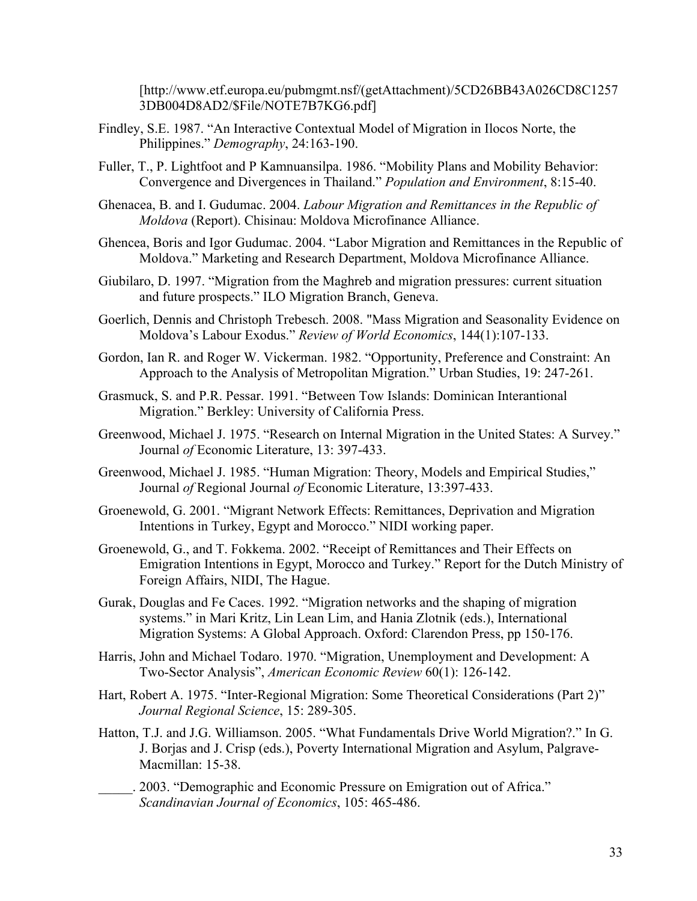[http://www.etf.europa.eu/pubmgmt.nsf/(getAttachment)/5CD26BB43A026CD8C12573DB004D8AD2/$File/NOTE7B7KG6.pdf]

Findley, S.E. 1987. "An Interactive Contextual Model of Migration in Ilocos Norte, the Philippines." *Demography*, 24:163-190.

Fuller, T., P. Lightfoot and P Kamnuansilpa. 1986. "Mobility Plans and Mobility Behavior: Convergence and Divergences in Thailand." *Population and Environment*, 8:15-40.

Ghenacea, B. and I. Gudumac. 2004. *Labour Migration and Remittances in the Republic of Moldova* (Report). Chisinau: Moldova Microfinance Alliance.

Ghencea, Boris and Igor Gudumac. 2004. "Labor Migration and Remittances in the Republic of Moldova." Marketing and Research Department, Moldova Microfinance Alliance.

Giubilaro, D. 1997. "Migration from the Maghreb and migration pressures: current situation and future prospects." ILO Migration Branch, Geneva.

Goerlich, Dennis and Christoph Trebesch. 2008. "Mass Migration and Seasonality Evidence on Moldova's Labour Exodus." *Review of World Economics*, 144(1):107-133.

Gordon, Ian R. and Roger W. Vickerman. 1982. "Opportunity, Preference and Constraint: An Approach to the Analysis of Metropolitan Migration." Urban Studies, 19: 247-261.

Grasmuck, S. and P.R. Pessar. 1991. "Between Tow Islands: Dominican Interantional Migration." Berkley: University of California Press.

Greenwood, Michael J. 1975. "Research on Internal Migration in the United States: A Survey." Journal *of* Economic Literature, 13: 397-433.

Greenwood, Michael J. 1985. "Human Migration: Theory, Models and Empirical Studies," Journal *of* Regional Journal *of* Economic Literature, 13:397-433.

Groenewold, G. 2001. "Migrant Network Effects: Remittances, Deprivation and Migration Intentions in Turkey, Egypt and Morocco." NIDI working paper.

Groenewold, G., and T. Fokkema. 2002. "Receipt of Remittances and Their Effects on Emigration Intentions in Egypt, Morocco and Turkey." Report for the Dutch Ministry of Foreign Affairs, NIDI, The Hague.

Gurak, Douglas and Fe Caces. 1992. "Migration networks and the shaping of migration systems." in Mari Kritz, Lin Lean Lim, and Hania Zlotnik (eds.), International Migration Systems: A Global Approach. Oxford: Clarendon Press, pp 150-176.

Harris, John and Michael Todaro. 1970. "Migration, Unemployment and Development: A Two-Sector Analysis", *American Economic Review* 60(1): 126-142.

Hart, Robert A. 1975. "Inter-Regional Migration: Some Theoretical Considerations (Part 2)" *Journal Regional Science*, 15: 289-305.

Hatton, T.J. and J.G. Williamson. 2005. "What Fundamentals Drive World Migration?." In G. J. Borjas and J. Crisp (eds.), Poverty International Migration and Asylum, Palgrave-Macmillan: 15-38.

_____. 2003. "Demographic and Economic Pressure on Emigration out of Africa." *Scandinavian Journal of Economics*, 105: 465-486.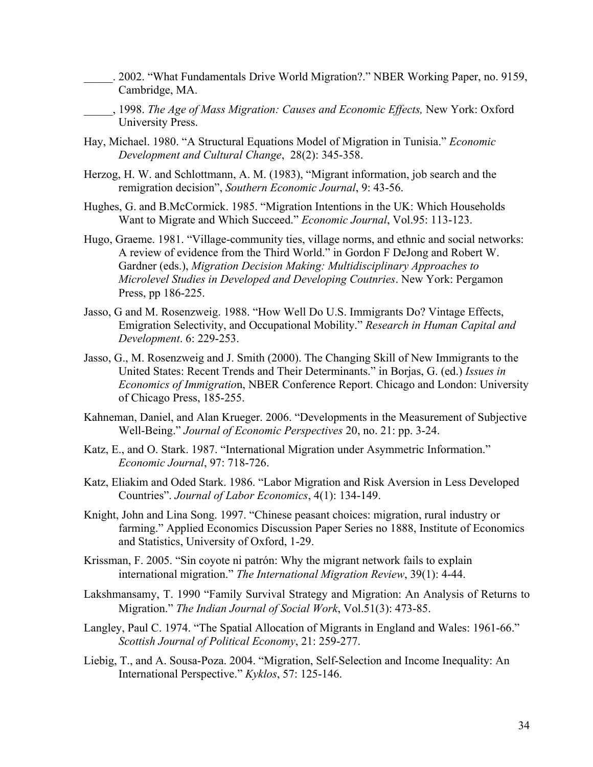_____. 2002. "What Fundamentals Drive World Migration?." NBER Working Paper, no. 9159, Cambridge, MA.

_____, 1998. *The Age of Mass Migration: Causes and Economic Effects,* New York: Oxford University Press.

Hay, Michael. 1980. "A Structural Equations Model of Migration in Tunisia." *Economic Development and Cultural Change*, 28(2): 345-358.

Herzog, H. W. and Schlottmann, A. M. (1983), "Migrant information, job search and the remigration decision", *Southern Economic Journal*, 9: 43-56.

Hughes, G. and B.McCormick. 1985. "Migration Intentions in the UK: Which Households Want to Migrate and Which Succeed." *Economic Journal*, Vol.95: 113-123.

Hugo, Graeme. 1981. "Village-community ties, village norms, and ethnic and social networks: A review of evidence from the Third World." in Gordon F DeJong and Robert W. Gardner (eds.), *Migration Decision Making: Multidisciplinary Approaches to Microlevel Studies in Developed and Developing Coutnries*. New York: Pergamon Press, pp 186-225.

Jasso, G and M. Rosenzweig. 1988. "How Well Do U.S. Immigrants Do? Vintage Effects, Emigration Selectivity, and Occupational Mobility." *Research in Human Capital and Development*. 6: 229-253.

Jasso, G., M. Rosenzweig and J. Smith (2000). The Changing Skill of New Immigrants to the United States: Recent Trends and Their Determinants." in Borjas, G. (ed.) *Issues in Economics of Immigration*, NBER Conference Report. Chicago and London: University of Chicago Press, 185-255.

Kahneman, Daniel, and Alan Krueger. 2006. "Developments in the Measurement of Subjective Well-Being." *Journal of Economic Perspectives* 20, no. 21: pp. 3-24.

Katz, E., and O. Stark. 1987. "International Migration under Asymmetric Information." *Economic Journal*, 97: 718-726.

Katz, Eliakim and Oded Stark. 1986. "Labor Migration and Risk Aversion in Less Developed Countries". *Journal of Labor Economics*, 4(1): 134-149.

Knight, John and Lina Song. 1997. "Chinese peasant choices: migration, rural industry or farming." Applied Economics Discussion Paper Series no 1888, Institute of Economics and Statistics, University of Oxford, 1-29.

Krissman, F. 2005. "Sin coyote ni patrón: Why the migrant network fails to explain international migration." *The International Migration Review*, 39(1): 4-44.

Lakshmansamy, T. 1990 "Family Survival Strategy and Migration: An Analysis of Returns to Migration." *The Indian Journal of Social Work*, Vol.51(3): 473-85.

Langley, Paul C. 1974. "The Spatial Allocation of Migrants in England and Wales: 1961-66." *Scottish Journal of Political Economy*, 21: 259-277.

Liebig, T., and A. Sousa-Poza. 2004. "Migration, Self-Selection and Income Inequality: An International Perspective." *Kyklos*, 57: 125-146.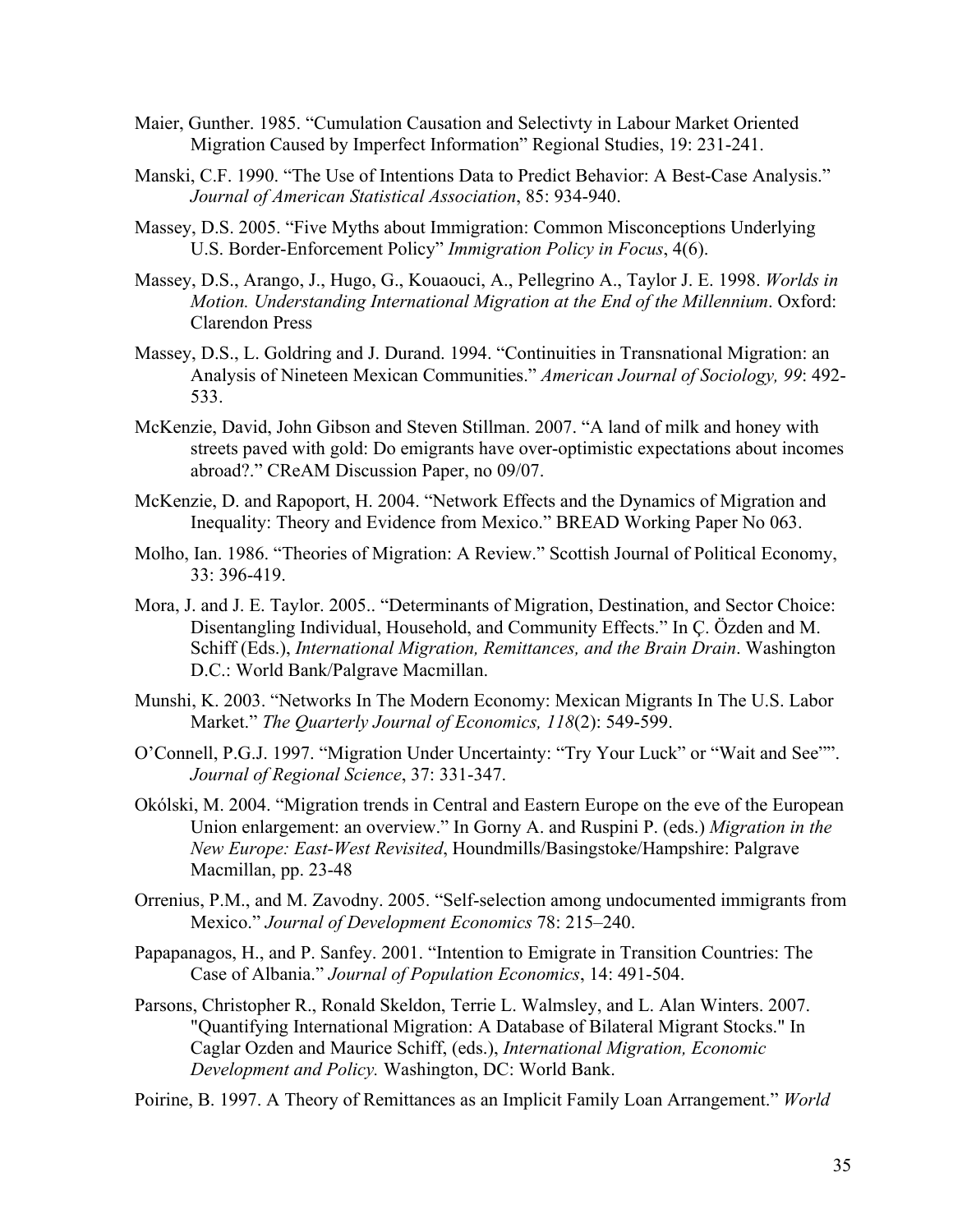Maier, Gunther. 1985. "Cumulation Causation and Selectivty in Labour Market Oriented Migration Caused by Imperfect Information" Regional Studies, 19: 231-241.

Manski, C.F. 1990. "The Use of Intentions Data to Predict Behavior: A Best-Case Analysis." *Journal of American Statistical Association*, 85: 934-940.

Massey, D.S. 2005. "Five Myths about Immigration: Common Misconceptions Underlying U.S. Border-Enforcement Policy" *Immigration Policy in Focus*, 4(6).

Massey, D.S., Arango, J., Hugo, G., Kouaouci, A., Pellegrino A., Taylor J. E. 1998. *Worlds in Motion. Understanding International Migration at the End of the Millennium*. Oxford: Clarendon Press

Massey, D.S., L. Goldring and J. Durand. 1994. "Continuities in Transnational Migration: an Analysis of Nineteen Mexican Communities." *American Journal of Sociology, 99*: 492-533.

McKenzie, David, John Gibson and Steven Stillman. 2007. "A land of milk and honey with streets paved with gold: Do emigrants have over-optimistic expectations about incomes abroad?." CReAM Discussion Paper, no 09/07.

McKenzie, D. and Rapoport, H. 2004. "Network Effects and the Dynamics of Migration and Inequality: Theory and Evidence from Mexico." BREAD Working Paper No 063.

Molho, Ian. 1986. "Theories of Migration: A Review." Scottish Journal of Political Economy, 33: 396-419.

Mora, J. and J. E. Taylor. 2005.. "Determinants of Migration, Destination, and Sector Choice: Disentangling Individual, Household, and Community Effects." In Ç. Özden and M. Schiff (Eds.), *International Migration, Remittances, and the Brain Drain*. Washington D.C.: World Bank/Palgrave Macmillan.

Munshi, K. 2003. "Networks In The Modern Economy: Mexican Migrants In The U.S. Labor Market." *The Quarterly Journal of Economics, 118*(2): 549-599.

O'Connell, P.G.J. 1997. "Migration Under Uncertainty: "Try Your Luck" or "Wait and See"". *Journal of Regional Science*, 37: 331-347.

Okólski, M. 2004. "Migration trends in Central and Eastern Europe on the eve of the European Union enlargement: an overview." In Gorny A. and Ruspini P. (eds.) *Migration in the New Europe: East-West Revisited*, Houndmills/Basingstoke/Hampshire: Palgrave Macmillan, pp. 23-48

Orrenius, P.M., and M. Zavodny. 2005. "Self-selection among undocumented immigrants from Mexico." *Journal of Development Economics* 78: 215–240.

Papapanagos, H., and P. Sanfey. 2001. "Intention to Emigrate in Transition Countries: The Case of Albania." *Journal of Population Economics*, 14: 491-504.

Parsons, Christopher R., Ronald Skeldon, Terrie L. Walmsley, and L. Alan Winters. 2007. "Quantifying International Migration: A Database of Bilateral Migrant Stocks." In Caglar Ozden and Maurice Schiff, (eds.), *International Migration, Economic Development and Policy.* Washington, DC: World Bank.

Poirine, B. 1997. A Theory of Remittances as an Implicit Family Loan Arrangement." *World*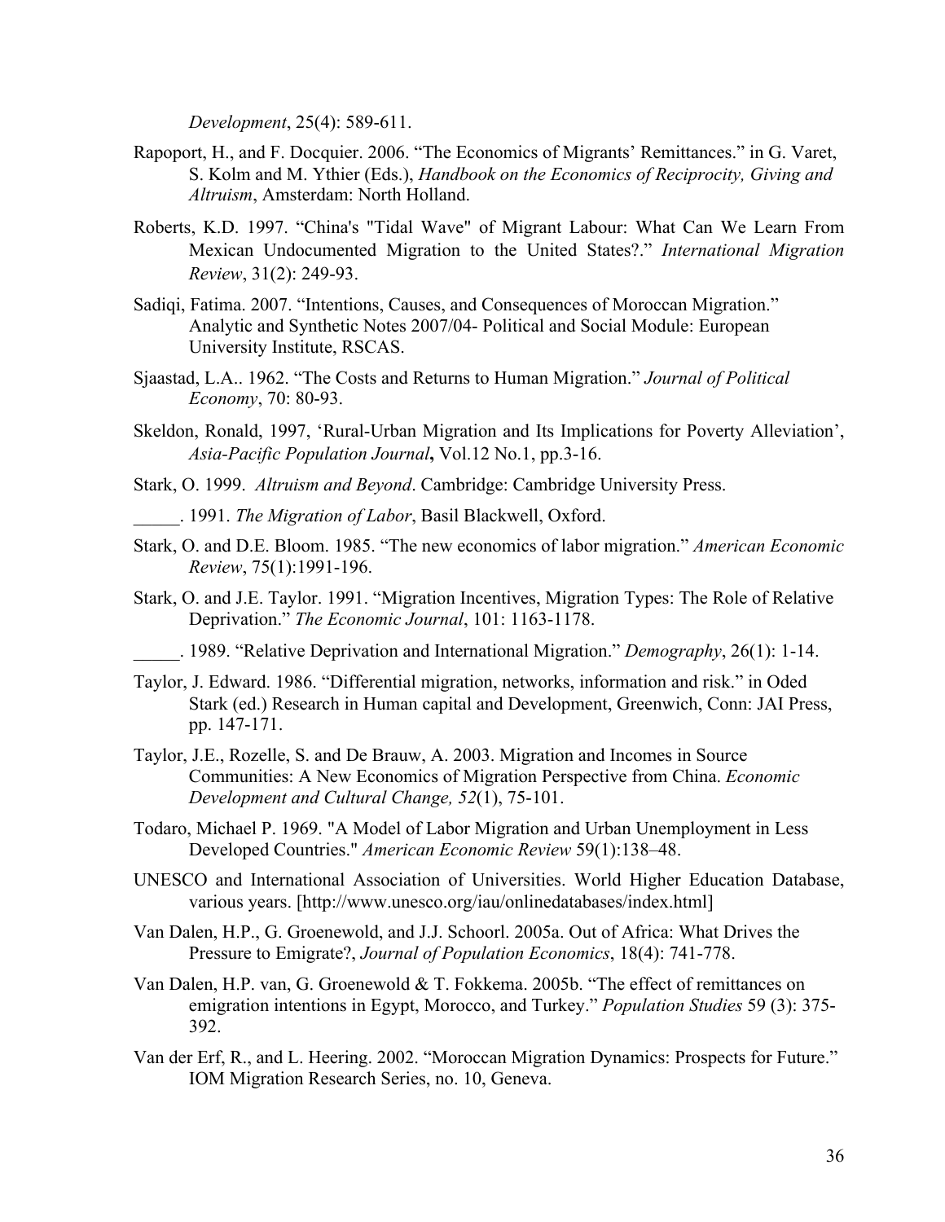*Development*, 25(4): 589-611.

Rapoport, H., and F. Docquier. 2006. "The Economics of Migrants' Remittances." in G. Varet, S. Kolm and M. Ythier (Eds.), *Handbook on the Economics of Reciprocity, Giving and Altruism*, Amsterdam: North Holland.

Roberts, K.D. 1997. "China's "Tidal Wave" of Migrant Labour: What Can We Learn From Mexican Undocumented Migration to the United States?." *International Migration Review*, 31(2): 249-93.

Sadiqi, Fatima. 2007. "Intentions, Causes, and Consequences of Moroccan Migration." Analytic and Synthetic Notes 2007/04- Political and Social Module: European University Institute, RSCAS.

Sjaastad, L.A.. 1962. "The Costs and Returns to Human Migration." *Journal of Political Economy*, 70: 80-93.

Skeldon, Ronald, 1997, 'Rural-Urban Migration and Its Implications for Poverty Alleviation', *Asia-Pacific Population Journal*, Vol.12 No.1, pp.3-16.

Stark, O. 1999. *Altruism and Beyond*. Cambridge: Cambridge University Press.

_____. 1991. *The Migration of Labor*, Basil Blackwell, Oxford.

Stark, O. and D.E. Bloom. 1985. "The new economics of labor migration." *American Economic Review*, 75(1):1991-196.

Stark, O. and J.E. Taylor. 1991. "Migration Incentives, Migration Types: The Role of Relative Deprivation." *The Economic Journal*, 101: 1163-1178.

_____. 1989. "Relative Deprivation and International Migration." *Demography*, 26(1): 1-14.

Taylor, J. Edward. 1986. "Differential migration, networks, information and risk." in Oded Stark (ed.) Research in Human capital and Development, Greenwich, Conn: JAI Press, pp. 147-171.

Taylor, J.E., Rozelle, S. and De Brauw, A. 2003. Migration and Incomes in Source Communities: A New Economics of Migration Perspective from China. *Economic Development and Cultural Change, 52*(1), 75-101.

Todaro, Michael P. 1969. "A Model of Labor Migration and Urban Unemployment in Less Developed Countries." *American Economic Review* 59(1):138–48.

UNESCO and International Association of Universities. World Higher Education Database, various years. [http://www.unesco.org/iau/onlinedatabases/index.html]

Van Dalen, H.P., G. Groenewold, and J.J. Schoorl. 2005a. Out of Africa: What Drives the Pressure to Emigrate?, *Journal of Population Economics*, 18(4): 741-778.

Van Dalen, H.P. van, G. Groenewold & T. Fokkema. 2005b. "The effect of remittances on emigration intentions in Egypt, Morocco, and Turkey." *Population Studies* 59 (3): 375-392.

Van der Erf, R., and L. Heering. 2002. "Moroccan Migration Dynamics: Prospects for Future." IOM Migration Research Series, no. 10, Geneva.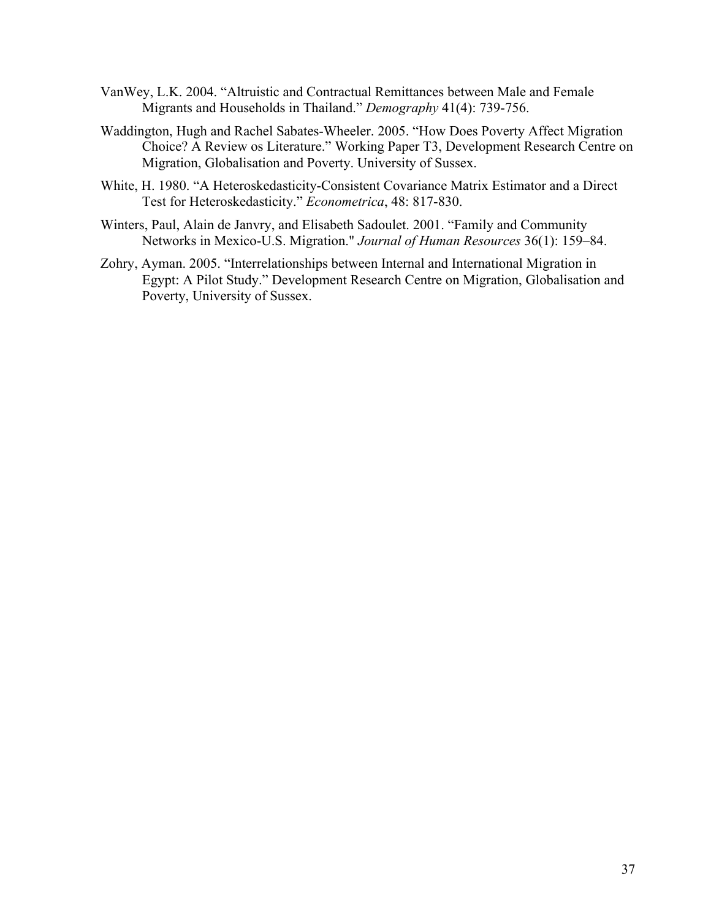VanWey, L.K. 2004. "Altruistic and Contractual Remittances between Male and Female Migrants and Households in Thailand." *Demography* 41(4): 739-756.

Waddington, Hugh and Rachel Sabates-Wheeler. 2005. "How Does Poverty Affect Migration Choice? A Review os Literature." Working Paper T3, Development Research Centre on Migration, Globalisation and Poverty. University of Sussex.

White, H. 1980. "A Heteroskedasticity-Consistent Covariance Matrix Estimator and a Direct Test for Heteroskedasticity." *Econometrica*, 48: 817-830.

Winters, Paul, Alain de Janvry, and Elisabeth Sadoulet. 2001. "Family and Community Networks in Mexico-U.S. Migration." *Journal of Human Resources* 36(1): 159–84.

Zohry, Ayman. 2005. "Interrelationships between Internal and International Migration in Egypt: A Pilot Study." Development Research Centre on Migration, Globalisation and Poverty, University of Sussex.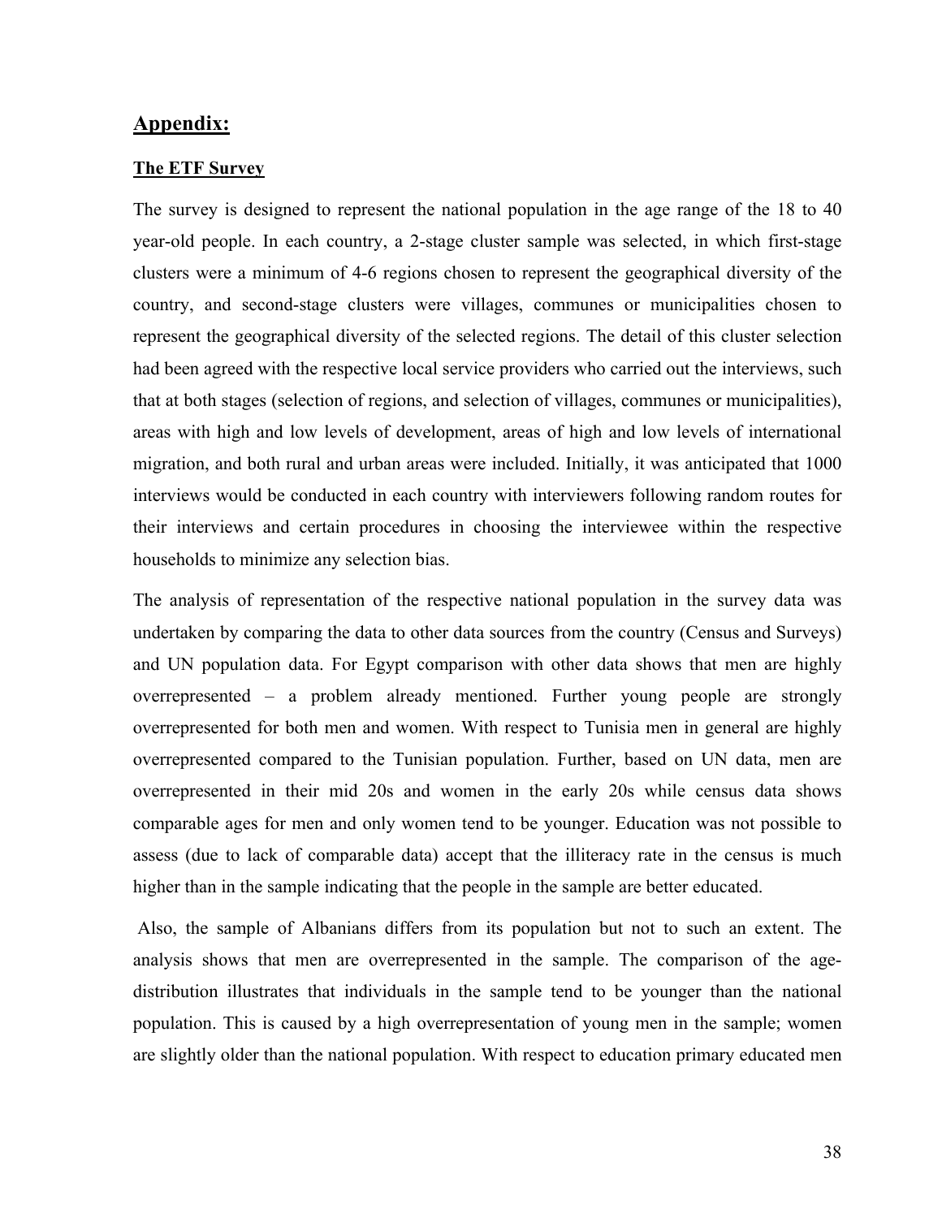## Appendix:

### The ETF Survey

The survey is designed to represent the national population in the age range of the 18 to 40 year-old people. In each country, a 2-stage cluster sample was selected, in which first-stage clusters were a minimum of 4-6 regions chosen to represent the geographical diversity of the country, and second-stage clusters were villages, communes or municipalities chosen to represent the geographical diversity of the selected regions. The detail of this cluster selection had been agreed with the respective local service providers who carried out the interviews, such that at both stages (selection of regions, and selection of villages, communes or municipalities), areas with high and low levels of development, areas of high and low levels of international migration, and both rural and urban areas were included. Initially, it was anticipated that 1000 interviews would be conducted in each country with interviewers following random routes for their interviews and certain procedures in choosing the interviewee within the respective households to minimize any selection bias.

The analysis of representation of the respective national population in the survey data was undertaken by comparing the data to other data sources from the country (Census and Surveys) and UN population data. For Egypt comparison with other data shows that men are highly overrepresented – a problem already mentioned. Further young people are strongly overrepresented for both men and women. With respect to Tunisia men in general are highly overrepresented compared to the Tunisian population. Further, based on UN data, men are overrepresented in their mid 20s and women in the early 20s while census data shows comparable ages for men and only women tend to be younger. Education was not possible to assess (due to lack of comparable data) accept that the illiteracy rate in the census is much higher than in the sample indicating that the people in the sample are better educated.

Also, the sample of Albanians differs from its population but not to such an extent. The analysis shows that men are overrepresented in the sample. The comparison of the age-distribution illustrates that individuals in the sample tend to be younger than the national population. This is caused by a high overrepresentation of young men in the sample; women are slightly older than the national population. With respect to education primary educated men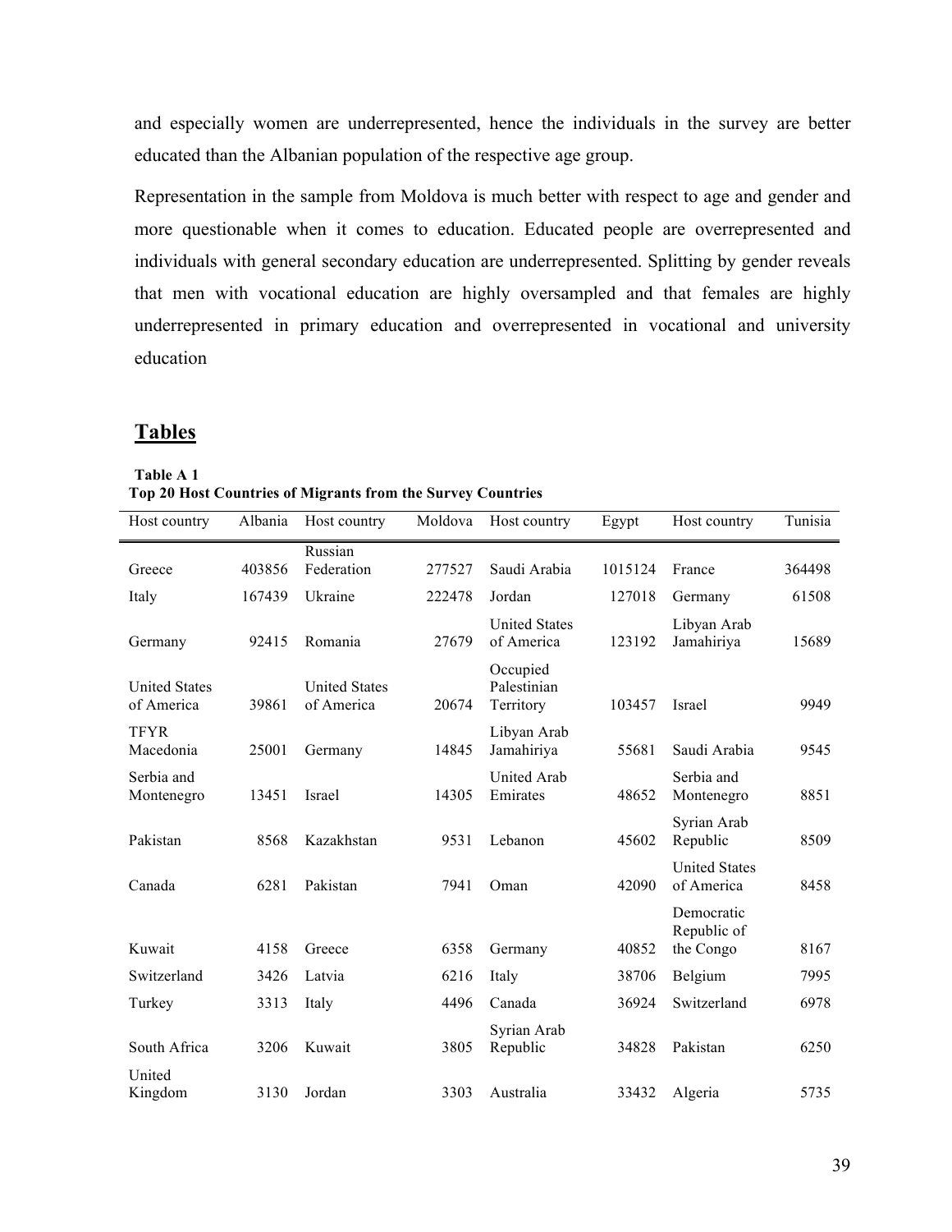and especially women are underrepresented, hence the individuals in the survey are better educated than the Albanian population of the respective age group.

Representation in the sample from Moldova is much better with respect to age and gender and more questionable when it comes to education. Educated people are overrepresented and individuals with general secondary education are underrepresented. Splitting by gender reveals that men with vocational education are highly oversampled and that females are highly underrepresented in primary education and overrepresented in vocational and university education

## Tables

**Table A 1**
**Top 20 Host Countries of Migrants from the Survey Countries**

| Host country | Albania | Host country | Moldova | Host country | Egypt | Host country | Tunisia |
|---|---|---|---|---|---|---|---|
| Greece | 403856 | Russian Federation | 277527 | Saudi Arabia | 1015124 | France | 364498 |
| Italy | 167439 | Ukraine | 222478 | Jordan | 127018 | Germany | 61508 |
| Germany | 92415 | Romania | 27679 | United States of America | 123192 | Libyan Arab Jamahiriya | 15689 |
| United States of America | 39861 | United States of America | 20674 | Occupied Palestinian Territory | 103457 | Israel | 9949 |
| TFYR Macedonia | 25001 | Germany | 14845 | Libyan Arab Jamahiriya | 55681 | Saudi Arabia | 9545 |
| Serbia and Montenegro | 13451 | Israel | 14305 | United Arab Emirates | 48652 | Serbia and Montenegro | 8851 |
| Pakistan | 8568 | Kazakhstan | 9531 | Lebanon | 45602 | Syrian Arab Republic | 8509 |
| Canada | 6281 | Pakistan | 7941 | Oman | 42090 | United States of America | 8458 |
| Kuwait | 4158 | Greece | 6358 | Germany | 40852 | Democratic Republic of the Congo | 8167 |
| Switzerland | 3426 | Latvia | 6216 | Italy | 38706 | Belgium | 7995 |
| Turkey | 3313 | Italy | 4496 | Canada | 36924 | Switzerland | 6978 |
| South Africa | 3206 | Kuwait | 3805 | Syrian Arab Republic | 34828 | Pakistan | 6250 |
| United Kingdom | 3130 | Jordan | 3303 | Australia | 33432 | Algeria | 5735 |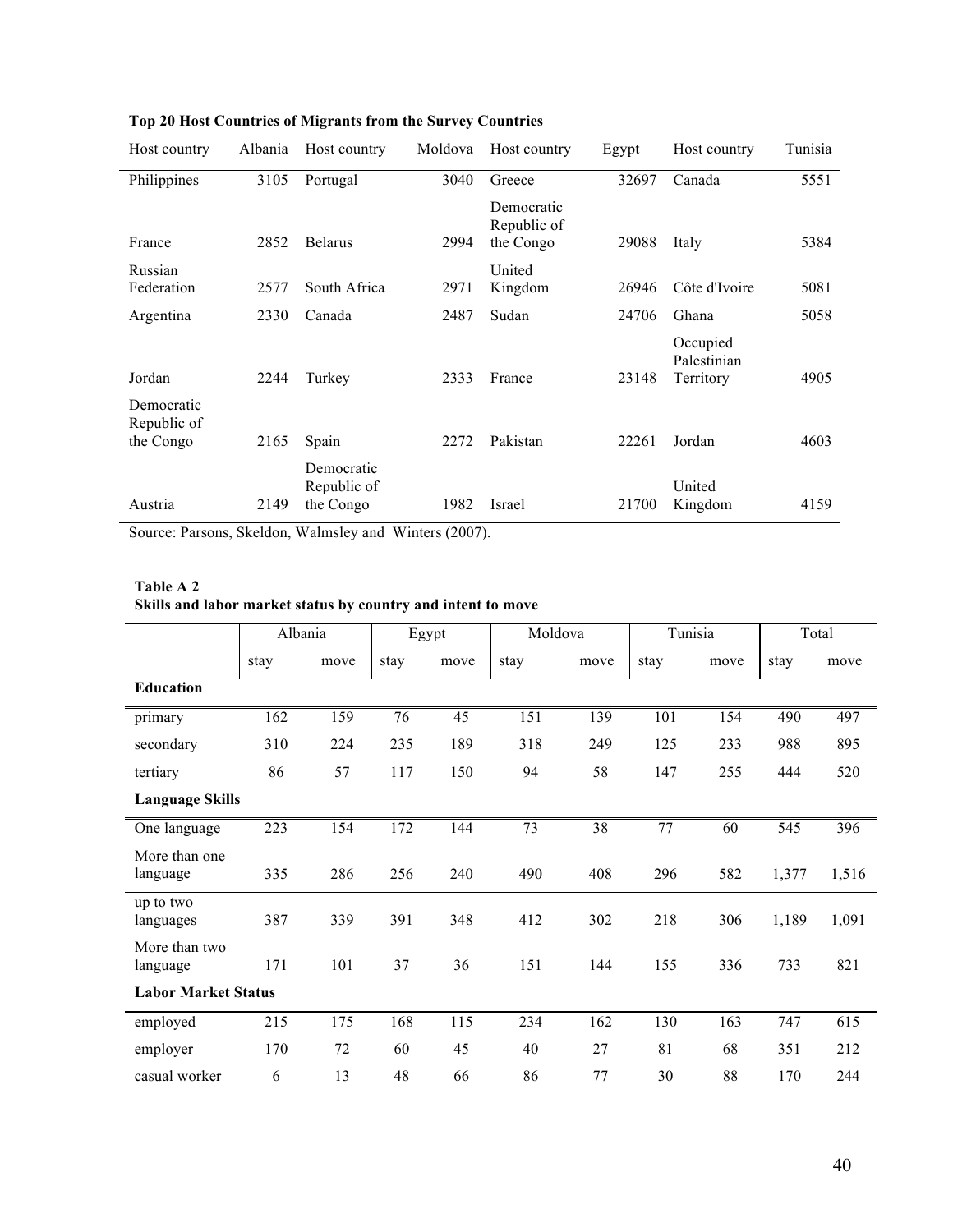**Top 20 Host Countries of Migrants from the Survey Countries**

| Host country | Albania | Host country | Moldova | Host country | Egypt | Host country | Tunisia |
|---|---|---|---|---|---|---|---|
| Philippines | 3105 | Portugal | 3040 | Greece | 32697 | Canada | 5551 |
| France | 2852 | Belarus | 2994 | Democratic Republic of the Congo | 29088 | Italy | 5384 |
| Russian Federation | 2577 | South Africa | 2971 | United Kingdom | 26946 | Côte d'Ivoire | 5081 |
| Argentina | 2330 | Canada | 2487 | Sudan | 24706 | Ghana | 5058 |
| Jordan | 2244 | Turkey | 2333 | France | 23148 | Occupied Palestinian Territory | 4905 |
| Democratic Republic of the Congo | 2165 | Spain | 2272 | Pakistan | 22261 | Jordan | 4603 |
| Austria | 2149 | Democratic Republic of the Congo | 1982 | Israel | 21700 | United Kingdom | 4159 |

Source: Parsons, Skeldon, Walmsley and Winters (2007).

**Table A 2**
**Skills and labor market status by country and intent to move**

| | Albania | | Egypt | | Moldova | | Tunisia | | Total | |
|---|---|---|---|---|---|---|---|---|---|---|
| | stay | move | stay | move | stay | move | stay | move | stay | move |
| **Education** | | | | | | | | | | |
| primary | 162 | 159 | 76 | 45 | 151 | 139 | 101 | 154 | 490 | 497 |
| secondary | 310 | 224 | 235 | 189 | 318 | 249 | 125 | 233 | 988 | 895 |
| tertiary | 86 | 57 | 117 | 150 | 94 | 58 | 147 | 255 | 444 | 520 |
| **Language Skills** | | | | | | | | | | |
| One language | 223 | 154 | 172 | 144 | 73 | 38 | 77 | 60 | 545 | 396 |
| More than one language | 335 | 286 | 256 | 240 | 490 | 408 | 296 | 582 | 1,377 | 1,516 |
| up to two languages | 387 | 339 | 391 | 348 | 412 | 302 | 218 | 306 | 1,189 | 1,091 |
| More than two language | 171 | 101 | 37 | 36 | 151 | 144 | 155 | 336 | 733 | 821 |
| **Labor Market Status** | | | | | | | | | | |
| employed | 215 | 175 | 168 | 115 | 234 | 162 | 130 | 163 | 747 | 615 |
| employer | 170 | 72 | 60 | 45 | 40 | 27 | 81 | 68 | 351 | 212 |
| casual worker | 6 | 13 | 48 | 66 | 86 | 77 | 30 | 88 | 170 | 244 |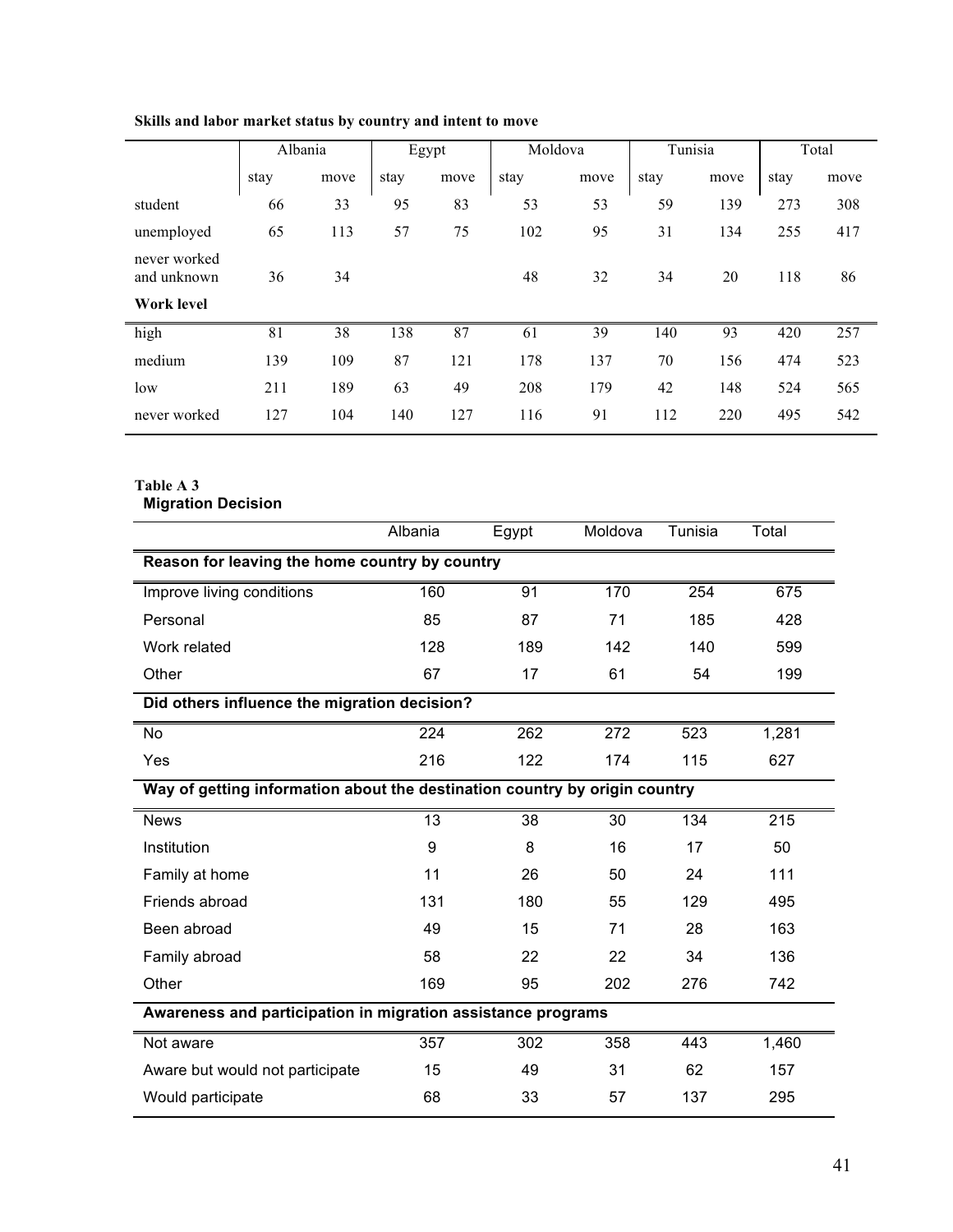**Skills and labor market status by country and intent to move**

| | Albania | | Egypt | | Moldova | | Tunisia | | Total | |
|---|---|---|---|---|---|---|---|---|---|---|
| | stay | move | stay | move | stay | move | stay | move | stay | move |
| student | 66 | 33 | 95 | 83 | 53 | 53 | 59 | 139 | 273 | 308 |
| unemployed | 65 | 113 | 57 | 75 | 102 | 95 | 31 | 134 | 255 | 417 |
| never worked and unknown | 36 | 34 | | | 48 | 32 | 34 | 20 | 118 | 86 |
| **Work level** | | | | | | | | | | |
| high | 81 | 38 | 138 | 87 | 61 | 39 | 140 | 93 | 420 | 257 |
| medium | 139 | 109 | 87 | 121 | 178 | 137 | 70 | 156 | 474 | 523 |
| low | 211 | 189 | 63 | 49 | 208 | 179 | 42 | 148 | 524 | 565 |
| never worked | 127 | 104 | 140 | 127 | 116 | 91 | 112 | 220 | 495 | 542 |

**Table A 3**
**Migration Decision**

| | Albania | Egypt | Moldova | Tunisia | Total |
|---|---|---|---|---|---|
| **Reason for leaving the home country by country** | | | | | |
| Improve living conditions | 160 | 91 | 170 | 254 | 675 |
| Personal | 85 | 87 | 71 | 185 | 428 |
| Work related | 128 | 189 | 142 | 140 | 599 |
| Other | 67 | 17 | 61 | 54 | 199 |
| **Did others influence the migration decision?** | | | | | |
| No | 224 | 262 | 272 | 523 | 1,281 |
| Yes | 216 | 122 | 174 | 115 | 627 |
| **Way of getting information about the destination country by origin country** | | | | | |
| News | 13 | 38 | 30 | 134 | 215 |
| Institution | 9 | 8 | 16 | 17 | 50 |
| Family at home | 11 | 26 | 50 | 24 | 111 |
| Friends abroad | 131 | 180 | 55 | 129 | 495 |
| Been abroad | 49 | 15 | 71 | 28 | 163 |
| Family abroad | 58 | 22 | 22 | 34 | 136 |
| Other | 169 | 95 | 202 | 276 | 742 |
| **Awareness and participation in migration assistance programs** | | | | | |
| Not aware | 357 | 302 | 358 | 443 | 1,460 |
| Aware but would not participate | 15 | 49 | 31 | 62 | 157 |
| Would participate | 68 | 33 | 57 | 137 | 295 |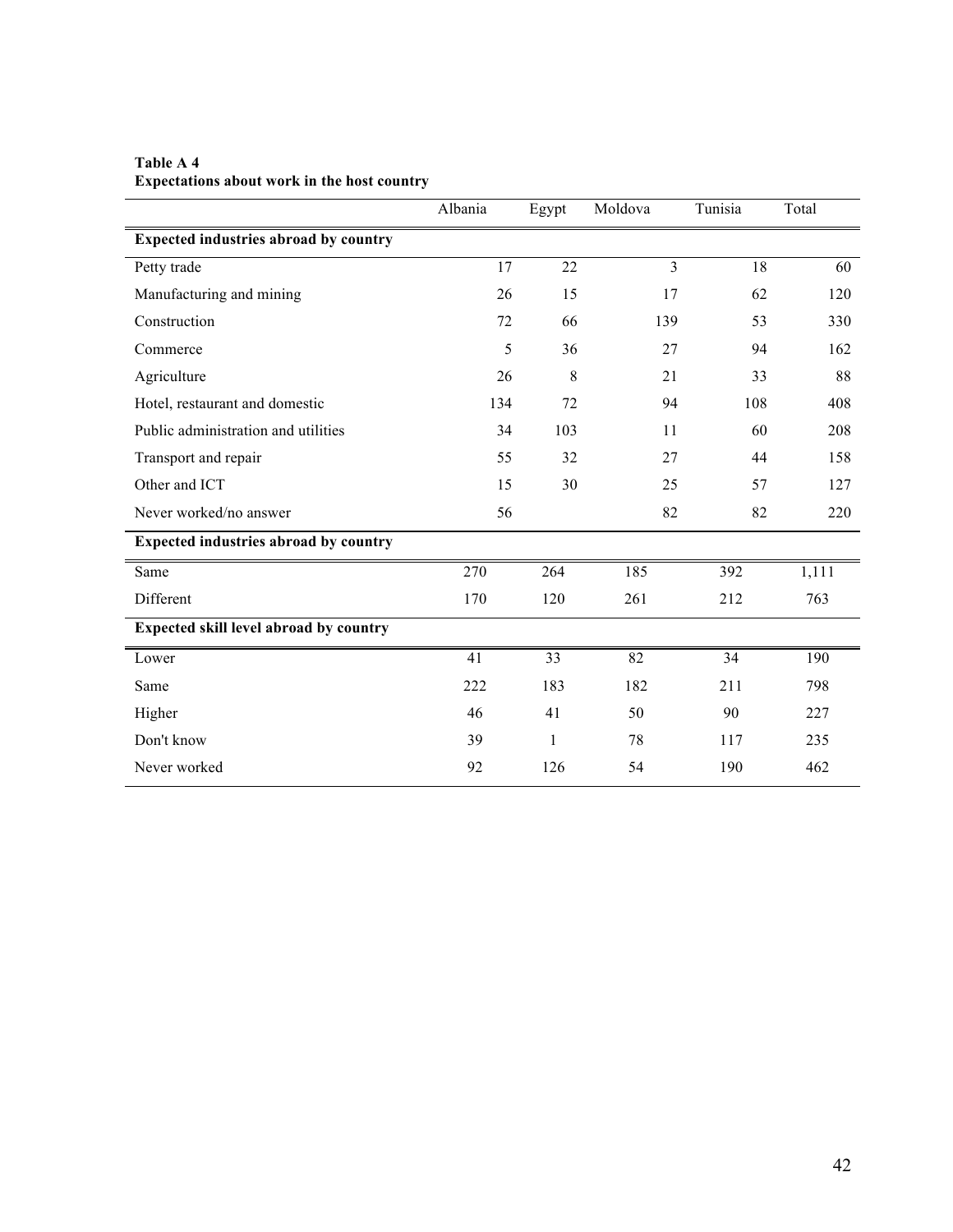**Table A 4**
**Expectations about work in the host country**

| | Albania | Egypt | Moldova | Tunisia | Total |
|---|---|---|---|---|---|
| **Expected industries abroad by country** | | | | | |
| Petty trade | 17 | 22 | 3 | 18 | 60 |
| Manufacturing and mining | 26 | 15 | 17 | 62 | 120 |
| Construction | 72 | 66 | 139 | 53 | 330 |
| Commerce | 5 | 36 | 27 | 94 | 162 |
| Agriculture | 26 | 8 | 21 | 33 | 88 |
| Hotel, restaurant and domestic | 134 | 72 | 94 | 108 | 408 |
| Public administration and utilities | 34 | 103 | 11 | 60 | 208 |
| Transport and repair | 55 | 32 | 27 | 44 | 158 |
| Other and ICT | 15 | 30 | 25 | 57 | 127 |
| Never worked/no answer | 56 | | 82 | 82 | 220 |
| **Expected industries abroad by country** | | | | | |
| Same | 270 | 264 | 185 | 392 | 1,111 |
| Different | 170 | 120 | 261 | 212 | 763 |
| **Expected skill level abroad by country** | | | | | |
| Lower | 41 | 33 | 82 | 34 | 190 |
| Same | 222 | 183 | 182 | 211 | 798 |
| Higher | 46 | 41 | 50 | 90 | 227 |
| Don't know | 39 | 1 | 78 | 117 | 235 |
| Never worked | 92 | 126 | 54 | 190 | 462 |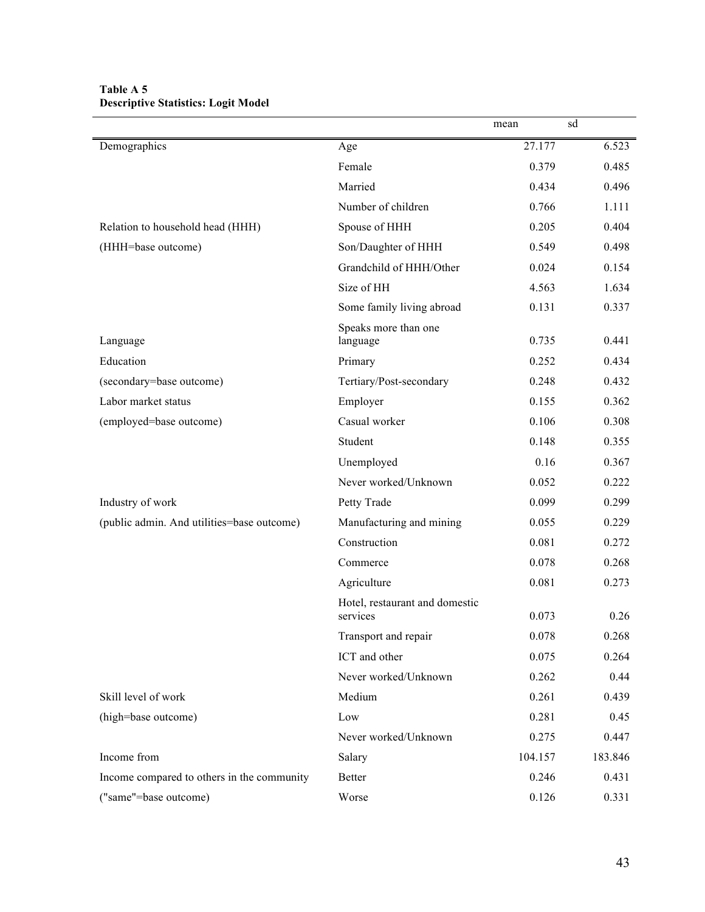**Table A 5**
**Descriptive Statistics: Logit Model**

| | | mean | sd |
|---|---|---|---|
| Demographics | Age | 27.177 | 6.523 |
| | Female | 0.379 | 0.485 |
| | Married | 0.434 | 0.496 |
| | Number of children | 0.766 | 1.111 |
| Relation to household head (HHH) | Spouse of HHH | 0.205 | 0.404 |
| (HHH=base outcome) | Son/Daughter of HHH | 0.549 | 0.498 |
| | Grandchild of HHH/Other | 0.024 | 0.154 |
| | Size of HH | 4.563 | 1.634 |
| | Some family living abroad | 0.131 | 0.337 |
| Language | Speaks more than one language | 0.735 | 0.441 |
| Education | Primary | 0.252 | 0.434 |
| (secondary=base outcome) | Tertiary/Post-secondary | 0.248 | 0.432 |
| Labor market status | Employer | 0.155 | 0.362 |
| (employed=base outcome) | Casual worker | 0.106 | 0.308 |
| | Student | 0.148 | 0.355 |
| | Unemployed | 0.16 | 0.367 |
| | Never worked/Unknown | 0.052 | 0.222 |
| Industry of work | Petty Trade | 0.099 | 0.299 |
| (public admin. And utilities=base outcome) | Manufacturing and mining | 0.055 | 0.229 |
| | Construction | 0.081 | 0.272 |
| | Commerce | 0.078 | 0.268 |
| | Agriculture | 0.081 | 0.273 |
| | Hotel, restaurant and domestic services | 0.073 | 0.26 |
| | Transport and repair | 0.078 | 0.268 |
| | ICT and other | 0.075 | 0.264 |
| | Never worked/Unknown | 0.262 | 0.44 |
| Skill level of work | Medium | 0.261 | 0.439 |
| (high=base outcome) | Low | 0.281 | 0.45 |
| | Never worked/Unknown | 0.275 | 0.447 |
| Income from | Salary | 104.157 | 183.846 |
| Income compared to others in the community | Better | 0.246 | 0.431 |
| ("same"=base outcome) | Worse | 0.126 | 0.331 |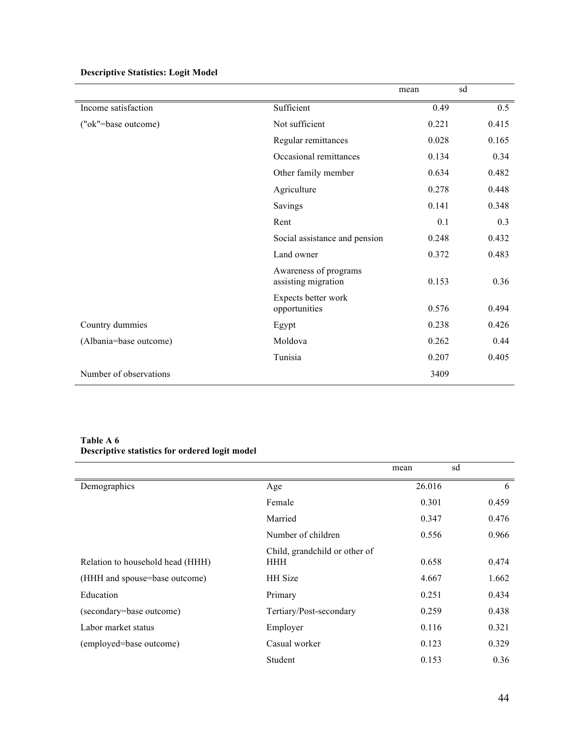**Descriptive Statistics: Logit Model**

| | | mean | sd |
|---|---|---|---|
| Income satisfaction | Sufficient | 0.49 | 0.5 |
| ("ok"=base outcome) | Not sufficient | 0.221 | 0.415 |
| | Regular remittances | 0.028 | 0.165 |
| | Occasional remittances | 0.134 | 0.34 |
| | Other family member | 0.634 | 0.482 |
| | Agriculture | 0.278 | 0.448 |
| | Savings | 0.141 | 0.348 |
| | Rent | 0.1 | 0.3 |
| | Social assistance and pension | 0.248 | 0.432 |
| | Land owner | 0.372 | 0.483 |
| | Awareness of programs assisting migration | 0.153 | 0.36 |
| | Expects better work opportunities | 0.576 | 0.494 |
| Country dummies | Egypt | 0.238 | 0.426 |
| (Albania=base outcome) | Moldova | 0.262 | 0.44 |
| | Tunisia | 0.207 | 0.405 |
| Number of observations | | 3409 | |

**Table A 6**
**Descriptive statistics for ordered logit model**

| | | mean | sd |
|---|---|---|---|
| Demographics | Age | 26.016 | 6 |
| | Female | 0.301 | 0.459 |
| | Married | 0.347 | 0.476 |
| | Number of children | 0.556 | 0.966 |
| Relation to household head (HHH) | Child, grandchild or other of HHH | 0.658 | 0.474 |
| (HHH and spouse=base outcome) | HH Size | 4.667 | 1.662 |
| Education | Primary | 0.251 | 0.434 |
| (secondary=base outcome) | Tertiary/Post-secondary | 0.259 | 0.438 |
| Labor market status | Employer | 0.116 | 0.321 |
| (employed=base outcome) | Casual worker | 0.123 | 0.329 |
| | Student | 0.153 | 0.36 |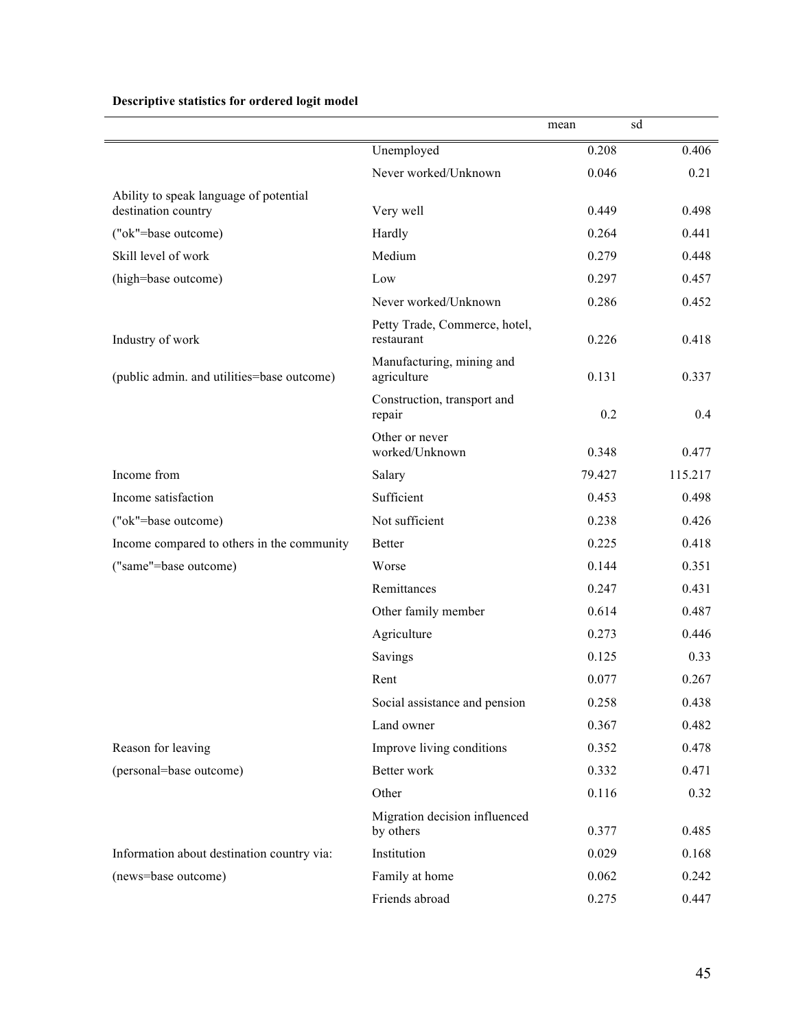**Descriptive statistics for ordered logit model**

| | | mean | sd |
|---|---|---|---|
| | Unemployed | 0.208 | 0.406 |
| | Never worked/Unknown | 0.046 | 0.21 |
| Ability to speak language of potential destination country | Very well | 0.449 | 0.498 |
| ("ok"=base outcome) | Hardly | 0.264 | 0.441 |
| Skill level of work | Medium | 0.279 | 0.448 |
| (high=base outcome) | Low | 0.297 | 0.457 |
| | Never worked/Unknown | 0.286 | 0.452 |
| Industry of work | Petty Trade, Commerce, hotel, restaurant | 0.226 | 0.418 |
| (public admin. and utilities=base outcome) | Manufacturing, mining and agriculture | 0.131 | 0.337 |
| | Construction, transport and repair | 0.2 | 0.4 |
| | Other or never worked/Unknown | 0.348 | 0.477 |
| Income from | Salary | 79.427 | 115.217 |
| Income satisfaction | Sufficient | 0.453 | 0.498 |
| ("ok"=base outcome) | Not sufficient | 0.238 | 0.426 |
| Income compared to others in the community | Better | 0.225 | 0.418 |
| ("same"=base outcome) | Worse | 0.144 | 0.351 |
| | Remittances | 0.247 | 0.431 |
| | Other family member | 0.614 | 0.487 |
| | Agriculture | 0.273 | 0.446 |
| | Savings | 0.125 | 0.33 |
| | Rent | 0.077 | 0.267 |
| | Social assistance and pension | 0.258 | 0.438 |
| | Land owner | 0.367 | 0.482 |
| Reason for leaving | Improve living conditions | 0.352 | 0.478 |
| (personal=base outcome) | Better work | 0.332 | 0.471 |
| | Other | 0.116 | 0.32 |
| | Migration decision influenced by others | 0.377 | 0.485 |
| Information about destination country via: | Institution | 0.029 | 0.168 |
| (news=base outcome) | Family at home | 0.062 | 0.242 |
| | Friends abroad | 0.275 | 0.447 |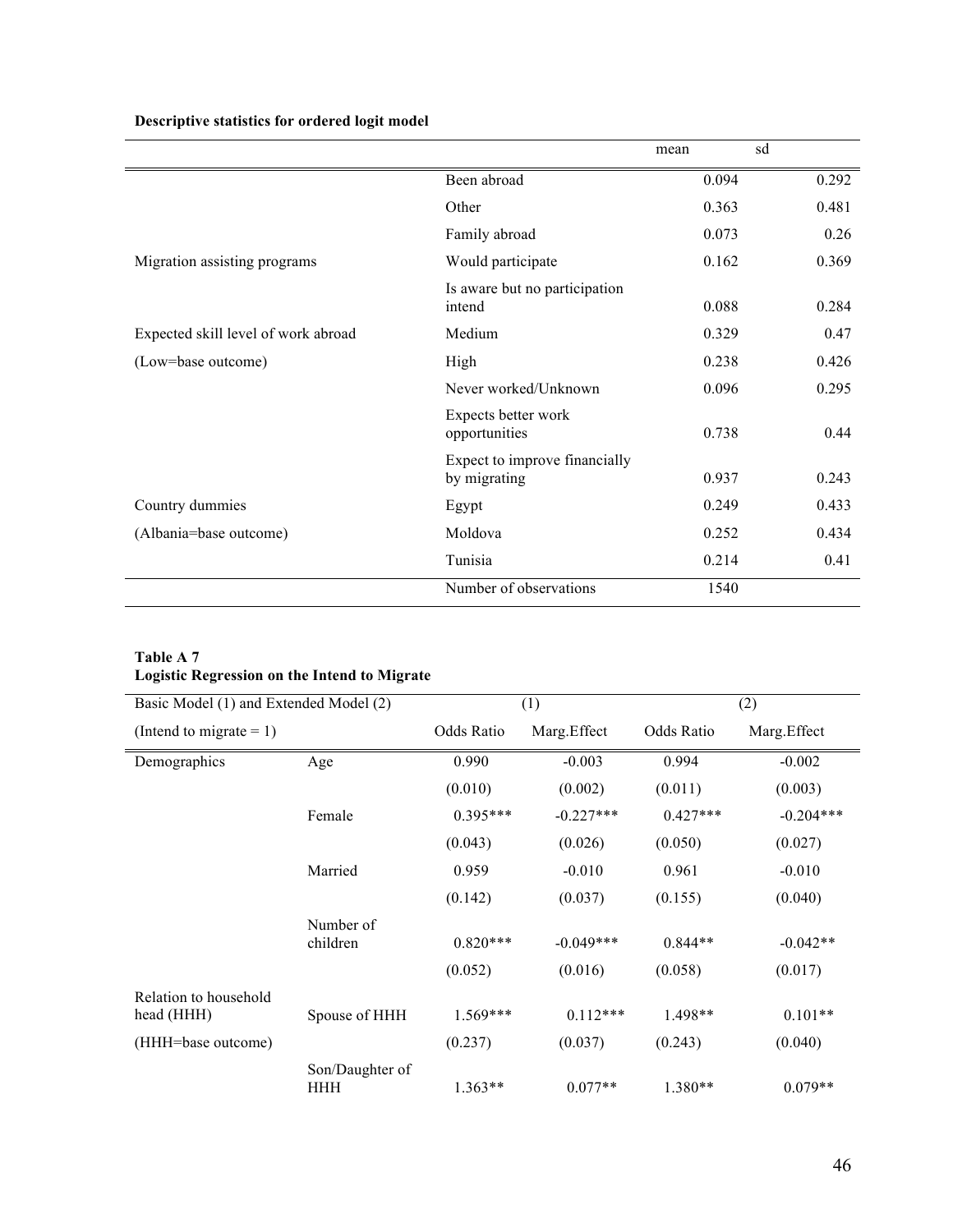**Descriptive statistics for ordered logit model**

| | | mean | sd |
|---|---|---|---|
| | Been abroad | 0.094 | 0.292 |
| | Other | 0.363 | 0.481 |
| | Family abroad | 0.073 | 0.26 |
| Migration assisting programs | Would participate | 0.162 | 0.369 |
| | Is aware but no participation intend | 0.088 | 0.284 |
| Expected skill level of work abroad | Medium | 0.329 | 0.47 |
| (Low=base outcome) | High | 0.238 | 0.426 |
| | Never worked/Unknown | 0.096 | 0.295 |
| | Expects better work opportunities | 0.738 | 0.44 |
| | Expect to improve financially by migrating | 0.937 | 0.243 |
| Country dummies | Egypt | 0.249 | 0.433 |
| (Albania=base outcome) | Moldova | 0.252 | 0.434 |
| | Tunisia | 0.214 | 0.41 |
| | Number of observations | 1540 | |

**Table A 7**
**Logistic Regression on the Intend to Migrate**

| Basic Model (1) and Extended Model (2) | | (1) | | (2) | |
|---|---|---|---|---|---|
| (Intend to migrate = 1) | | Odds Ratio | Marg.Effect | Odds Ratio | Marg.Effect |
| Demographics | Age | 0.990 | -0.003 | 0.994 | -0.002 |
| | | (0.010) | (0.002) | (0.011) | (0.003) |
| | Female | 0.395*** | -0.227*** | 0.427*** | -0.204*** |
| | | (0.043) | (0.026) | (0.050) | (0.027) |
| | Married | 0.959 | -0.010 | 0.961 | -0.010 |
| | | (0.142) | (0.037) | (0.155) | (0.040) |
| | Number of children | 0.820*** | -0.049*** | 0.844** | -0.042** |
| | | (0.052) | (0.016) | (0.058) | (0.017) |
| Relation to household head (HHH) | Spouse of HHH | 1.569*** | 0.112*** | 1.498** | 0.101** |
| (HHH=base outcome) | | (0.237) | (0.037) | (0.243) | (0.040) |
| | Son/Daughter of HHH | 1.363** | 0.077** | 1.380** | 0.079** |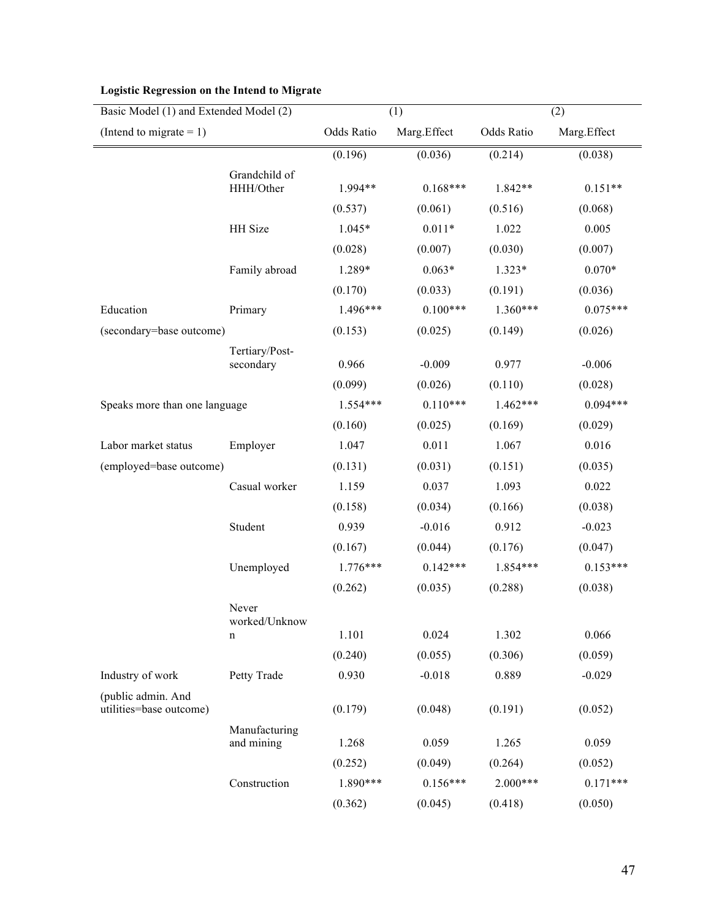**Logistic Regression on the Intend to Migrate**

| Basic Model (1) and Extended Model (2) | | (1) | | (2) | |
|---|---|---|---|---|---|
| (Intend to migrate = 1) | | Odds Ratio | Marg.Effect | Odds Ratio | Marg.Effect |
| | | (0.196) | (0.036) | (0.214) | (0.038) |
| | Grandchild of HHH/Other | 1.994** | 0.168*** | 1.842** | 0.151** |
| | | (0.537) | (0.061) | (0.516) | (0.068) |
| | HH Size | 1.045* | 0.011* | 1.022 | 0.005 |
| | | (0.028) | (0.007) | (0.030) | (0.007) |
| | Family abroad | 1.289* | 0.063* | 1.323* | 0.070* |
| | | (0.170) | (0.033) | (0.191) | (0.036) |
| Education | Primary | 1.496*** | 0.100*** | 1.360*** | 0.075*** |
| (secondary=base outcome) | | (0.153) | (0.025) | (0.149) | (0.026) |
| | Tertiary/Post-secondary | 0.966 | -0.009 | 0.977 | -0.006 |
| | | (0.099) | (0.026) | (0.110) | (0.028) |
| Speaks more than one language | | 1.554*** | 0.110*** | 1.462*** | 0.094*** |
| | | (0.160) | (0.025) | (0.169) | (0.029) |
| Labor market status | Employer | 1.047 | 0.011 | 1.067 | 0.016 |
| (employed=base outcome) | | (0.131) | (0.031) | (0.151) | (0.035) |
| | Casual worker | 1.159 | 0.037 | 1.093 | 0.022 |
| | | (0.158) | (0.034) | (0.166) | (0.038) |
| | Student | 0.939 | -0.016 | 0.912 | -0.023 |
| | | (0.167) | (0.044) | (0.176) | (0.047) |
| | Unemployed | 1.776*** | 0.142*** | 1.854*** | 0.153*** |
| | | (0.262) | (0.035) | (0.288) | (0.038) |
| | Never worked/Unknown | 1.101 | 0.024 | 1.302 | 0.066 |
| | | (0.240) | (0.055) | (0.306) | (0.059) |
| Industry of work | Petty Trade | 0.930 | -0.018 | 0.889 | -0.029 |
| (public admin. And utilities=base outcome) | | (0.179) | (0.048) | (0.191) | (0.052) |
| | Manufacturing and mining | 1.268 | 0.059 | 1.265 | 0.059 |
| | | (0.252) | (0.049) | (0.264) | (0.052) |
| | Construction | 1.890*** | 0.156*** | 2.000*** | 0.171*** |
| | | (0.362) | (0.045) | (0.418) | (0.050) |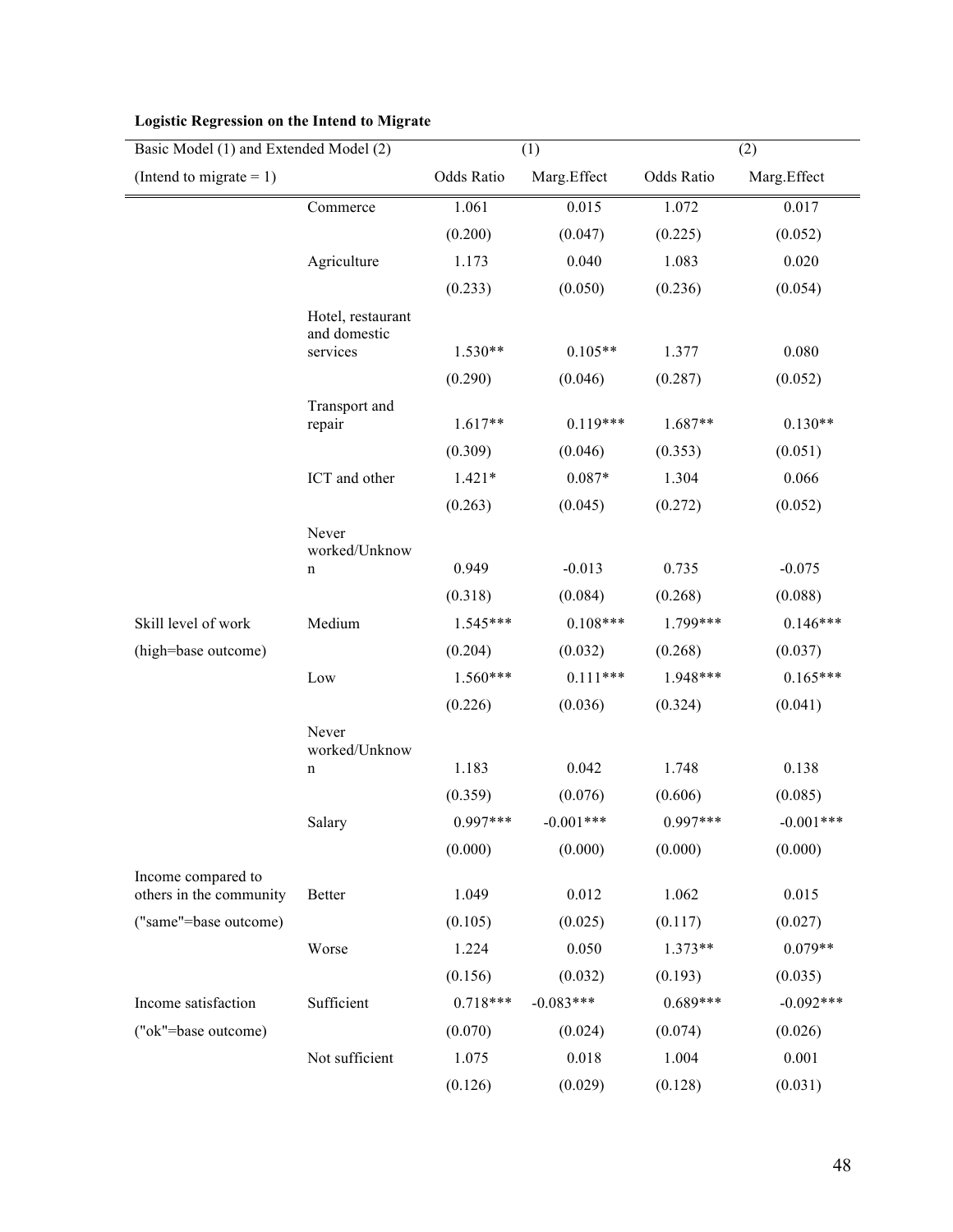**Logistic Regression on the Intend to Migrate**

| Basic Model (1) and Extended Model (2) | | (1) | | (2) | |
|---|---|---|---|---|---|
| (Intend to migrate = 1) | | Odds Ratio | Marg.Effect | Odds Ratio | Marg.Effect |
| | Commerce | 1.061 | 0.015 | 1.072 | 0.017 |
| | | (0.200) | (0.047) | (0.225) | (0.052) |
| | Agriculture | 1.173 | 0.040 | 1.083 | 0.020 |
| | | (0.233) | (0.050) | (0.236) | (0.054) |
| | Hotel, restaurant and domestic services | 1.530** | 0.105** | 1.377 | 0.080 |
| | | (0.290) | (0.046) | (0.287) | (0.052) |
| | Transport and repair | 1.617** | 0.119*** | 1.687** | 0.130** |
| | | (0.309) | (0.046) | (0.353) | (0.051) |
| | ICT and other | 1.421* | 0.087* | 1.304 | 0.066 |
| | | (0.263) | (0.045) | (0.272) | (0.052) |
| | Never worked/Unknown | 0.949 | -0.013 | 0.735 | -0.075 |
| | | (0.318) | (0.084) | (0.268) | (0.088) |
| Skill level of work | Medium | 1.545*** | 0.108*** | 1.799*** | 0.146*** |
| (high=base outcome) | | (0.204) | (0.032) | (0.268) | (0.037) |
| | Low | 1.560*** | 0.111*** | 1.948*** | 0.165*** |
| | | (0.226) | (0.036) | (0.324) | (0.041) |
| | Never worked/Unknown | 1.183 | 0.042 | 1.748 | 0.138 |
| | | (0.359) | (0.076) | (0.606) | (0.085) |
| | Salary | 0.997*** | -0.001*** | 0.997*** | -0.001*** |
| | | (0.000) | (0.000) | (0.000) | (0.000) |
| Income compared to others in the community | Better | 1.049 | 0.012 | 1.062 | 0.015 |
| ("same"=base outcome) | | (0.105) | (0.025) | (0.117) | (0.027) |
| | Worse | 1.224 | 0.050 | 1.373** | 0.079** |
| | | (0.156) | (0.032) | (0.193) | (0.035) |
| Income satisfaction | Sufficient | 0.718*** | -0.083*** | 0.689*** | -0.092*** |
| ("ok"=base outcome) | | (0.070) | (0.024) | (0.074) | (0.026) |
| | Not sufficient | 1.075 | 0.018 | 1.004 | 0.001 |
| | | (0.126) | (0.029) | (0.128) | (0.031) |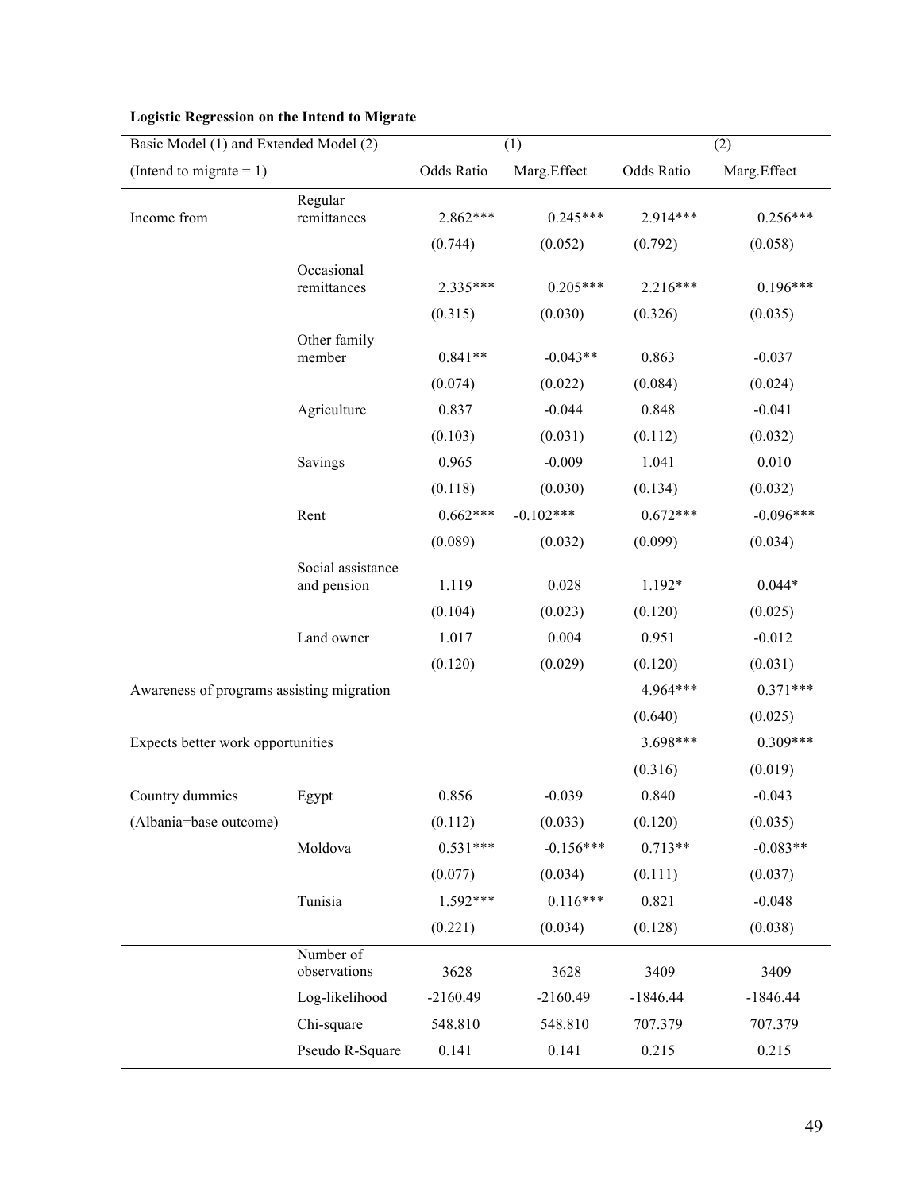**Logistic Regression on the Intend to Migrate**

| Basic Model (1) and Extended Model (2) | | (1) | | (2) | |
|---|---|---|---|---|---|
| (Intend to migrate = 1) | | Odds Ratio | Marg.Effect | Odds Ratio | Marg.Effect |
| Income from | Regular remittances | 2.862*** | 0.245*** | 2.914*** | 0.256*** |
| | | (0.744) | (0.052) | (0.792) | (0.058) |
| | Occasional remittances | 2.335*** | 0.205*** | 2.216*** | 0.196*** |
| | | (0.315) | (0.030) | (0.326) | (0.035) |
| | Other family member | 0.841** | -0.043** | 0.863 | -0.037 |
| | | (0.074) | (0.022) | (0.084) | (0.024) |
| | Agriculture | 0.837 | -0.044 | 0.848 | -0.041 |
| | | (0.103) | (0.031) | (0.112) | (0.032) |
| | Savings | 0.965 | -0.009 | 1.041 | 0.010 |
| | | (0.118) | (0.030) | (0.134) | (0.032) |
| | Rent | 0.662*** | -0.102*** | 0.672*** | -0.096*** |
| | | (0.089) | (0.032) | (0.099) | (0.034) |
| | Social assistance and pension | 1.119 | 0.028 | 1.192* | 0.044* |
| | | (0.104) | (0.023) | (0.120) | (0.025) |
| | Land owner | 1.017 | 0.004 | 0.951 | -0.012 |
| | | (0.120) | (0.029) | (0.120) | (0.031) |
| Awareness of programs assisting migration | | | | 4.964*** | 0.371*** |
| | | | | (0.640) | (0.025) |
| Expects better work opportunities | | | | 3.698*** | 0.309*** |
| | | | | (0.316) | (0.019) |
| Country dummies | Egypt | 0.856 | -0.039 | 0.840 | -0.043 |
| (Albania=base outcome) | | (0.112) | (0.033) | (0.120) | (0.035) |
| | Moldova | 0.531*** | -0.156*** | 0.713** | -0.083** |
| | | (0.077) | (0.034) | (0.111) | (0.037) |
| | Tunisia | 1.592*** | 0.116*** | 0.821 | -0.048 |
| | | (0.221) | (0.034) | (0.128) | (0.038) |
| | Number of observations | 3628 | 3628 | 3409 | 3409 |
| | Log-likelihood | -2160.49 | -2160.49 | -1846.44 | -1846.44 |
| | Chi-square | 548.810 | 548.810 | 707.379 | 707.379 |
| | Pseudo R-Square | 0.141 | 0.141 | 0.215 | 0.215 |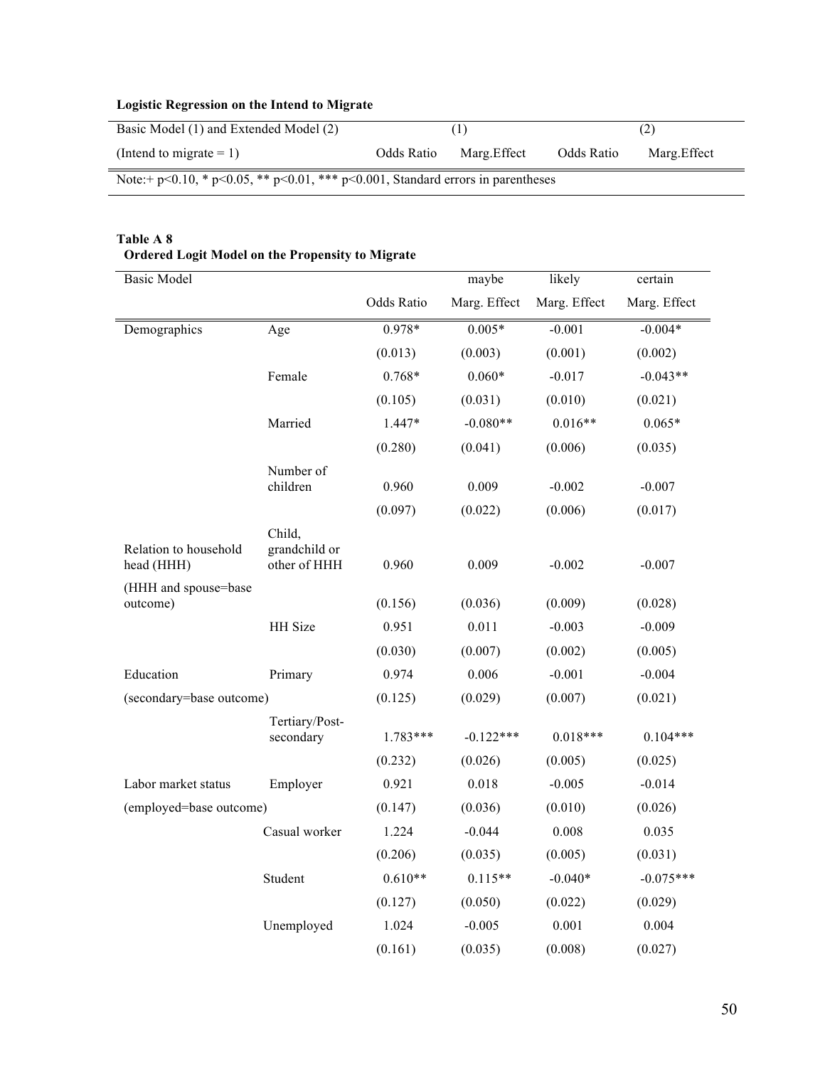**Logistic Regression on the Intend to Migrate**

| Basic Model (1) and Extended Model (2) | (1) | | (2) | |
|---|---|---|---|---|
| (Intend to migrate = 1) | Odds Ratio | Marg.Effect | Odds Ratio | Marg.Effect |
| Note:+ p<0.10, * p<0.05, ** p<0.01, *** p<0.001, Standard errors in parentheses | | | | |

**Table A 8**
**Ordered Logit Model on the Propensity to Migrate**

| Basic Model | | | maybe | likely | certain |
|---|---|---|---|---|---|
| | | Odds Ratio | Marg. Effect | Marg. Effect | Marg. Effect |
| Demographics | Age | 0.978* | 0.005* | -0.001 | -0.004* |
| | | (0.013) | (0.003) | (0.001) | (0.002) |
| | Female | 0.768* | 0.060* | -0.017 | -0.043** |
| | | (0.105) | (0.031) | (0.010) | (0.021) |
| | Married | 1.447* | -0.080** | 0.016** | 0.065* |
| | | (0.280) | (0.041) | (0.006) | (0.035) |
| | Number of children | 0.960 | 0.009 | -0.002 | -0.007 |
| | | (0.097) | (0.022) | (0.006) | (0.017) |
| Relation to household head (HHH) | Child, grandchild or other of HHH | 0.960 | 0.009 | -0.002 | -0.007 |
| (HHH and spouse=base outcome) | | (0.156) | (0.036) | (0.009) | (0.028) |
| | HH Size | 0.951 | 0.011 | -0.003 | -0.009 |
| | | (0.030) | (0.007) | (0.002) | (0.005) |
| Education | Primary | 0.974 | 0.006 | -0.001 | -0.004 |
| (secondary=base outcome) | | (0.125) | (0.029) | (0.007) | (0.021) |
| | Tertiary/Post-secondary | 1.783*** | -0.122*** | 0.018*** | 0.104*** |
| | | (0.232) | (0.026) | (0.005) | (0.025) |
| Labor market status | Employer | 0.921 | 0.018 | -0.005 | -0.014 |
| (employed=base outcome) | | (0.147) | (0.036) | (0.010) | (0.026) |
| | Casual worker | 1.224 | -0.044 | 0.008 | 0.035 |
| | | (0.206) | (0.035) | (0.005) | (0.031) |
| | Student | 0.610** | 0.115** | -0.040* | -0.075*** |
| | | (0.127) | (0.050) | (0.022) | (0.029) |
| | Unemployed | 1.024 | -0.005 | 0.001 | 0.004 |
| | | (0.161) | (0.035) | (0.008) | (0.027) |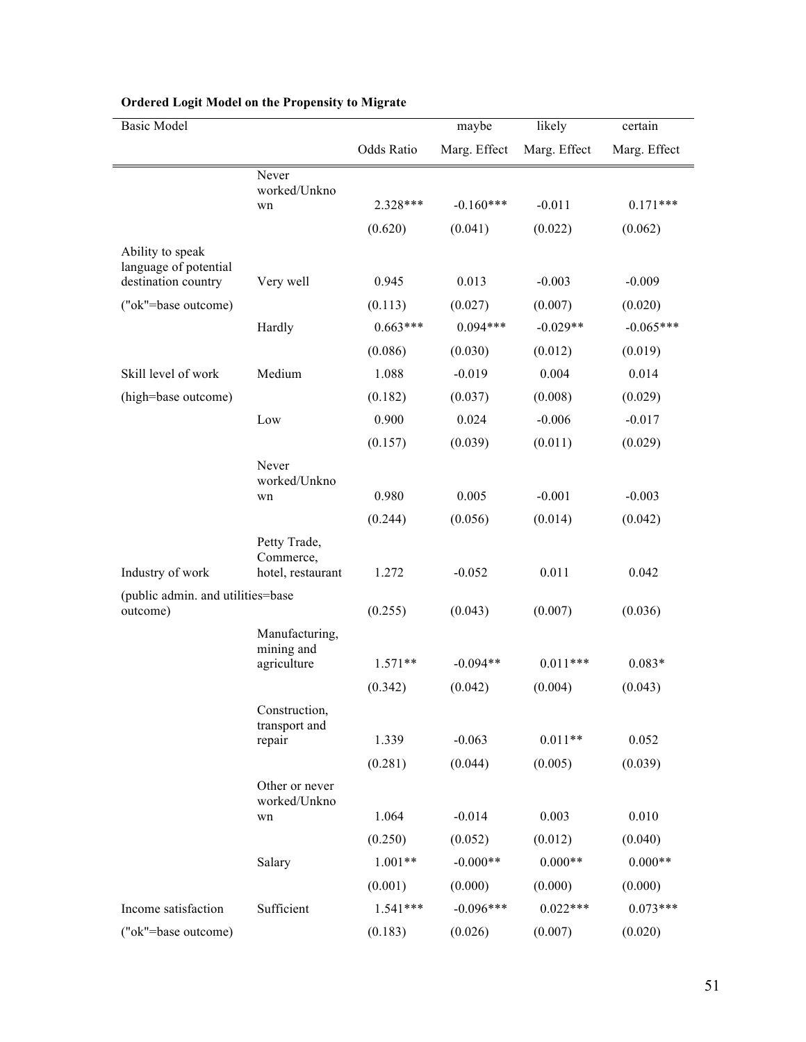**Ordered Logit Model on the Propensity to Migrate**

| Basic Model | | | maybe | likely | certain |
|---|---|---|---|---|---|
| | | Odds Ratio | Marg. Effect | Marg. Effect | Marg. Effect |
| | Never worked/Unknown | 2.328*** | -0.160*** | -0.011 | 0.171*** |
| | | (0.620) | (0.041) | (0.022) | (0.062) |
| Ability to speak language of potential destination country | Very well | 0.945 | 0.013 | -0.003 | -0.009 |
| ("ok"=base outcome) | | (0.113) | (0.027) | (0.007) | (0.020) |
| | Hardly | 0.663*** | 0.094*** | -0.029** | -0.065*** |
| | | (0.086) | (0.030) | (0.012) | (0.019) |
| Skill level of work | Medium | 1.088 | -0.019 | 0.004 | 0.014 |
| (high=base outcome) | | (0.182) | (0.037) | (0.008) | (0.029) |
| | Low | 0.900 | 0.024 | -0.006 | -0.017 |
| | | (0.157) | (0.039) | (0.011) | (0.029) |
| | Never worked/Unknown | 0.980 | 0.005 | -0.001 | -0.003 |
| | | (0.244) | (0.056) | (0.014) | (0.042) |
| Industry of work | Petty Trade, Commerce, hotel, restaurant | 1.272 | -0.052 | 0.011 | 0.042 |
| (public admin. and utilities=base outcome) | | (0.255) | (0.043) | (0.007) | (0.036) |
| | Manufacturing, mining and agriculture | 1.571** | -0.094** | 0.011*** | 0.083* |
| | | (0.342) | (0.042) | (0.004) | (0.043) |
| | Construction, transport and repair | 1.339 | -0.063 | 0.011** | 0.052 |
| | | (0.281) | (0.044) | (0.005) | (0.039) |
| | Other or never worked/Unknown | 1.064 | -0.014 | 0.003 | 0.010 |
| | | (0.250) | (0.052) | (0.012) | (0.040) |
| | Salary | 1.001** | -0.000** | 0.000** | 0.000** |
| | | (0.001) | (0.000) | (0.000) | (0.000) |
| Income satisfaction | Sufficient | 1.541*** | -0.096*** | 0.022*** | 0.073*** |
| ("ok"=base outcome) | | (0.183) | (0.026) | (0.007) | (0.020) |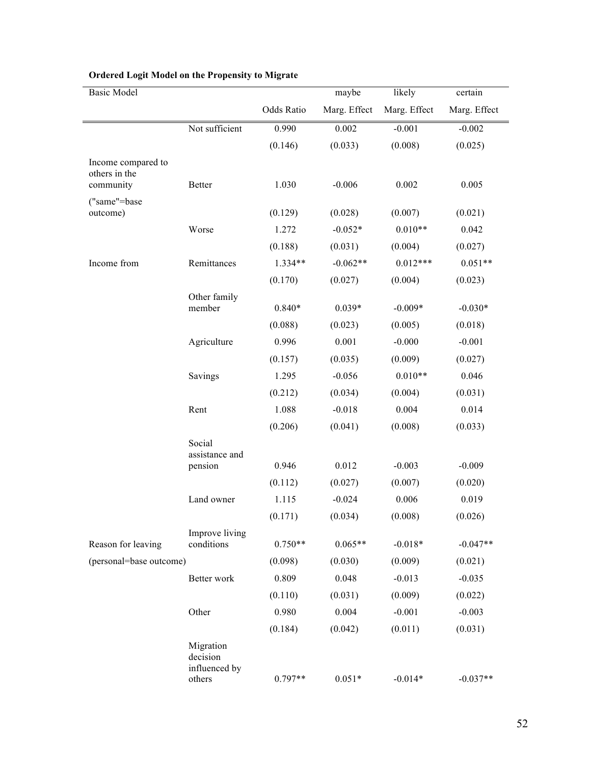**Ordered Logit Model on the Propensity to Migrate**

| Basic Model | | | maybe | likely | certain |
|---|---|---|---|---|---|
| | | Odds Ratio | Marg. Effect | Marg. Effect | Marg. Effect |
| | Not sufficient | 0.990 | 0.002 | -0.001 | -0.002 |
| | | (0.146) | (0.033) | (0.008) | (0.025) |
| Income compared to others in the community | Better | 1.030 | -0.006 | 0.002 | 0.005 |
| ("same"=base outcome) | | (0.129) | (0.028) | (0.007) | (0.021) |
| | Worse | 1.272 | -0.052* | 0.010** | 0.042 |
| | | (0.188) | (0.031) | (0.004) | (0.027) |
| Income from | Remittances | 1.334** | -0.062** | 0.012*** | 0.051** |
| | | (0.170) | (0.027) | (0.004) | (0.023) |
| | Other family member | 0.840* | 0.039* | -0.009* | -0.030* |
| | | (0.088) | (0.023) | (0.005) | (0.018) |
| | Agriculture | 0.996 | 0.001 | -0.000 | -0.001 |
| | | (0.157) | (0.035) | (0.009) | (0.027) |
| | Savings | 1.295 | -0.056 | 0.010** | 0.046 |
| | | (0.212) | (0.034) | (0.004) | (0.031) |
| | Rent | 1.088 | -0.018 | 0.004 | 0.014 |
| | | (0.206) | (0.041) | (0.008) | (0.033) |
| | Social assistance and pension | 0.946 | 0.012 | -0.003 | -0.009 |
| | | (0.112) | (0.027) | (0.007) | (0.020) |
| | Land owner | 1.115 | -0.024 | 0.006 | 0.019 |
| | | (0.171) | (0.034) | (0.008) | (0.026) |
| Reason for leaving | Improve living conditions | 0.750** | 0.065** | -0.018* | -0.047** |
| (personal=base outcome) | | (0.098) | (0.030) | (0.009) | (0.021) |
| | Better work | 0.809 | 0.048 | -0.013 | -0.035 |
| | | (0.110) | (0.031) | (0.009) | (0.022) |
| | Other | 0.980 | 0.004 | -0.001 | -0.003 |
| | | (0.184) | (0.042) | (0.011) | (0.031) |
| | Migration decision influenced by others | 0.797** | 0.051* | -0.014* | -0.037** |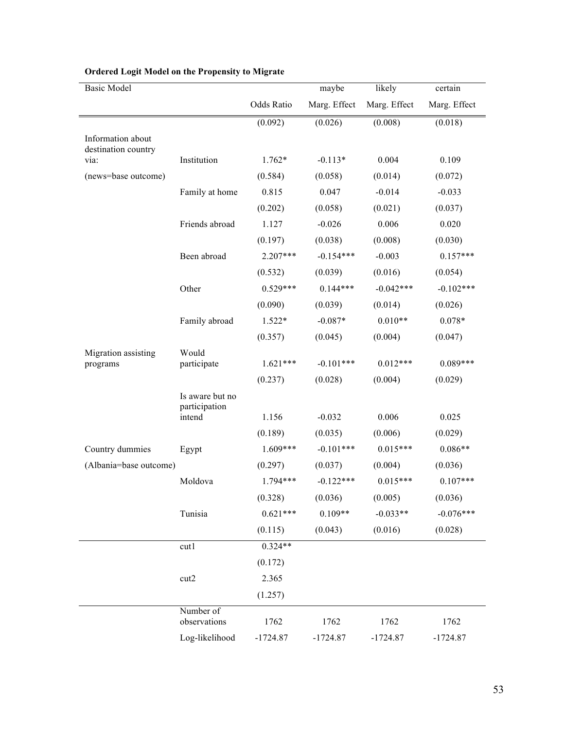**Ordered Logit Model on the Propensity to Migrate**

| Basic Model | | | maybe | likely | certain |
|---|---|---|---|---|---|
| | | Odds Ratio | Marg. Effect | Marg. Effect | Marg. Effect |
| | | (0.092) | (0.026) | (0.008) | (0.018) |
| Information about destination country via: | Institution | 1.762* | -0.113* | 0.004 | 0.109 |
| (news=base outcome) | | (0.584) | (0.058) | (0.014) | (0.072) |
| | Family at home | 0.815 | 0.047 | -0.014 | -0.033 |
| | | (0.202) | (0.058) | (0.021) | (0.037) |
| | Friends abroad | 1.127 | -0.026 | 0.006 | 0.020 |
| | | (0.197) | (0.038) | (0.008) | (0.030) |
| | Been abroad | 2.207*** | -0.154*** | -0.003 | 0.157*** |
| | | (0.532) | (0.039) | (0.016) | (0.054) |
| | Other | 0.529*** | 0.144*** | -0.042*** | -0.102*** |
| | | (0.090) | (0.039) | (0.014) | (0.026) |
| | Family abroad | 1.522* | -0.087* | 0.010** | 0.078* |
| | | (0.357) | (0.045) | (0.004) | (0.047) |
| Migration assisting programs | Would participate | 1.621*** | -0.101*** | 0.012*** | 0.089*** |
| | | (0.237) | (0.028) | (0.004) | (0.029) |
| | Is aware but no participation intend | 1.156 | -0.032 | 0.006 | 0.025 |
| | | (0.189) | (0.035) | (0.006) | (0.029) |
| Country dummies | Egypt | 1.609*** | -0.101*** | 0.015*** | 0.086** |
| (Albania=base outcome) | | (0.297) | (0.037) | (0.004) | (0.036) |
| | Moldova | 1.794*** | -0.122*** | 0.015*** | 0.107*** |
| | | (0.328) | (0.036) | (0.005) | (0.036) |
| | Tunisia | 0.621*** | 0.109** | -0.033** | -0.076*** |
| | | (0.115) | (0.043) | (0.016) | (0.028) |
| | cut1 | 0.324** | | | |
| | | (0.172) | | | |
| | cut2 | 2.365 | | | |
| | | (1.257) | | | |
| | Number of observations | 1762 | 1762 | 1762 | 1762 |
| | Log-likelihood | -1724.87 | -1724.87 | -1724.87 | -1724.87 |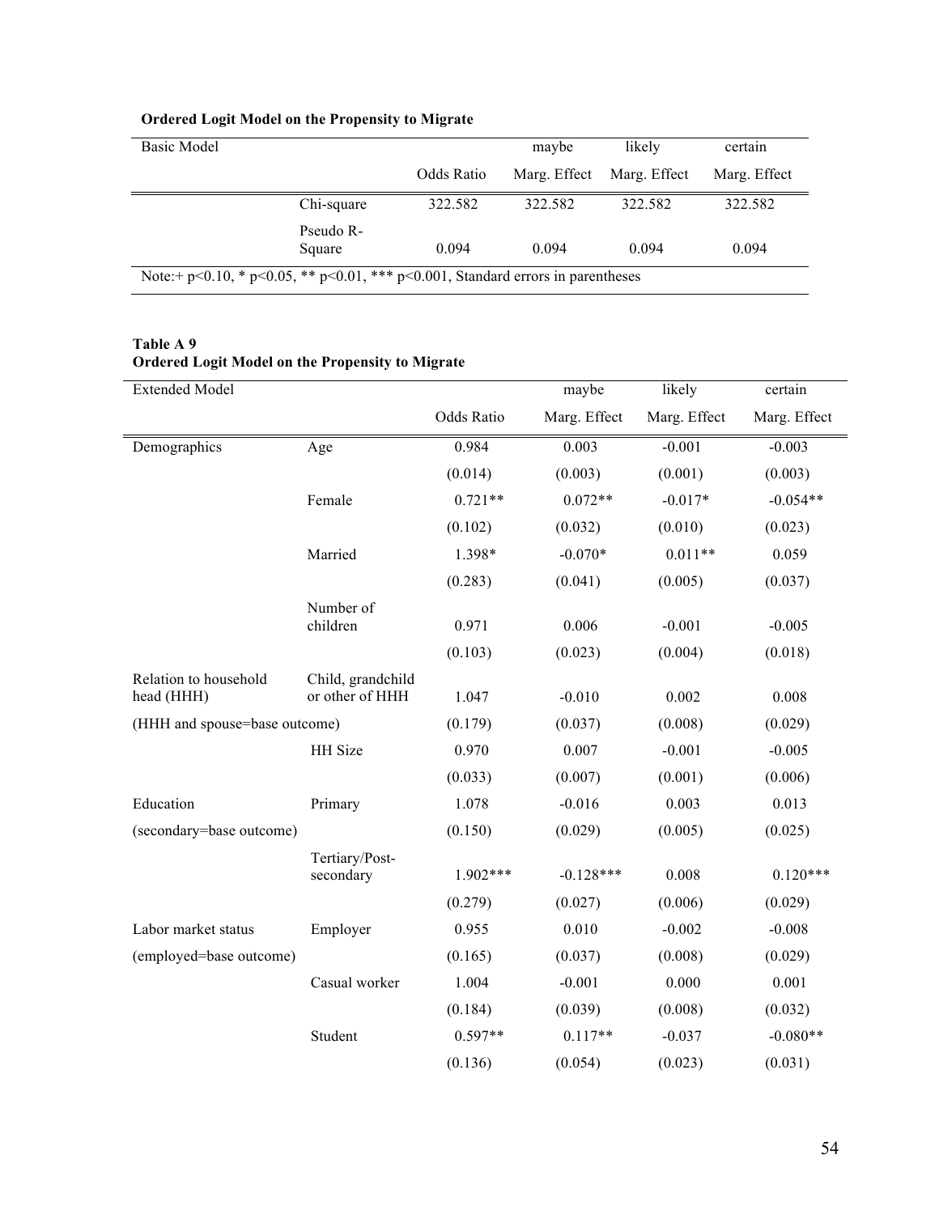**Ordered Logit Model on the Propensity to Migrate**

| Basic Model | | | maybe | likely | certain |
|---|---|---|---|---|---|
| | | Odds Ratio | Marg. Effect | Marg. Effect | Marg. Effect |
| | Chi-square | 322.582 | 322.582 | 322.582 | 322.582 |
| | Pseudo R-Square | 0.094 | 0.094 | 0.094 | 0.094 |

Note:+ p<0.10, * p<0.05, ** p<0.01, *** p<0.001, Standard errors in parentheses

**Table A 9**
**Ordered Logit Model on the Propensity to Migrate**

| Extended Model | | | maybe | likely | certain |
|---|---|---|---|---|---|
| | | Odds Ratio | Marg. Effect | Marg. Effect | Marg. Effect |
| Demographics | Age | 0.984 | 0.003 | -0.001 | -0.003 |
| | | (0.014) | (0.003) | (0.001) | (0.003) |
| | Female | 0.721** | 0.072** | -0.017* | -0.054** |
| | | (0.102) | (0.032) | (0.010) | (0.023) |
| | Married | 1.398* | -0.070* | 0.011** | 0.059 |
| | | (0.283) | (0.041) | (0.005) | (0.037) |
| | Number of children | 0.971 | 0.006 | -0.001 | -0.005 |
| | | (0.103) | (0.023) | (0.004) | (0.018) |
| Relation to household head (HHH) | Child, grandchild or other of HHH | 1.047 | -0.010 | 0.002 | 0.008 |
| (HHH and spouse=base outcome) | | (0.179) | (0.037) | (0.008) | (0.029) |
| | HH Size | 0.970 | 0.007 | -0.001 | -0.005 |
| | | (0.033) | (0.007) | (0.001) | (0.006) |
| Education | Primary | 1.078 | -0.016 | 0.003 | 0.013 |
| (secondary=base outcome) | | (0.150) | (0.029) | (0.005) | (0.025) |
| | Tertiary/Post-secondary | 1.902*** | -0.128*** | 0.008 | 0.120*** |
| | | (0.279) | (0.027) | (0.006) | (0.029) |
| Labor market status | Employer | 0.955 | 0.010 | -0.002 | -0.008 |
| (employed=base outcome) | | (0.165) | (0.037) | (0.008) | (0.029) |
| | Casual worker | 1.004 | -0.001 | 0.000 | 0.001 |
| | | (0.184) | (0.039) | (0.008) | (0.032) |
| | Student | 0.597** | 0.117** | -0.037 | -0.080** |
| | | (0.136) | (0.054) | (0.023) | (0.031) |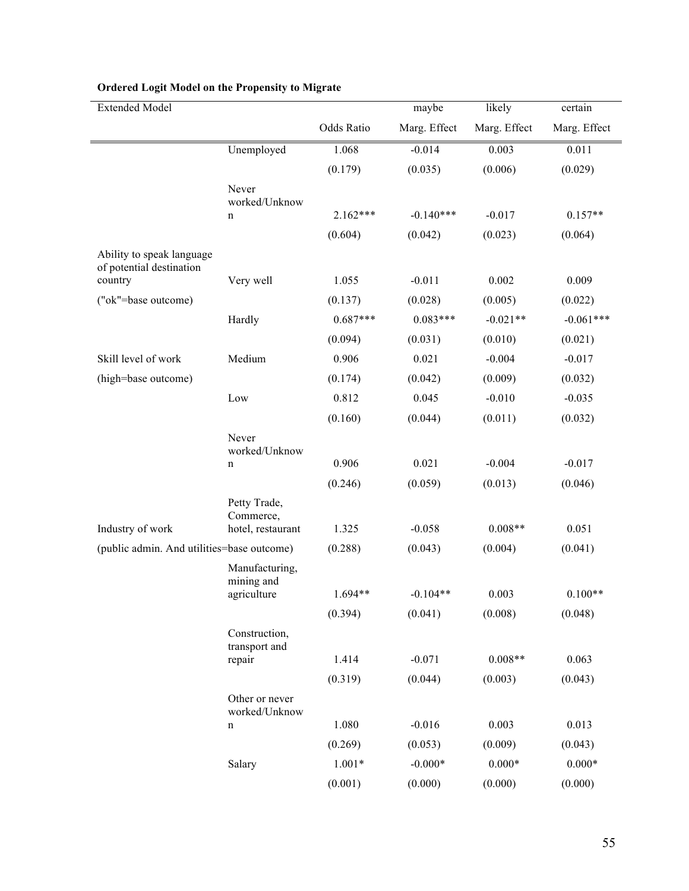**Ordered Logit Model on the Propensity to Migrate**

| Extended Model | | | maybe | likely | certain |
|---|---|---|---|---|---|
| | | Odds Ratio | Marg. Effect | Marg. Effect | Marg. Effect |
| | Unemployed | 1.068 | -0.014 | 0.003 | 0.011 |
| | | (0.179) | (0.035) | (0.006) | (0.029) |
| | Never worked/Unknown | 2.162*** | -0.140*** | -0.017 | 0.157** |
| | | (0.604) | (0.042) | (0.023) | (0.064) |
| Ability to speak language of potential destination country | Very well | 1.055 | -0.011 | 0.002 | 0.009 |
| ("ok"=base outcome) | | (0.137) | (0.028) | (0.005) | (0.022) |
| | Hardly | 0.687*** | 0.083*** | -0.021** | -0.061*** |
| | | (0.094) | (0.031) | (0.010) | (0.021) |
| Skill level of work | Medium | 0.906 | 0.021 | -0.004 | -0.017 |
| (high=base outcome) | | (0.174) | (0.042) | (0.009) | (0.032) |
| | Low | 0.812 | 0.045 | -0.010 | -0.035 |
| | | (0.160) | (0.044) | (0.011) | (0.032) |
| | Never worked/Unknown | 0.906 | 0.021 | -0.004 | -0.017 |
| | | (0.246) | (0.059) | (0.013) | (0.046) |
| Industry of work | Petty Trade, Commerce, hotel, restaurant | 1.325 | -0.058 | 0.008** | 0.051 |
| (public admin. And utilities=base outcome) | | (0.288) | (0.043) | (0.004) | (0.041) |
| | Manufacturing, mining and agriculture | 1.694** | -0.104** | 0.003 | 0.100** |
| | | (0.394) | (0.041) | (0.008) | (0.048) |
| | Construction, transport and repair | 1.414 | -0.071 | 0.008** | 0.063 |
| | | (0.319) | (0.044) | (0.003) | (0.043) |
| | Other or never worked/Unknown | 1.080 | -0.016 | 0.003 | 0.013 |
| | | (0.269) | (0.053) | (0.009) | (0.043) |
| | Salary | 1.001* | -0.000* | 0.000* | 0.000* |
| | | (0.001) | (0.000) | (0.000) | (0.000) |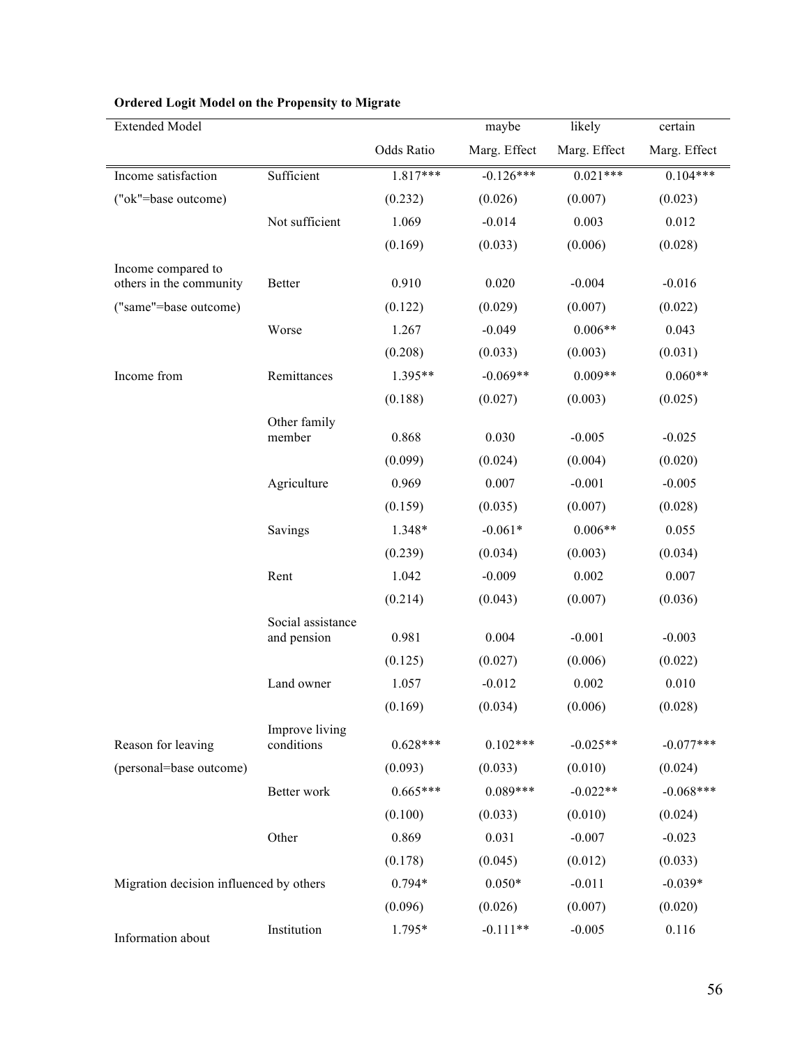**Ordered Logit Model on the Propensity to Migrate**

| Extended Model | | | maybe | likely | certain |
|---|---|---|---|---|---|
| | | Odds Ratio | Marg. Effect | Marg. Effect | Marg. Effect |
| Income satisfaction | Sufficient | 1.817*** | -0.126*** | 0.021*** | 0.104*** |
| ("ok"=base outcome) | | (0.232) | (0.026) | (0.007) | (0.023) |
| | Not sufficient | 1.069 | -0.014 | 0.003 | 0.012 |
| | | (0.169) | (0.033) | (0.006) | (0.028) |
| Income compared to others in the community | Better | 0.910 | 0.020 | -0.004 | -0.016 |
| ("same"=base outcome) | | (0.122) | (0.029) | (0.007) | (0.022) |
| | Worse | 1.267 | -0.049 | 0.006** | 0.043 |
| | | (0.208) | (0.033) | (0.003) | (0.031) |
| Income from | Remittances | 1.395** | -0.069** | 0.009** | 0.060** |
| | | (0.188) | (0.027) | (0.003) | (0.025) |
| | Other family member | 0.868 | 0.030 | -0.005 | -0.025 |
| | | (0.099) | (0.024) | (0.004) | (0.020) |
| | Agriculture | 0.969 | 0.007 | -0.001 | -0.005 |
| | | (0.159) | (0.035) | (0.007) | (0.028) |
| | Savings | 1.348* | -0.061* | 0.006** | 0.055 |
| | | (0.239) | (0.034) | (0.003) | (0.034) |
| | Rent | 1.042 | -0.009 | 0.002 | 0.007 |
| | | (0.214) | (0.043) | (0.007) | (0.036) |
| | Social assistance and pension | 0.981 | 0.004 | -0.001 | -0.003 |
| | | (0.125) | (0.027) | (0.006) | (0.022) |
| | Land owner | 1.057 | -0.012 | 0.002 | 0.010 |
| | | (0.169) | (0.034) | (0.006) | (0.028) |
| Reason for leaving | Improve living conditions | 0.628*** | 0.102*** | -0.025** | -0.077*** |
| (personal=base outcome) | | (0.093) | (0.033) | (0.010) | (0.024) |
| | Better work | 0.665*** | 0.089*** | -0.022** | -0.068*** |
| | | (0.100) | (0.033) | (0.010) | (0.024) |
| | Other | 0.869 | 0.031 | -0.007 | -0.023 |
| | | (0.178) | (0.045) | (0.012) | (0.033) |
| Migration decision influenced by others | | 0.794* | 0.050* | -0.011 | -0.039* |
| | | (0.096) | (0.026) | (0.007) | (0.020) |
| Information about | Institution | 1.795* | -0.111** | -0.005 | 0.116 |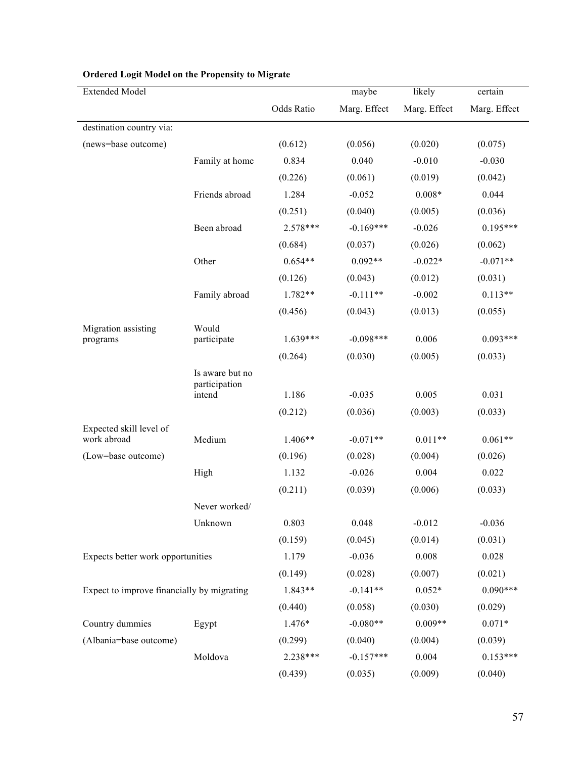**Ordered Logit Model on the Propensity to Migrate**

| Extended Model | | | maybe | likely | certain |
|---|---|---|---|---|---|
| | | Odds Ratio | Marg. Effect | Marg. Effect | Marg. Effect |
| destination country via: | | | | | |
| (news=base outcome) | | (0.612) | (0.056) | (0.020) | (0.075) |
| | Family at home | 0.834 | 0.040 | -0.010 | -0.030 |
| | | (0.226) | (0.061) | (0.019) | (0.042) |
| | Friends abroad | 1.284 | -0.052 | 0.008* | 0.044 |
| | | (0.251) | (0.040) | (0.005) | (0.036) |
| | Been abroad | 2.578*** | -0.169*** | -0.026 | 0.195*** |
| | | (0.684) | (0.037) | (0.026) | (0.062) |
| | Other | 0.654** | 0.092** | -0.022* | -0.071** |
| | | (0.126) | (0.043) | (0.012) | (0.031) |
| | Family abroad | 1.782** | -0.111** | -0.002 | 0.113** |
| | | (0.456) | (0.043) | (0.013) | (0.055) |
| Migration assisting programs | Would participate | 1.639*** | -0.098*** | 0.006 | 0.093*** |
| | | (0.264) | (0.030) | (0.005) | (0.033) |
| | Is aware but no participation intend | 1.186 | -0.035 | 0.005 | 0.031 |
| | | (0.212) | (0.036) | (0.003) | (0.033) |
| Expected skill level of work abroad | Medium | 1.406** | -0.071** | 0.011** | 0.061** |
| (Low=base outcome) | | (0.196) | (0.028) | (0.004) | (0.026) |
| | High | 1.132 | -0.026 | 0.004 | 0.022 |
| | | (0.211) | (0.039) | (0.006) | (0.033) |
| | Never worked/ Unknown | 0.803 | 0.048 | -0.012 | -0.036 |
| | | (0.159) | (0.045) | (0.014) | (0.031) |
| Expects better work opportunities | | 1.179 | -0.036 | 0.008 | 0.028 |
| | | (0.149) | (0.028) | (0.007) | (0.021) |
| Expect to improve financially by migrating | | 1.843** | -0.141** | 0.052* | 0.090*** |
| | | (0.440) | (0.058) | (0.030) | (0.029) |
| Country dummies | Egypt | 1.476* | -0.080** | 0.009** | 0.071* |
| (Albania=base outcome) | | (0.299) | (0.040) | (0.004) | (0.039) |
| | Moldova | 2.238*** | -0.157*** | 0.004 | 0.153*** |
| | | (0.439) | (0.035) | (0.009) | (0.040) |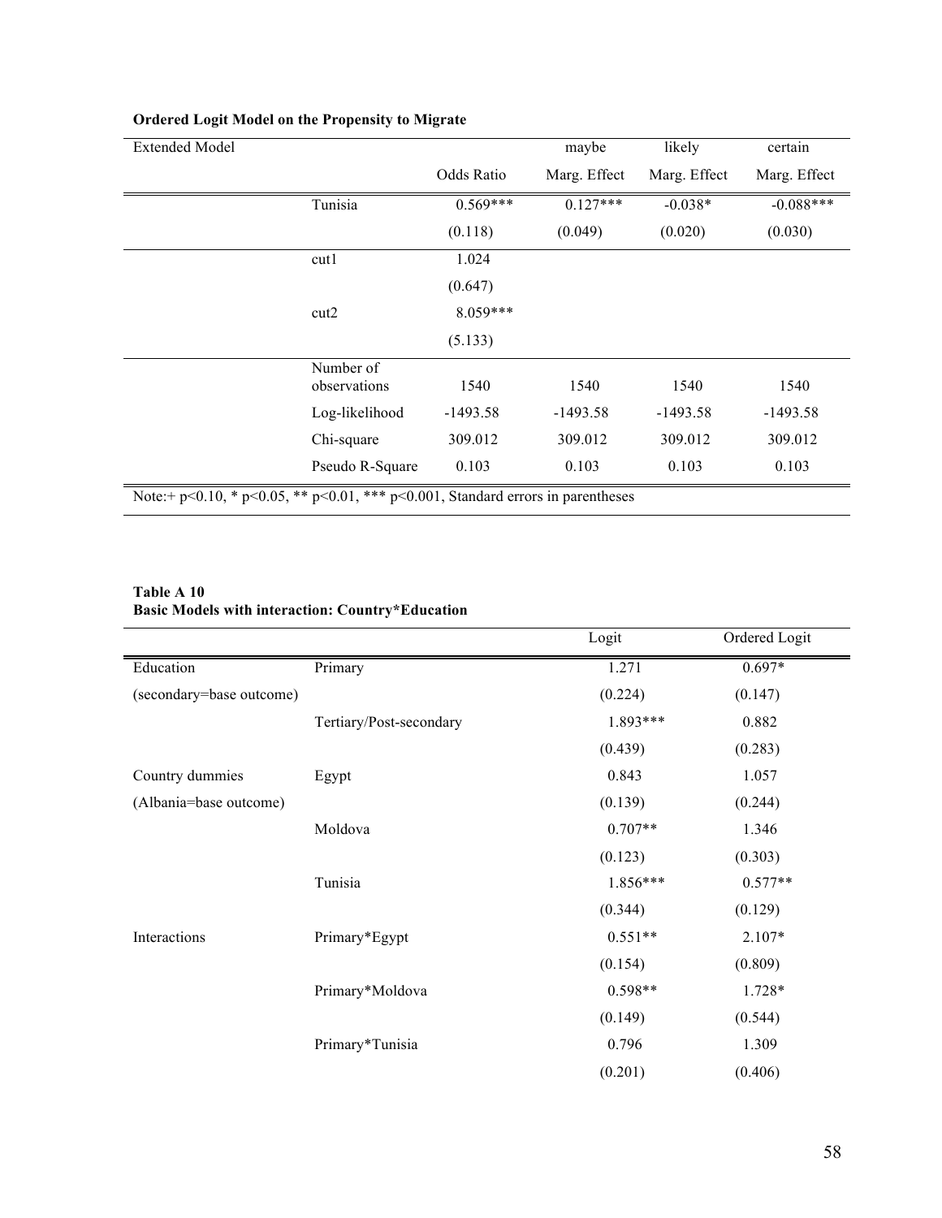**Ordered Logit Model on the Propensity to Migrate**

| Extended Model | | | maybe | likely | certain |
|---|---|---|---|---|---|
| | | Odds Ratio | Marg. Effect | Marg. Effect | Marg. Effect |
| | Tunisia | 0.569*** | 0.127*** | -0.038* | -0.088*** |
| | | (0.118) | (0.049) | (0.020) | (0.030) |
| | cut1 | 1.024 | | | |
| | | (0.647) | | | |
| | cut2 | 8.059*** | | | |
| | | (5.133) | | | |
| | Number of observations | 1540 | 1540 | 1540 | 1540 |
| | Log-likelihood | -1493.58 | -1493.58 | -1493.58 | -1493.58 |
| | Chi-square | 309.012 | 309.012 | 309.012 | 309.012 |
| | Pseudo R-Square | 0.103 | 0.103 | 0.103 | 0.103 |

Note:+ p<0.10, * p<0.05, ** p<0.01, *** p<0.001, Standard errors in parentheses

**Table A 10**
**Basic Models with interaction: Country*Education**

| | | Logit | Ordered Logit |
|---|---|---|---|
| Education | Primary | 1.271 | 0.697* |
| (secondary=base outcome) | | (0.224) | (0.147) |
| | Tertiary/Post-secondary | 1.893*** | 0.882 |
| | | (0.439) | (0.283) |
| Country dummies | Egypt | 0.843 | 1.057 |
| (Albania=base outcome) | | (0.139) | (0.244) |
| | Moldova | 0.707** | 1.346 |
| | | (0.123) | (0.303) |
| | Tunisia | 1.856*** | 0.577** |
| | | (0.344) | (0.129) |
| Interactions | Primary*Egypt | 0.551** | 2.107* |
| | | (0.154) | (0.809) |
| | Primary*Moldova | 0.598** | 1.728* |
| | | (0.149) | (0.544) |
| | Primary*Tunisia | 0.796 | 1.309 |
| | | (0.201) | (0.406) |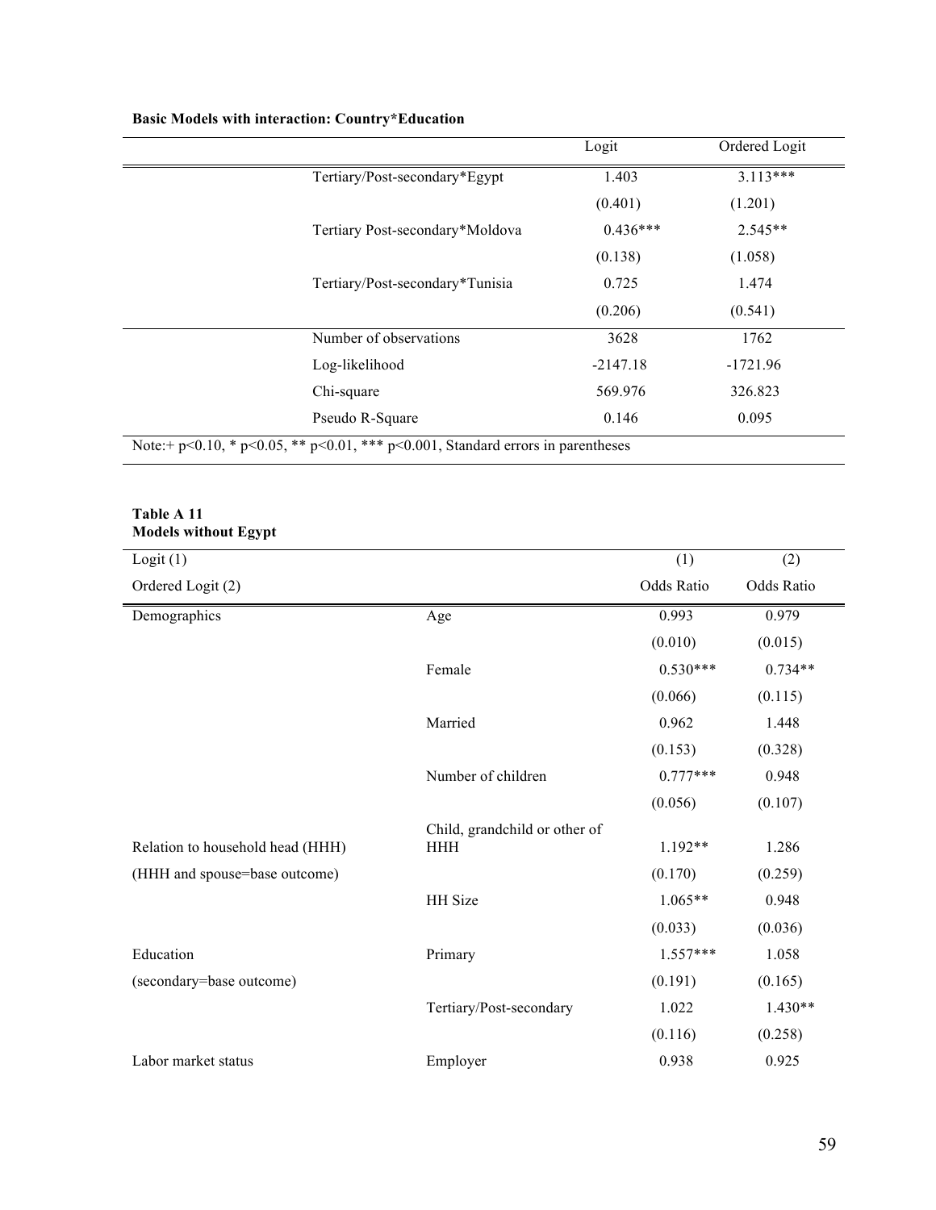**Basic Models with interaction: Country*Education**

| | Logit | Ordered Logit |
|---|---|---|
| Tertiary/Post-secondary*Egypt | 1.403 | 3.113*** |
| | (0.401) | (1.201) |
| Tertiary Post-secondary*Moldova | 0.436*** | 2.545** |
| | (0.138) | (1.058) |
| Tertiary/Post-secondary*Tunisia | 0.725 | 1.474 |
| | (0.206) | (0.541) |
| Number of observations | 3628 | 1762 |
| Log-likelihood | -2147.18 | -1721.96 |
| Chi-square | 569.976 | 326.823 |
| Pseudo R-Square | 0.146 | 0.095 |

Note:+ p<0.10, * p<0.05, ** p<0.01, *** p<0.001, Standard errors in parentheses

**Table A 11**
**Models without Egypt**

| Logit (1) | | (1) | (2) |
|---|---|---|---|
| Ordered Logit (2) | | Odds Ratio | Odds Ratio |
| Demographics | Age | 0.993 | 0.979 |
| | | (0.010) | (0.015) |
| | Female | 0.530*** | 0.734** |
| | | (0.066) | (0.115) |
| | Married | 0.962 | 1.448 |
| | | (0.153) | (0.328) |
| | Number of children | 0.777*** | 0.948 |
| | | (0.056) | (0.107) |
| Relation to household head (HHH) | Child, grandchild or other of HHH | 1.192** | 1.286 |
| (HHH and spouse=base outcome) | | (0.170) | (0.259) |
| | HH Size | 1.065** | 0.948 |
| | | (0.033) | (0.036) |
| Education | Primary | 1.557*** | 1.058 |
| (secondary=base outcome) | | (0.191) | (0.165) |
| | Tertiary/Post-secondary | 1.022 | 1.430** |
| | | (0.116) | (0.258) |
| Labor market status | Employer | 0.938 | 0.925 |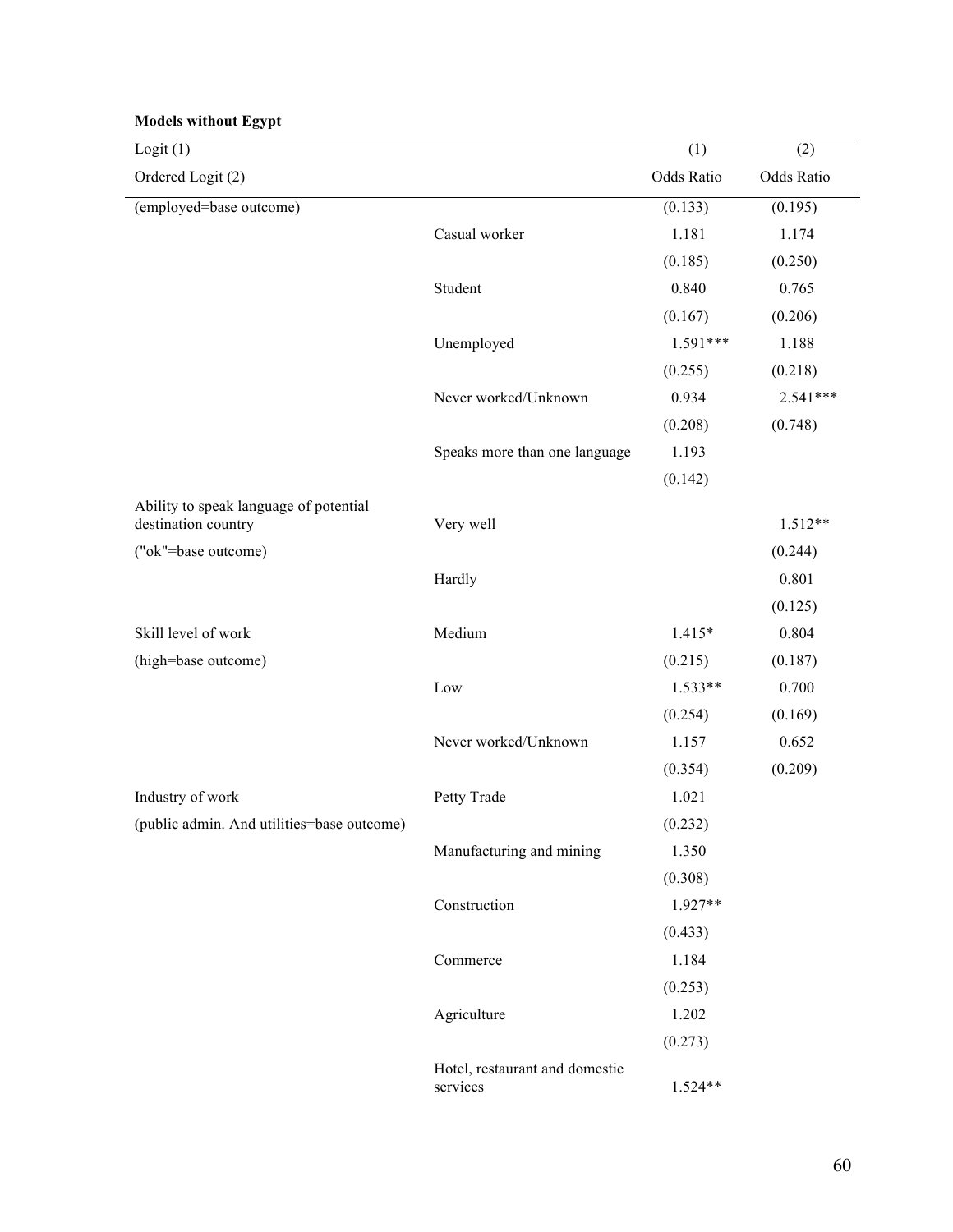**Models without Egypt**

| Logit (1) | | (1) | (2) |
|---|---|---|---|
| Ordered Logit (2) | | Odds Ratio | Odds Ratio |
| (employed=base outcome) | | (0.133) | (0.195) |
| | Casual worker | 1.181 | 1.174 |
| | | (0.185) | (0.250) |
| | Student | 0.840 | 0.765 |
| | | (0.167) | (0.206) |
| | Unemployed | 1.591*** | 1.188 |
| | | (0.255) | (0.218) |
| | Never worked/Unknown | 0.934 | 2.541*** |
| | | (0.208) | (0.748) |
| | Speaks more than one language | 1.193 | |
| | | (0.142) | |
| Ability to speak language of potential destination country | Very well | | 1.512** |
| ("ok"=base outcome) | | | (0.244) |
| | Hardly | | 0.801 |
| | | | (0.125) |
| Skill level of work | Medium | 1.415* | 0.804 |
| (high=base outcome) | | (0.215) | (0.187) |
| | Low | 1.533** | 0.700 |
| | | (0.254) | (0.169) |
| | Never worked/Unknown | 1.157 | 0.652 |
| | | (0.354) | (0.209) |
| Industry of work | Petty Trade | 1.021 | |
| (public admin. And utilities=base outcome) | | (0.232) | |
| | Manufacturing and mining | 1.350 | |
| | | (0.308) | |
| | Construction | 1.927** | |
| | | (0.433) | |
| | Commerce | 1.184 | |
| | | (0.253) | |
| | Agriculture | 1.202 | |
| | | (0.273) | |
| | Hotel, restaurant and domestic services | 1.524** | |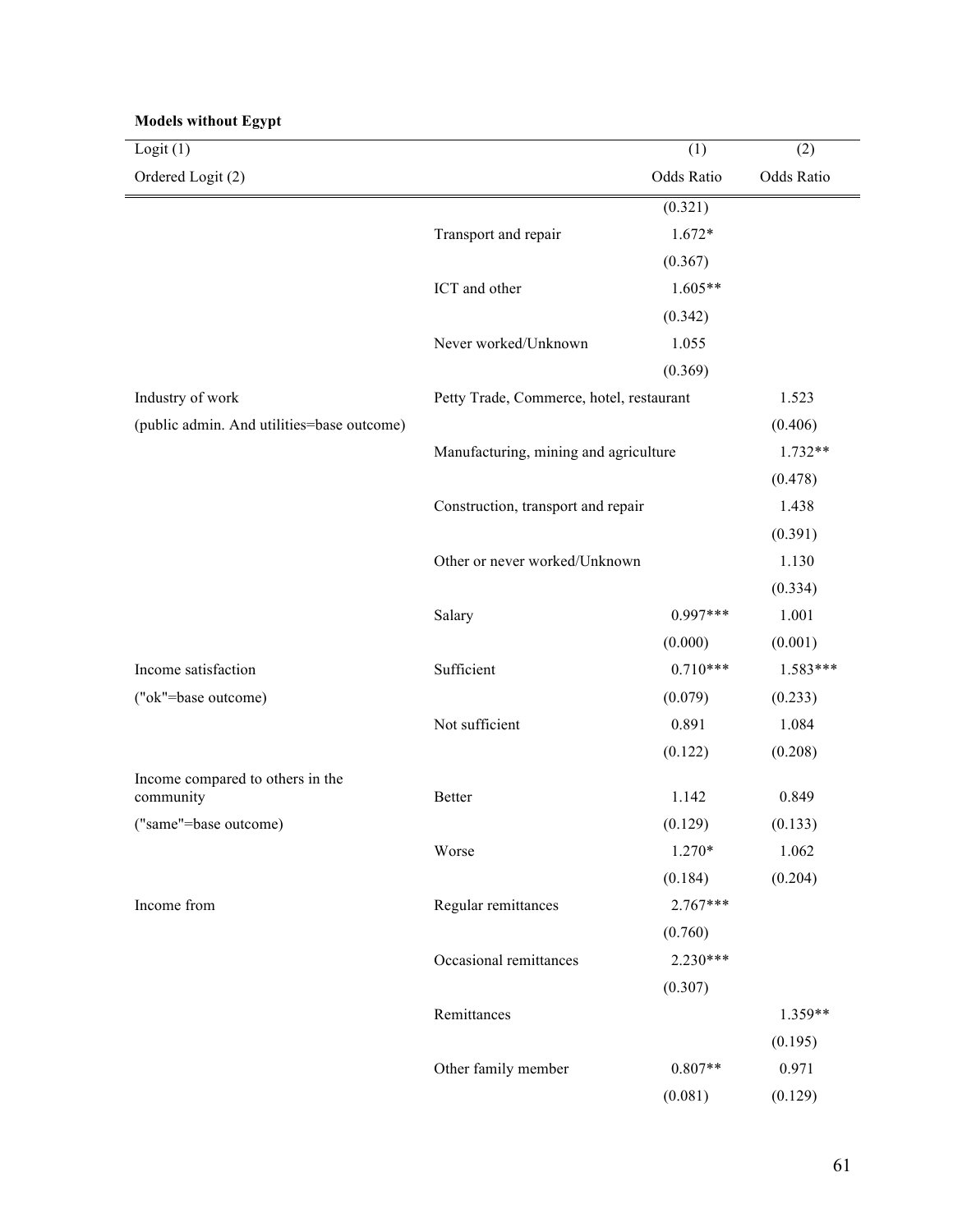**Models without Egypt**

| Logit (1) | | (1) | (2) |
|---|---|---|---|
| Ordered Logit (2) | | Odds Ratio | Odds Ratio |
| | | (0.321) | |
| | Transport and repair | 1.672* | |
| | | (0.367) | |
| | ICT and other | 1.605** | |
| | | (0.342) | |
| | Never worked/Unknown | 1.055 | |
| | | (0.369) | |
| Industry of work | Petty Trade, Commerce, hotel, restaurant | | 1.523 |
| (public admin. And utilities=base outcome) | | | (0.406) |
| | Manufacturing, mining and agriculture | | 1.732** |
| | | | (0.478) |
| | Construction, transport and repair | | 1.438 |
| | | | (0.391) |
| | Other or never worked/Unknown | | 1.130 |
| | | | (0.334) |
| | Salary | 0.997*** | 1.001 |
| | | (0.000) | (0.001) |
| Income satisfaction | Sufficient | 0.710*** | 1.583*** |
| ("ok"=base outcome) | | (0.079) | (0.233) |
| | Not sufficient | 0.891 | 1.084 |
| | | (0.122) | (0.208) |
| Income compared to others in the community | Better | 1.142 | 0.849 |
| ("same"=base outcome) | | (0.129) | (0.133) |
| | Worse | 1.270* | 1.062 |
| | | (0.184) | (0.204) |
| Income from | Regular remittances | 2.767*** | |
| | | (0.760) | |
| | Occasional remittances | 2.230*** | |
| | | (0.307) | |
| | Remittances | | 1.359** |
| | | | (0.195) |
| | Other family member | 0.807** | 0.971 |
| | | (0.081) | (0.129) |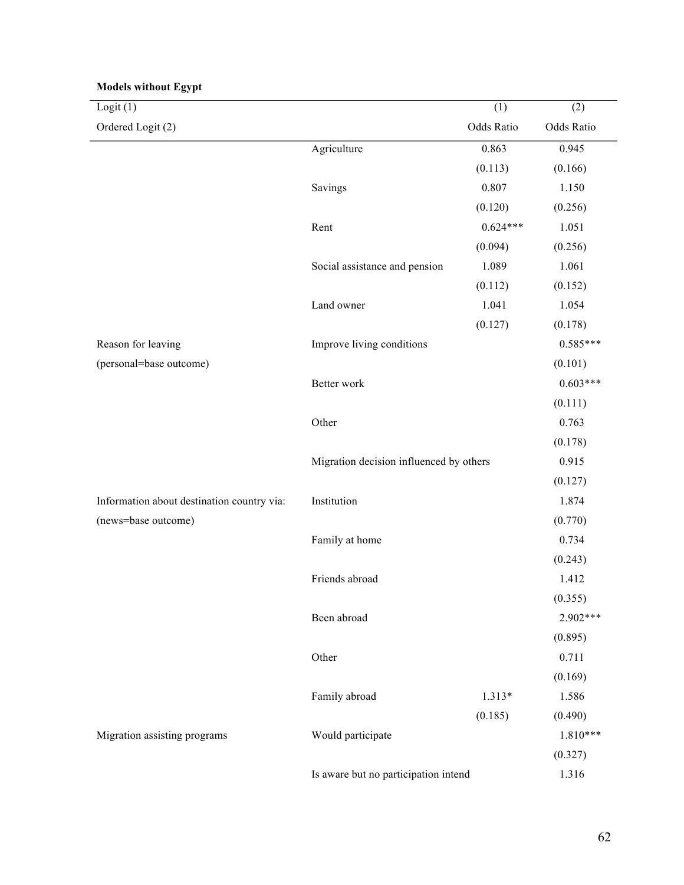**Models without Egypt**

| Logit (1) | | (1) | (2) |
|---|---|---|---|
| Ordered Logit (2) | | Odds Ratio | Odds Ratio |
| | Agriculture | 0.863 | 0.945 |
| | | (0.113) | (0.166) |
| | Savings | 0.807 | 1.150 |
| | | (0.120) | (0.256) |
| | Rent | 0.624*** | 1.051 |
| | | (0.094) | (0.256) |
| | Social assistance and pension | 1.089 | 1.061 |
| | | (0.112) | (0.152) |
| | Land owner | 1.041 | 1.054 |
| | | (0.127) | (0.178) |
| Reason for leaving | Improve living conditions | | 0.585*** |
| (personal=base outcome) | | | (0.101) |
| | Better work | | 0.603*** |
| | | | (0.111) |
| | Other | | 0.763 |
| | | | (0.178) |
| | Migration decision influenced by others | | 0.915 |
| | | | (0.127) |
| Information about destination country via: | Institution | | 1.874 |
| (news=base outcome) | | | (0.770) |
| | Family at home | | 0.734 |
| | | | (0.243) |
| | Friends abroad | | 1.412 |
| | | | (0.355) |
| | Been abroad | | 2.902*** |
| | | | (0.895) |
| | Other | | 0.711 |
| | | | (0.169) |
| | Family abroad | 1.313* | 1.586 |
| | | (0.185) | (0.490) |
| Migration assisting programs | Would participate | | 1.810*** |
| | | | (0.327) |
| | Is aware but no participation intend | | 1.316 |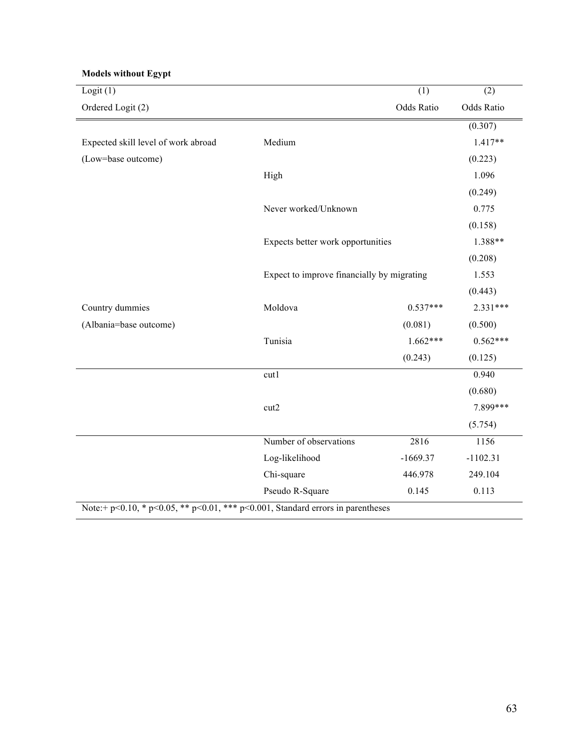**Models without Egypt**

| Logit (1) | | (1) | (2) |
|---|---|---|---|
| Ordered Logit (2) | | Odds Ratio | Odds Ratio |
| | | | (0.307) |
| Expected skill level of work abroad | Medium | | 1.417** |
| (Low=base outcome) | | | (0.223) |
| | High | | 1.096 |
| | | | (0.249) |
| | Never worked/Unknown | | 0.775 |
| | | | (0.158) |
| | Expects better work opportunities | | 1.388** |
| | | | (0.208) |
| | Expect to improve financially by migrating | | 1.553 |
| | | | (0.443) |
| Country dummies | Moldova | 0.537*** | 2.331*** |
| (Albania=base outcome) | | (0.081) | (0.500) |
| | Tunisia | 1.662*** | 0.562*** |
| | | (0.243) | (0.125) |
| | cut1 | | 0.940 |
| | | | (0.680) |
| | cut2 | | 7.899*** |
| | | | (5.754) |
| | Number of observations | 2816 | 1156 |
| | Log-likelihood | -1669.37 | -1102.31 |
| | Chi-square | 446.978 | 249.104 |
| | Pseudo R-Square | 0.145 | 0.113 |

Note:+ p<0.10, * p<0.05, ** p<0.01, *** p<0.001, Standard errors in parentheses